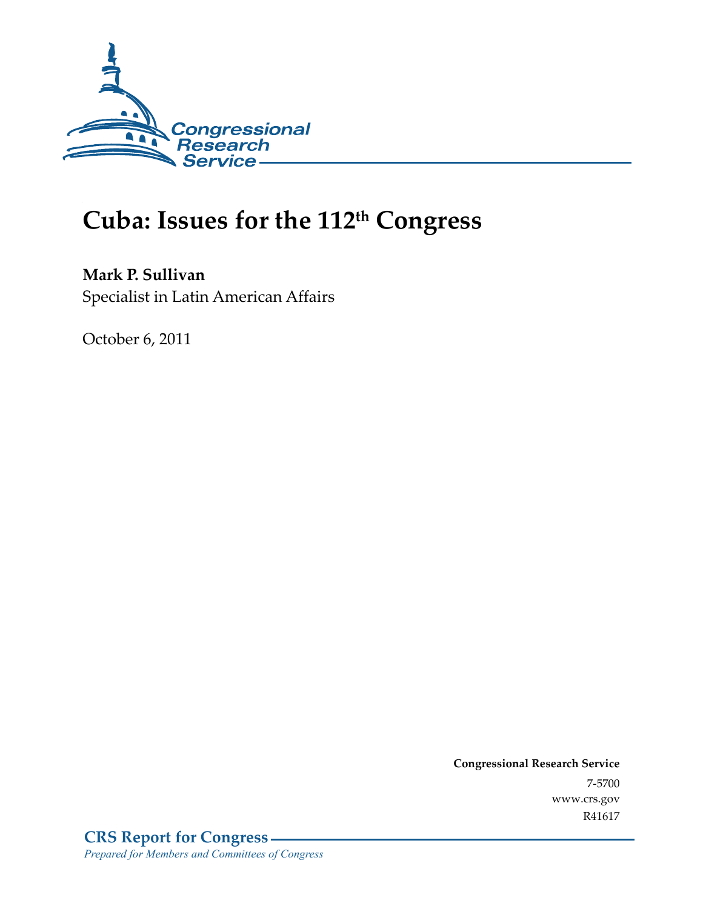Congressional Research Service

# Cuba: Issues for the 112th Congress

**Mark P. Sullivan**
Specialist in Latin American Affairs

October 6, 2011

**Congressional Research Service**
7-5700
www.crs.gov
R41617

**CRS Report for Congress**
*Prepared for Members and Committees of Congress*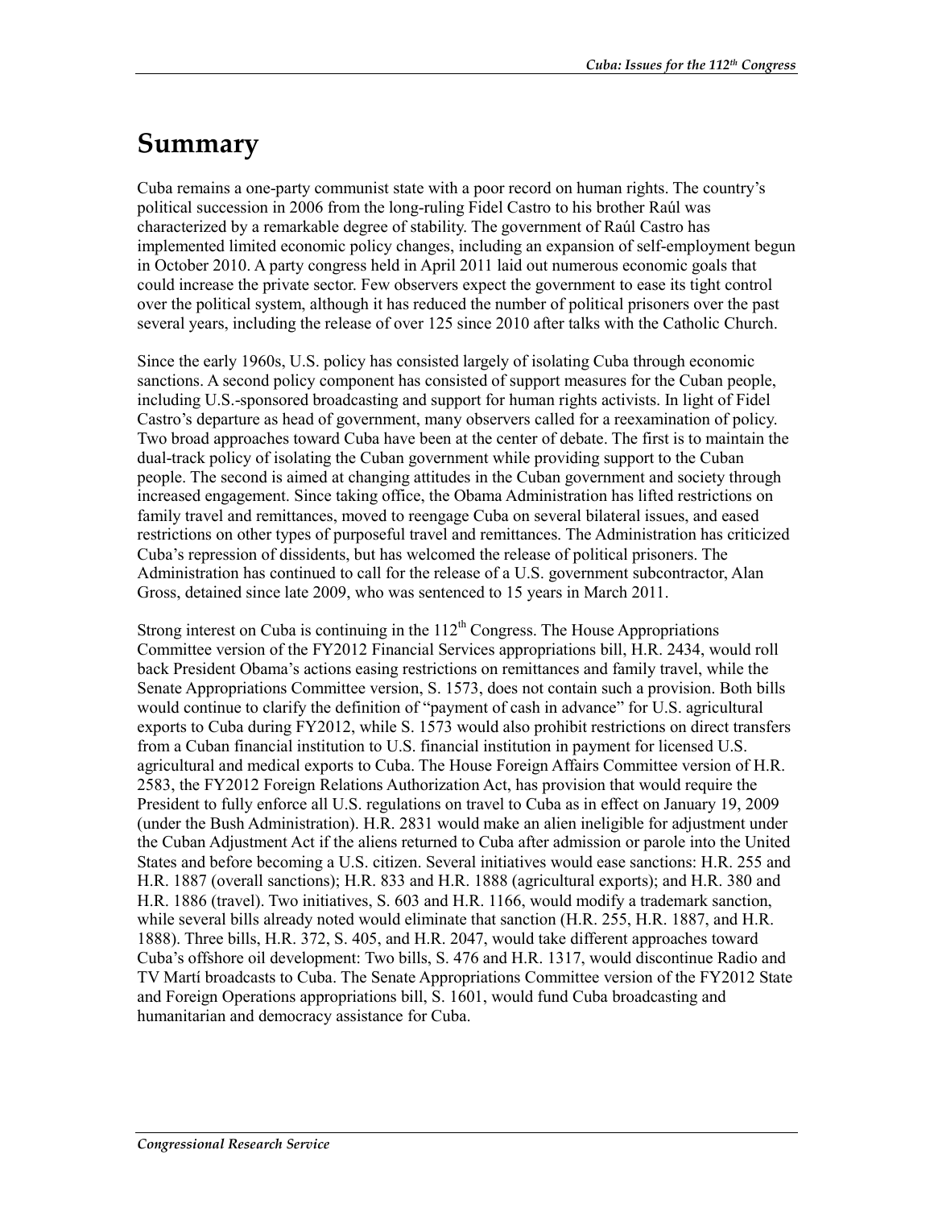# Summary

Cuba remains a one-party communist state with a poor record on human rights. The country's political succession in 2006 from the long-ruling Fidel Castro to his brother Raúl was characterized by a remarkable degree of stability. The government of Raúl Castro has implemented limited economic policy changes, including an expansion of self-employment begun in October 2010. A party congress held in April 2011 laid out numerous economic goals that could increase the private sector. Few observers expect the government to ease its tight control over the political system, although it has reduced the number of political prisoners over the past several years, including the release of over 125 since 2010 after talks with the Catholic Church.

Since the early 1960s, U.S. policy has consisted largely of isolating Cuba through economic sanctions. A second policy component has consisted of support measures for the Cuban people, including U.S.-sponsored broadcasting and support for human rights activists. In light of Fidel Castro's departure as head of government, many observers called for a reexamination of policy. Two broad approaches toward Cuba have been at the center of debate. The first is to maintain the dual-track policy of isolating the Cuban government while providing support to the Cuban people. The second is aimed at changing attitudes in the Cuban government and society through increased engagement. Since taking office, the Obama Administration has lifted restrictions on family travel and remittances, moved to reengage Cuba on several bilateral issues, and eased restrictions on other types of purposeful travel and remittances. The Administration has criticized Cuba's repression of dissidents, but has welcomed the release of political prisoners. The Administration has continued to call for the release of a U.S. government subcontractor, Alan Gross, detained since late 2009, who was sentenced to 15 years in March 2011.

Strong interest on Cuba is continuing in the 112th Congress. The House Appropriations Committee version of the FY2012 Financial Services appropriations bill, H.R. 2434, would roll back President Obama's actions easing restrictions on remittances and family travel, while the Senate Appropriations Committee version, S. 1573, does not contain such a provision. Both bills would continue to clarify the definition of "payment of cash in advance" for U.S. agricultural exports to Cuba during FY2012, while S. 1573 would also prohibit restrictions on direct transfers from a Cuban financial institution to U.S. financial institution in payment for licensed U.S. agricultural and medical exports to Cuba. The House Foreign Affairs Committee version of H.R. 2583, the FY2012 Foreign Relations Authorization Act, has provision that would require the President to fully enforce all U.S. regulations on travel to Cuba as in effect on January 19, 2009 (under the Bush Administration). H.R. 2831 would make an alien ineligible for adjustment under the Cuban Adjustment Act if the aliens returned to Cuba after admission or parole into the United States and before becoming a U.S. citizen. Several initiatives would ease sanctions: H.R. 255 and H.R. 1887 (overall sanctions); H.R. 833 and H.R. 1888 (agricultural exports); and H.R. 380 and H.R. 1886 (travel). Two initiatives, S. 603 and H.R. 1166, would modify a trademark sanction, while several bills already noted would eliminate that sanction (H.R. 255, H.R. 1887, and H.R. 1888). Three bills, H.R. 372, S. 405, and H.R. 2047, would take different approaches toward Cuba's offshore oil development: Two bills, S. 476 and H.R. 1317, would discontinue Radio and TV Martí broadcasts to Cuba. The Senate Appropriations Committee version of the FY2012 State and Foreign Operations appropriations bill, S. 1601, would fund Cuba broadcasting and humanitarian and democracy assistance for Cuba.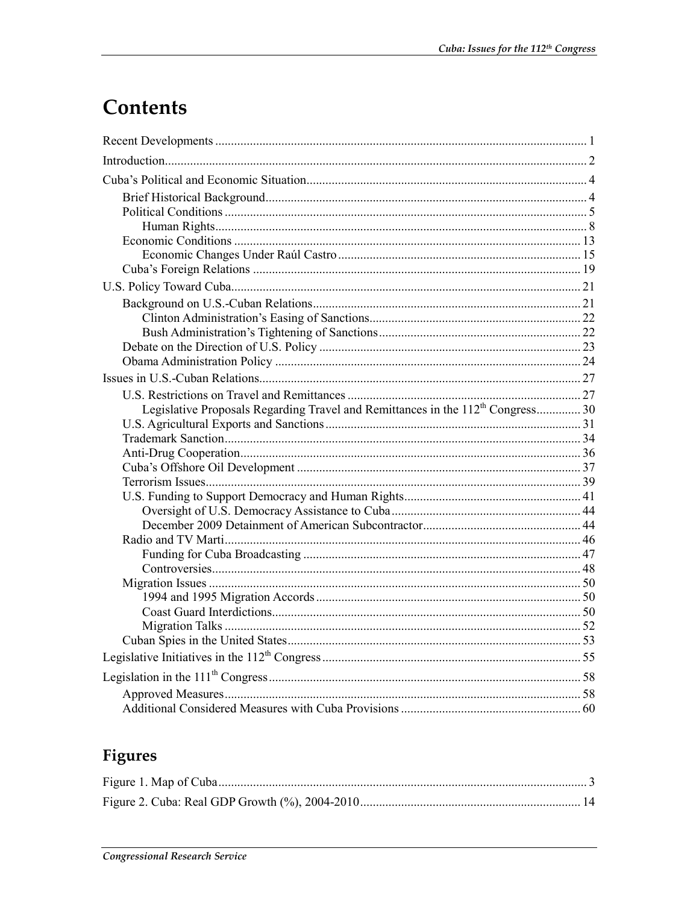# Contents

Recent Developments ..... 1

Introduction ..... 2

Cuba's Political and Economic Situation ..... 4

- Brief Historical Background ..... 4
- Political Conditions ..... 5
  - Human Rights ..... 8
- Economic Conditions ..... 13
  - Economic Changes Under Raúl Castro ..... 15
- Cuba's Foreign Relations ..... 19

U.S. Policy Toward Cuba ..... 21

- Background on U.S.-Cuban Relations ..... 21
  - Clinton Administration's Easing of Sanctions ..... 22
  - Bush Administration's Tightening of Sanctions ..... 22
- Debate on the Direction of U.S. Policy ..... 23
- Obama Administration Policy ..... 24

Issues in U.S.-Cuban Relations ..... 27

- U.S. Restrictions on Travel and Remittances ..... 27
  - Legislative Proposals Regarding Travel and Remittances in the 112th Congress ..... 30
- U.S. Agricultural Exports and Sanctions ..... 31
- Trademark Sanction ..... 34
- Anti-Drug Cooperation ..... 36
- Cuba's Offshore Oil Development ..... 37
- Terrorism Issues ..... 39
- U.S. Funding to Support Democracy and Human Rights ..... 41
  - Oversight of U.S. Democracy Assistance to Cuba ..... 44
  - December 2009 Detainment of American Subcontractor ..... 44
- Radio and TV Marti ..... 46
  - Funding for Cuba Broadcasting ..... 47
  - Controversies ..... 48
- Migration Issues ..... 50
  - 1994 and 1995 Migration Accords ..... 50
  - Coast Guard Interdictions ..... 50
  - Migration Talks ..... 52
- Cuban Spies in the United States ..... 53

Legislative Initiatives in the 112th Congress ..... 55

Legislation in the 111th Congress ..... 58

- Approved Measures ..... 58
- Additional Considered Measures with Cuba Provisions ..... 60

## Figures

Figure 1. Map of Cuba ..... 3

Figure 2. Cuba: Real GDP Growth (%), 2004-2010 ..... 14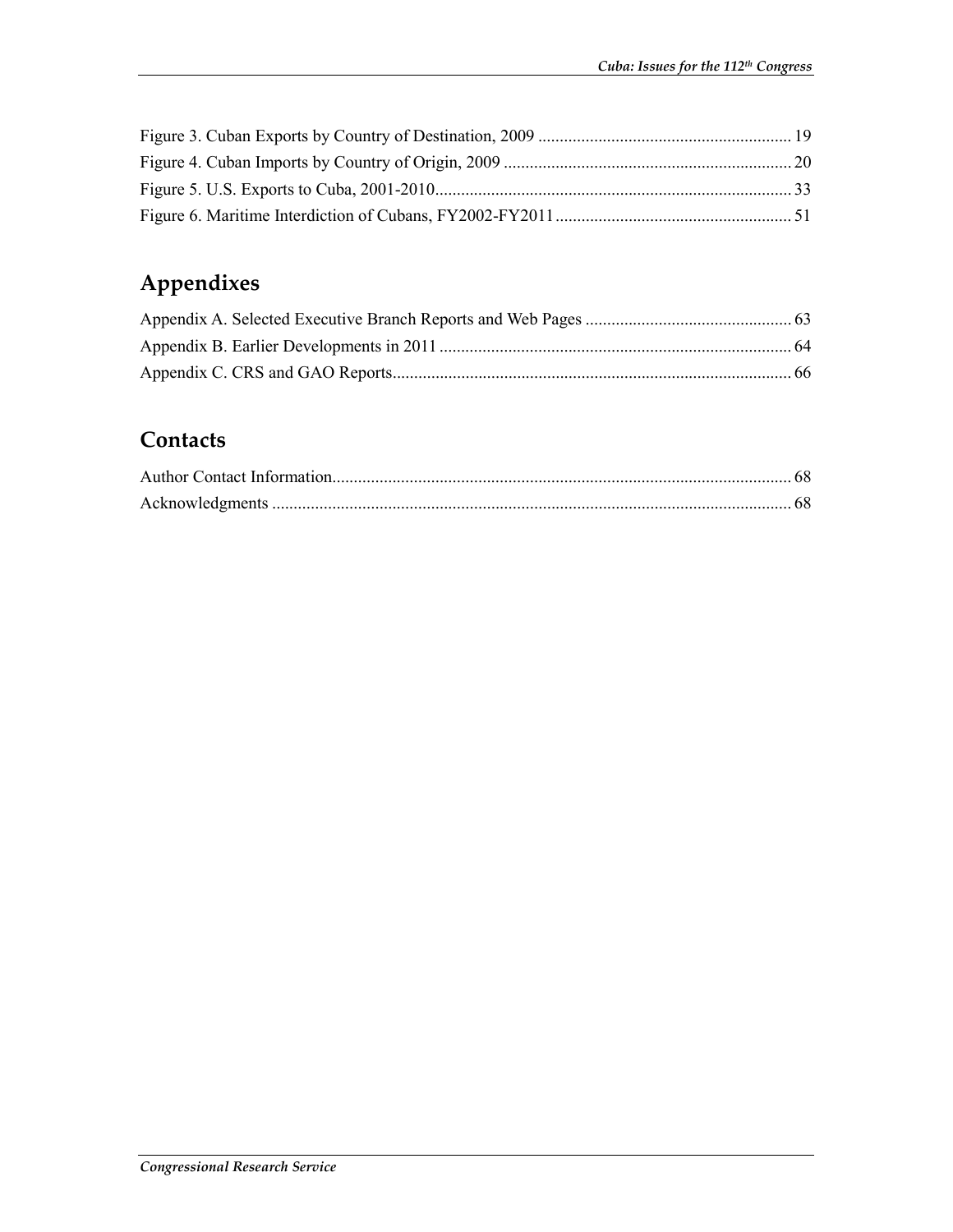Figure 3. Cuban Exports by Country of Destination, 2009 .......................................................... 19
Figure 4. Cuban Imports by Country of Origin, 2009 .................................................................. 20
Figure 5. U.S. Exports to Cuba, 2001-2010.................................................................................. 33
Figure 6. Maritime Interdiction of Cubans, FY2002-FY2011 ...................................................... 51

## Appendixes

Appendix A. Selected Executive Branch Reports and Web Pages ................................................ 63
Appendix B. Earlier Developments in 2011 ................................................................................. 64
Appendix C. CRS and GAO Reports............................................................................................ 66

## Contacts

Author Contact Information.......................................................................................................... 68
Acknowledgments ........................................................................................................................ 68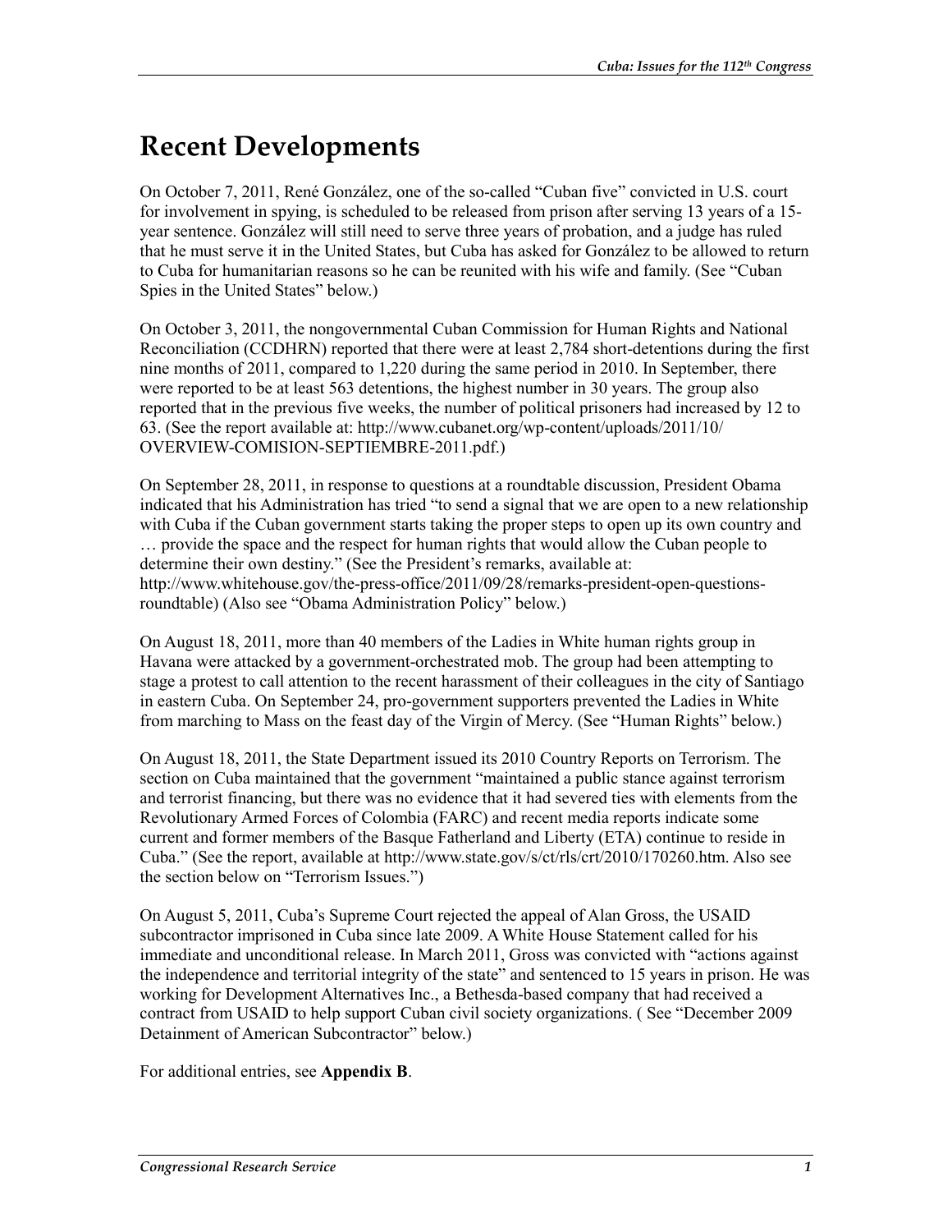# Recent Developments

On October 7, 2011, René González, one of the so-called "Cuban five" convicted in U.S. court for involvement in spying, is scheduled to be released from prison after serving 13 years of a 15-year sentence. González will still need to serve three years of probation, and a judge has ruled that he must serve it in the United States, but Cuba has asked for González to be allowed to return to Cuba for humanitarian reasons so he can be reunited with his wife and family. (See "Cuban Spies in the United States" below.)

On October 3, 2011, the nongovernmental Cuban Commission for Human Rights and National Reconciliation (CCDHRN) reported that there were at least 2,784 short-detentions during the first nine months of 2011, compared to 1,220 during the same period in 2010. In September, there were reported to be at least 563 detentions, the highest number in 30 years. The group also reported that in the previous five weeks, the number of political prisoners had increased by 12 to 63. (See the report available at: http://www.cubanet.org/wp-content/uploads/2011/10/OVERVIEW-COMISION-SEPTIEMBRE-2011.pdf.)

On September 28, 2011, in response to questions at a roundtable discussion, President Obama indicated that his Administration has tried "to send a signal that we are open to a new relationship with Cuba if the Cuban government starts taking the proper steps to open up its own country and … provide the space and the respect for human rights that would allow the Cuban people to determine their own destiny." (See the President's remarks, available at: http://www.whitehouse.gov/the-press-office/2011/09/28/remarks-president-open-questions-roundtable) (Also see "Obama Administration Policy" below.)

On August 18, 2011, more than 40 members of the Ladies in White human rights group in Havana were attacked by a government-orchestrated mob. The group had been attempting to stage a protest to call attention to the recent harassment of their colleagues in the city of Santiago in eastern Cuba. On September 24, pro-government supporters prevented the Ladies in White from marching to Mass on the feast day of the Virgin of Mercy. (See "Human Rights" below.)

On August 18, 2011, the State Department issued its 2010 Country Reports on Terrorism. The section on Cuba maintained that the government "maintained a public stance against terrorism and terrorist financing, but there was no evidence that it had severed ties with elements from the Revolutionary Armed Forces of Colombia (FARC) and recent media reports indicate some current and former members of the Basque Fatherland and Liberty (ETA) continue to reside in Cuba." (See the report, available at http://www.state.gov/s/ct/rls/crt/2010/170260.htm. Also see the section below on "Terrorism Issues.")

On August 5, 2011, Cuba's Supreme Court rejected the appeal of Alan Gross, the USAID subcontractor imprisoned in Cuba since late 2009. A White House Statement called for his immediate and unconditional release. In March 2011, Gross was convicted with "actions against the independence and territorial integrity of the state" and sentenced to 15 years in prison. He was working for Development Alternatives Inc., a Bethesda-based company that had received a contract from USAID to help support Cuban civil society organizations. ( See "December 2009 Detainment of American Subcontractor" below.)

For additional entries, see **Appendix B**.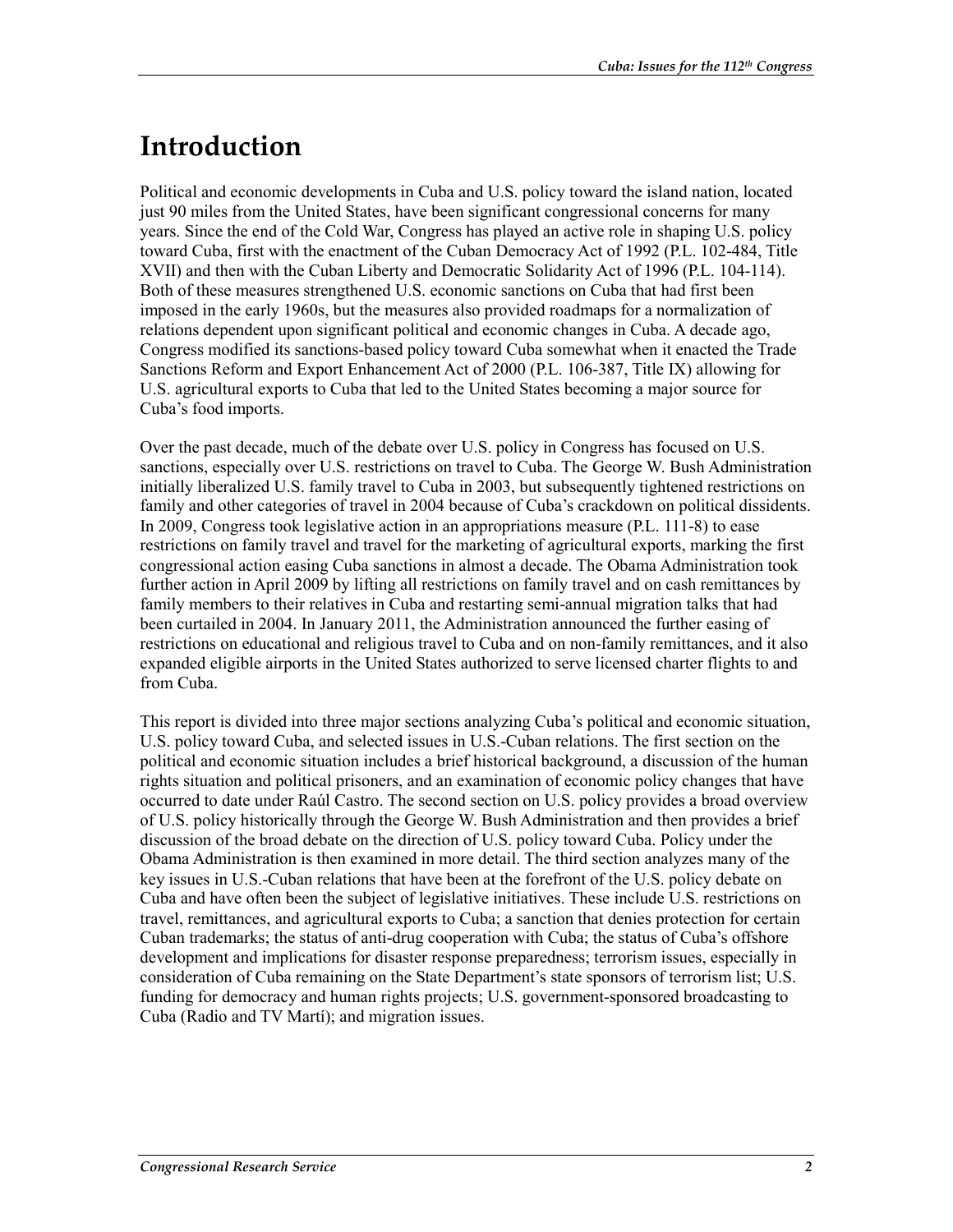# Introduction

Political and economic developments in Cuba and U.S. policy toward the island nation, located just 90 miles from the United States, have been significant congressional concerns for many years. Since the end of the Cold War, Congress has played an active role in shaping U.S. policy toward Cuba, first with the enactment of the Cuban Democracy Act of 1992 (P.L. 102-484, Title XVII) and then with the Cuban Liberty and Democratic Solidarity Act of 1996 (P.L. 104-114). Both of these measures strengthened U.S. economic sanctions on Cuba that had first been imposed in the early 1960s, but the measures also provided roadmaps for a normalization of relations dependent upon significant political and economic changes in Cuba. A decade ago, Congress modified its sanctions-based policy toward Cuba somewhat when it enacted the Trade Sanctions Reform and Export Enhancement Act of 2000 (P.L. 106-387, Title IX) allowing for U.S. agricultural exports to Cuba that led to the United States becoming a major source for Cuba's food imports.

Over the past decade, much of the debate over U.S. policy in Congress has focused on U.S. sanctions, especially over U.S. restrictions on travel to Cuba. The George W. Bush Administration initially liberalized U.S. family travel to Cuba in 2003, but subsequently tightened restrictions on family and other categories of travel in 2004 because of Cuba's crackdown on political dissidents. In 2009, Congress took legislative action in an appropriations measure (P.L. 111-8) to ease restrictions on family travel and travel for the marketing of agricultural exports, marking the first congressional action easing Cuba sanctions in almost a decade. The Obama Administration took further action in April 2009 by lifting all restrictions on family travel and on cash remittances by family members to their relatives in Cuba and restarting semi-annual migration talks that had been curtailed in 2004. In January 2011, the Administration announced the further easing of restrictions on educational and religious travel to Cuba and on non-family remittances, and it also expanded eligible airports in the United States authorized to serve licensed charter flights to and from Cuba.

This report is divided into three major sections analyzing Cuba's political and economic situation, U.S. policy toward Cuba, and selected issues in U.S.-Cuban relations. The first section on the political and economic situation includes a brief historical background, a discussion of the human rights situation and political prisoners, and an examination of economic policy changes that have occurred to date under Raúl Castro. The second section on U.S. policy provides a broad overview of U.S. policy historically through the George W. Bush Administration and then provides a brief discussion of the broad debate on the direction of U.S. policy toward Cuba. Policy under the Obama Administration is then examined in more detail. The third section analyzes many of the key issues in U.S.-Cuban relations that have been at the forefront of the U.S. policy debate on Cuba and have often been the subject of legislative initiatives. These include U.S. restrictions on travel, remittances, and agricultural exports to Cuba; a sanction that denies protection for certain Cuban trademarks; the status of anti-drug cooperation with Cuba; the status of Cuba's offshore development and implications for disaster response preparedness; terrorism issues, especially in consideration of Cuba remaining on the State Department's state sponsors of terrorism list; U.S. funding for democracy and human rights projects; U.S. government-sponsored broadcasting to Cuba (Radio and TV Martí); and migration issues.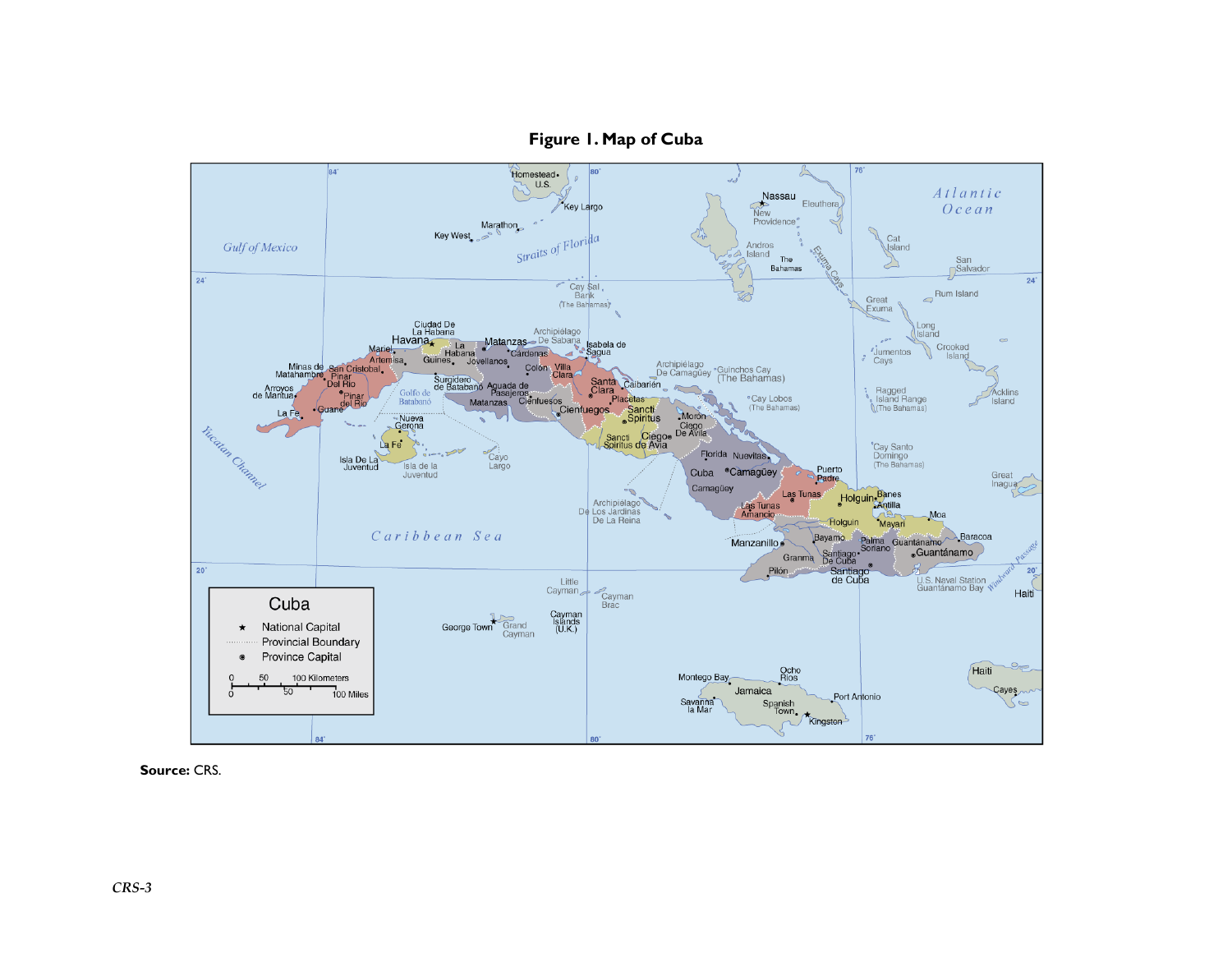**Figure 1. Map of Cuba**

**Source:** CRS.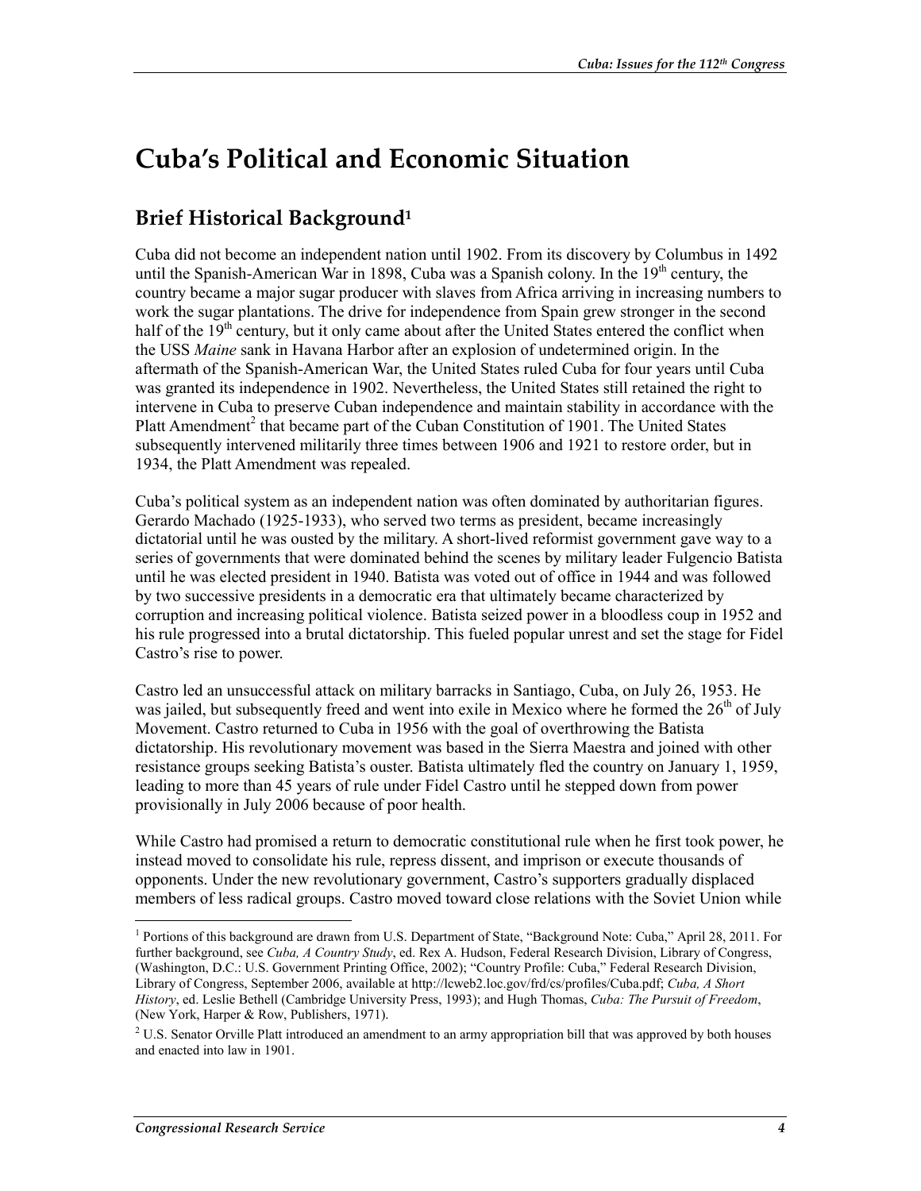# Cuba's Political and Economic Situation

## Brief Historical Background[1]

Cuba did not become an independent nation until 1902. From its discovery by Columbus in 1492 until the Spanish-American War in 1898, Cuba was a Spanish colony. In the 19th century, the country became a major sugar producer with slaves from Africa arriving in increasing numbers to work the sugar plantations. The drive for independence from Spain grew stronger in the second half of the 19th century, but it only came about after the United States entered the conflict when the USS *Maine* sank in Havana Harbor after an explosion of undetermined origin. In the aftermath of the Spanish-American War, the United States ruled Cuba for four years until Cuba was granted its independence in 1902. Nevertheless, the United States still retained the right to intervene in Cuba to preserve Cuban independence and maintain stability in accordance with the Platt Amendment[2] that became part of the Cuban Constitution of 1901. The United States subsequently intervened militarily three times between 1906 and 1921 to restore order, but in 1934, the Platt Amendment was repealed.

Cuba's political system as an independent nation was often dominated by authoritarian figures. Gerardo Machado (1925-1933), who served two terms as president, became increasingly dictatorial until he was ousted by the military. A short-lived reformist government gave way to a series of governments that were dominated behind the scenes by military leader Fulgencio Batista until he was elected president in 1940. Batista was voted out of office in 1944 and was followed by two successive presidents in a democratic era that ultimately became characterized by corruption and increasing political violence. Batista seized power in a bloodless coup in 1952 and his rule progressed into a brutal dictatorship. This fueled popular unrest and set the stage for Fidel Castro's rise to power.

Castro led an unsuccessful attack on military barracks in Santiago, Cuba, on July 26, 1953. He was jailed, but subsequently freed and went into exile in Mexico where he formed the 26th of July Movement. Castro returned to Cuba in 1956 with the goal of overthrowing the Batista dictatorship. His revolutionary movement was based in the Sierra Maestra and joined with other resistance groups seeking Batista's ouster. Batista ultimately fled the country on January 1, 1959, leading to more than 45 years of rule under Fidel Castro until he stepped down from power provisionally in July 2006 because of poor health.

While Castro had promised a return to democratic constitutional rule when he first took power, he instead moved to consolidate his rule, repress dissent, and imprison or execute thousands of opponents. Under the new revolutionary government, Castro's supporters gradually displaced members of less radical groups. Castro moved toward close relations with the Soviet Union while

---

[1] Portions of this background are drawn from U.S. Department of State, "Background Note: Cuba," April 28, 2011. For further background, see *Cuba, A Country Study*, ed. Rex A. Hudson, Federal Research Division, Library of Congress, (Washington, D.C.: U.S. Government Printing Office, 2002); "Country Profile: Cuba," Federal Research Division, Library of Congress, September 2006, available at http://lcweb2.loc.gov/frd/cs/profiles/Cuba.pdf; *Cuba, A Short History*, ed. Leslie Bethell (Cambridge University Press, 1993); and Hugh Thomas, *Cuba: The Pursuit of Freedom*, (New York, Harper & Row, Publishers, 1971).

[2] U.S. Senator Orville Platt introduced an amendment to an army appropriation bill that was approved by both houses and enacted into law in 1901.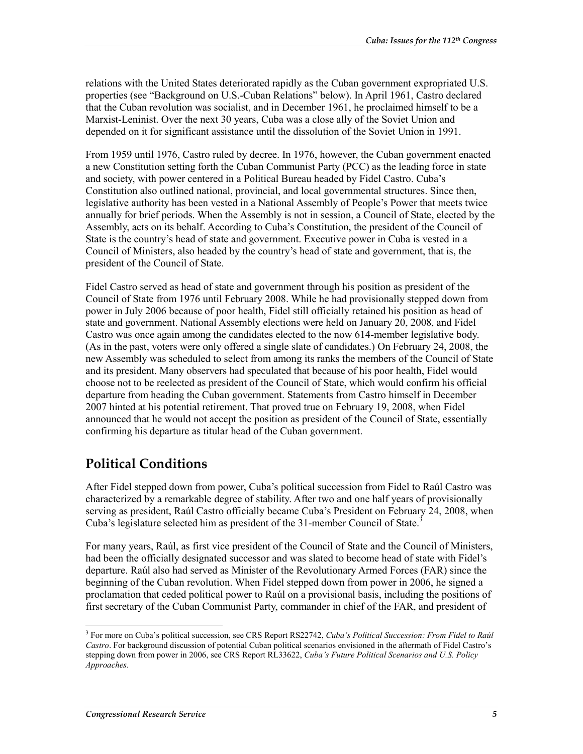relations with the United States deteriorated rapidly as the Cuban government expropriated U.S. properties (see "Background on U.S.-Cuban Relations" below). In April 1961, Castro declared that the Cuban revolution was socialist, and in December 1961, he proclaimed himself to be a Marxist-Leninist. Over the next 30 years, Cuba was a close ally of the Soviet Union and depended on it for significant assistance until the dissolution of the Soviet Union in 1991.

From 1959 until 1976, Castro ruled by decree. In 1976, however, the Cuban government enacted a new Constitution setting forth the Cuban Communist Party (PCC) as the leading force in state and society, with power centered in a Political Bureau headed by Fidel Castro. Cuba's Constitution also outlined national, provincial, and local governmental structures. Since then, legislative authority has been vested in a National Assembly of People's Power that meets twice annually for brief periods. When the Assembly is not in session, a Council of State, elected by the Assembly, acts on its behalf. According to Cuba's Constitution, the president of the Council of State is the country's head of state and government. Executive power in Cuba is vested in a Council of Ministers, also headed by the country's head of state and government, that is, the president of the Council of State.

Fidel Castro served as head of state and government through his position as president of the Council of State from 1976 until February 2008. While he had provisionally stepped down from power in July 2006 because of poor health, Fidel still officially retained his position as head of state and government. National Assembly elections were held on January 20, 2008, and Fidel Castro was once again among the candidates elected to the now 614-member legislative body. (As in the past, voters were only offered a single slate of candidates.) On February 24, 2008, the new Assembly was scheduled to select from among its ranks the members of the Council of State and its president. Many observers had speculated that because of his poor health, Fidel would choose not to be reelected as president of the Council of State, which would confirm his official departure from heading the Cuban government. Statements from Castro himself in December 2007 hinted at his potential retirement. That proved true on February 19, 2008, when Fidel announced that he would not accept the position as president of the Council of State, essentially confirming his departure as titular head of the Cuban government.

## Political Conditions

After Fidel stepped down from power, Cuba's political succession from Fidel to Raúl Castro was characterized by a remarkable degree of stability. After two and one half years of provisionally serving as president, Raúl Castro officially became Cuba's President on February 24, 2008, when Cuba's legislature selected him as president of the 31-member Council of State.[3]

For many years, Raúl, as first vice president of the Council of State and the Council of Ministers, had been the officially designated successor and was slated to become head of state with Fidel's departure. Raúl also had served as Minister of the Revolutionary Armed Forces (FAR) since the beginning of the Cuban revolution. When Fidel stepped down from power in 2006, he signed a proclamation that ceded political power to Raúl on a provisional basis, including the positions of first secretary of the Cuban Communist Party, commander in chief of the FAR, and president of

---

[3] For more on Cuba's political succession, see CRS Report RS22742, *Cuba's Political Succession: From Fidel to Raúl Castro*. For background discussion of potential Cuban political scenarios envisioned in the aftermath of Fidel Castro's stepping down from power in 2006, see CRS Report RL33622, *Cuba's Future Political Scenarios and U.S. Policy Approaches*.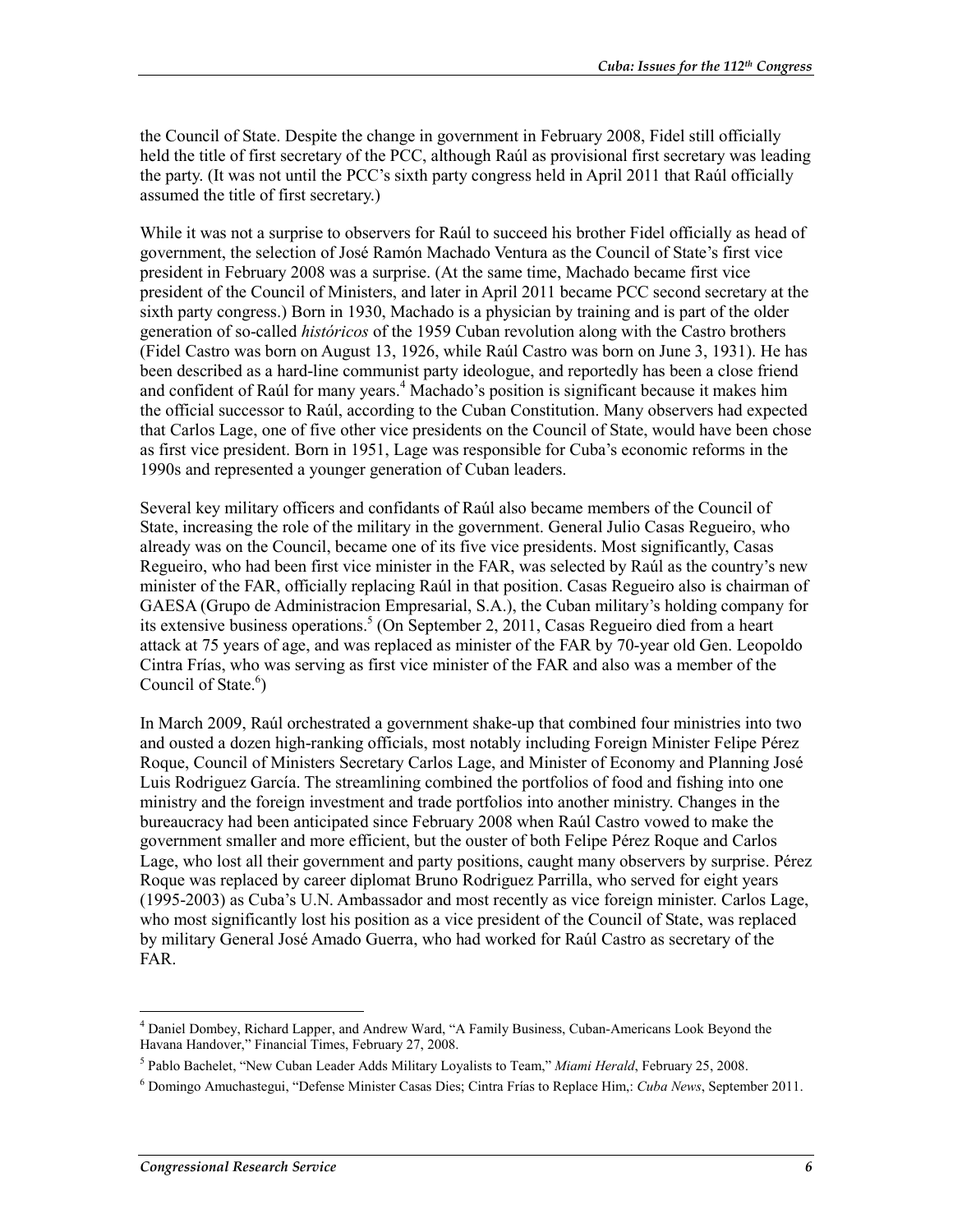the Council of State. Despite the change in government in February 2008, Fidel still officially held the title of first secretary of the PCC, although Raúl as provisional first secretary was leading the party. (It was not until the PCC's sixth party congress held in April 2011 that Raúl officially assumed the title of first secretary.)

While it was not a surprise to observers for Raúl to succeed his brother Fidel officially as head of government, the selection of José Ramón Machado Ventura as the Council of State's first vice president in February 2008 was a surprise. (At the same time, Machado became first vice president of the Council of Ministers, and later in April 2011 became PCC second secretary at the sixth party congress.) Born in 1930, Machado is a physician by training and is part of the older generation of so-called *históricos* of the 1959 Cuban revolution along with the Castro brothers (Fidel Castro was born on August 13, 1926, while Raúl Castro was born on June 3, 1931). He has been described as a hard-line communist party ideologue, and reportedly has been a close friend and confident of Raúl for many years.[4] Machado's position is significant because it makes him the official successor to Raúl, according to the Cuban Constitution. Many observers had expected that Carlos Lage, one of five other vice presidents on the Council of State, would have been chose as first vice president. Born in 1951, Lage was responsible for Cuba's economic reforms in the 1990s and represented a younger generation of Cuban leaders.

Several key military officers and confidants of Raúl also became members of the Council of State, increasing the role of the military in the government. General Julio Casas Regueiro, who already was on the Council, became one of its five vice presidents. Most significantly, Casas Regueiro, who had been first vice minister in the FAR, was selected by Raúl as the country's new minister of the FAR, officially replacing Raúl in that position. Casas Regueiro also is chairman of GAESA (Grupo de Administracion Empresarial, S.A.), the Cuban military's holding company for its extensive business operations.[5] (On September 2, 2011, Casas Regueiro died from a heart attack at 75 years of age, and was replaced as minister of the FAR by 70-year old Gen. Leopoldo Cintra Frías, who was serving as first vice minister of the FAR and also was a member of the Council of State.[6])

In March 2009, Raúl orchestrated a government shake-up that combined four ministries into two and ousted a dozen high-ranking officials, most notably including Foreign Minister Felipe Pérez Roque, Council of Ministers Secretary Carlos Lage, and Minister of Economy and Planning José Luis Rodriguez García. The streamlining combined the portfolios of food and fishing into one ministry and the foreign investment and trade portfolios into another ministry. Changes in the bureaucracy had been anticipated since February 2008 when Raúl Castro vowed to make the government smaller and more efficient, but the ouster of both Felipe Pérez Roque and Carlos Lage, who lost all their government and party positions, caught many observers by surprise. Pérez Roque was replaced by career diplomat Bruno Rodriguez Parrilla, who served for eight years (1995-2003) as Cuba's U.N. Ambassador and most recently as vice foreign minister. Carlos Lage, who most significantly lost his position as a vice president of the Council of State, was replaced by military General José Amado Guerra, who had worked for Raúl Castro as secretary of the FAR.

---

[4] Daniel Dombey, Richard Lapper, and Andrew Ward, "A Family Business, Cuban-Americans Look Beyond the Havana Handover," Financial Times, February 27, 2008.

[5] Pablo Bachelet, "New Cuban Leader Adds Military Loyalists to Team," *Miami Herald*, February 25, 2008.

[6] Domingo Amuchastegui, "Defense Minister Casas Dies; Cintra Frías to Replace Him,: *Cuba News*, September 2011.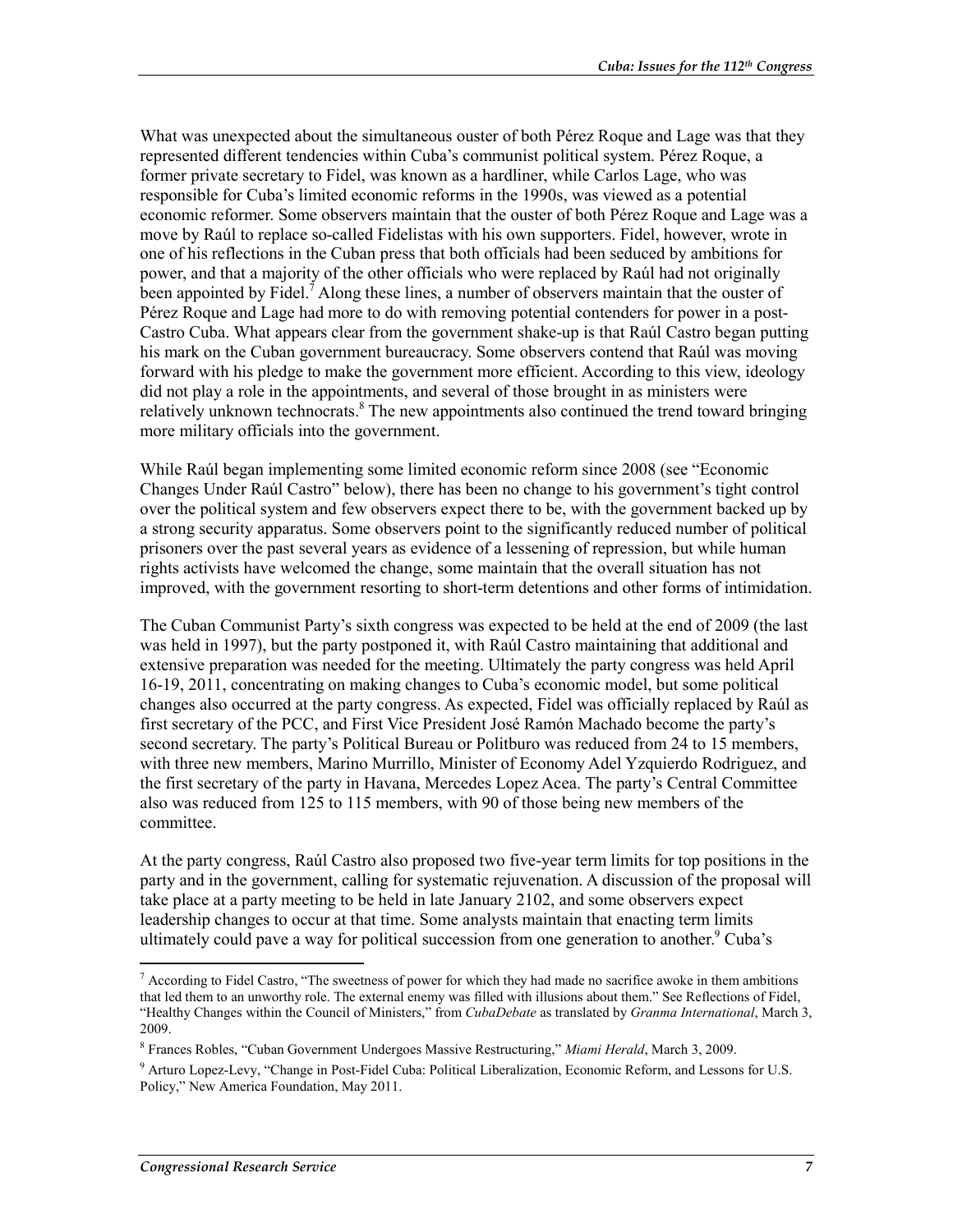What was unexpected about the simultaneous ouster of both Pérez Roque and Lage was that they represented different tendencies within Cuba's communist political system. Pérez Roque, a former private secretary to Fidel, was known as a hardliner, while Carlos Lage, who was responsible for Cuba's limited economic reforms in the 1990s, was viewed as a potential economic reformer. Some observers maintain that the ouster of both Pérez Roque and Lage was a move by Raúl to replace so-called Fidelistas with his own supporters. Fidel, however, wrote in one of his reflections in the Cuban press that both officials had been seduced by ambitions for power, and that a majority of the other officials who were replaced by Raúl had not originally been appointed by Fidel.[7] Along these lines, a number of observers maintain that the ouster of Pérez Roque and Lage had more to do with removing potential contenders for power in a post-Castro Cuba. What appears clear from the government shake-up is that Raúl Castro began putting his mark on the Cuban government bureaucracy. Some observers contend that Raúl was moving forward with his pledge to make the government more efficient. According to this view, ideology did not play a role in the appointments, and several of those brought in as ministers were relatively unknown technocrats.[8] The new appointments also continued the trend toward bringing more military officials into the government.

While Raúl began implementing some limited economic reform since 2008 (see "Economic Changes Under Raúl Castro" below), there has been no change to his government's tight control over the political system and few observers expect there to be, with the government backed up by a strong security apparatus. Some observers point to the significantly reduced number of political prisoners over the past several years as evidence of a lessening of repression, but while human rights activists have welcomed the change, some maintain that the overall situation has not improved, with the government resorting to short-term detentions and other forms of intimidation.

The Cuban Communist Party's sixth congress was expected to be held at the end of 2009 (the last was held in 1997), but the party postponed it, with Raúl Castro maintaining that additional and extensive preparation was needed for the meeting. Ultimately the party congress was held April 16-19, 2011, concentrating on making changes to Cuba's economic model, but some political changes also occurred at the party congress. As expected, Fidel was officially replaced by Raúl as first secretary of the PCC, and First Vice President José Ramón Machado become the party's second secretary. The party's Political Bureau or Politburo was reduced from 24 to 15 members, with three new members, Marino Murrillo, Minister of Economy Adel Yzquierdo Rodriguez, and the first secretary of the party in Havana, Mercedes Lopez Acea. The party's Central Committee also was reduced from 125 to 115 members, with 90 of those being new members of the committee.

At the party congress, Raúl Castro also proposed two five-year term limits for top positions in the party and in the government, calling for systematic rejuvenation. A discussion of the proposal will take place at a party meeting to be held in late January 2102, and some observers expect leadership changes to occur at that time. Some analysts maintain that enacting term limits ultimately could pave a way for political succession from one generation to another.[9] Cuba's

---

[7] According to Fidel Castro, "The sweetness of power for which they had made no sacrifice awoke in them ambitions that led them to an unworthy role. The external enemy was filled with illusions about them." See Reflections of Fidel, "Healthy Changes within the Council of Ministers," from *CubaDebate* as translated by *Granma International*, March 3, 2009.

[8] Frances Robles, "Cuban Government Undergoes Massive Restructuring," *Miami Herald*, March 3, 2009.

[9] Arturo Lopez-Levy, "Change in Post-Fidel Cuba: Political Liberalization, Economic Reform, and Lessons for U.S. Policy," New America Foundation, May 2011.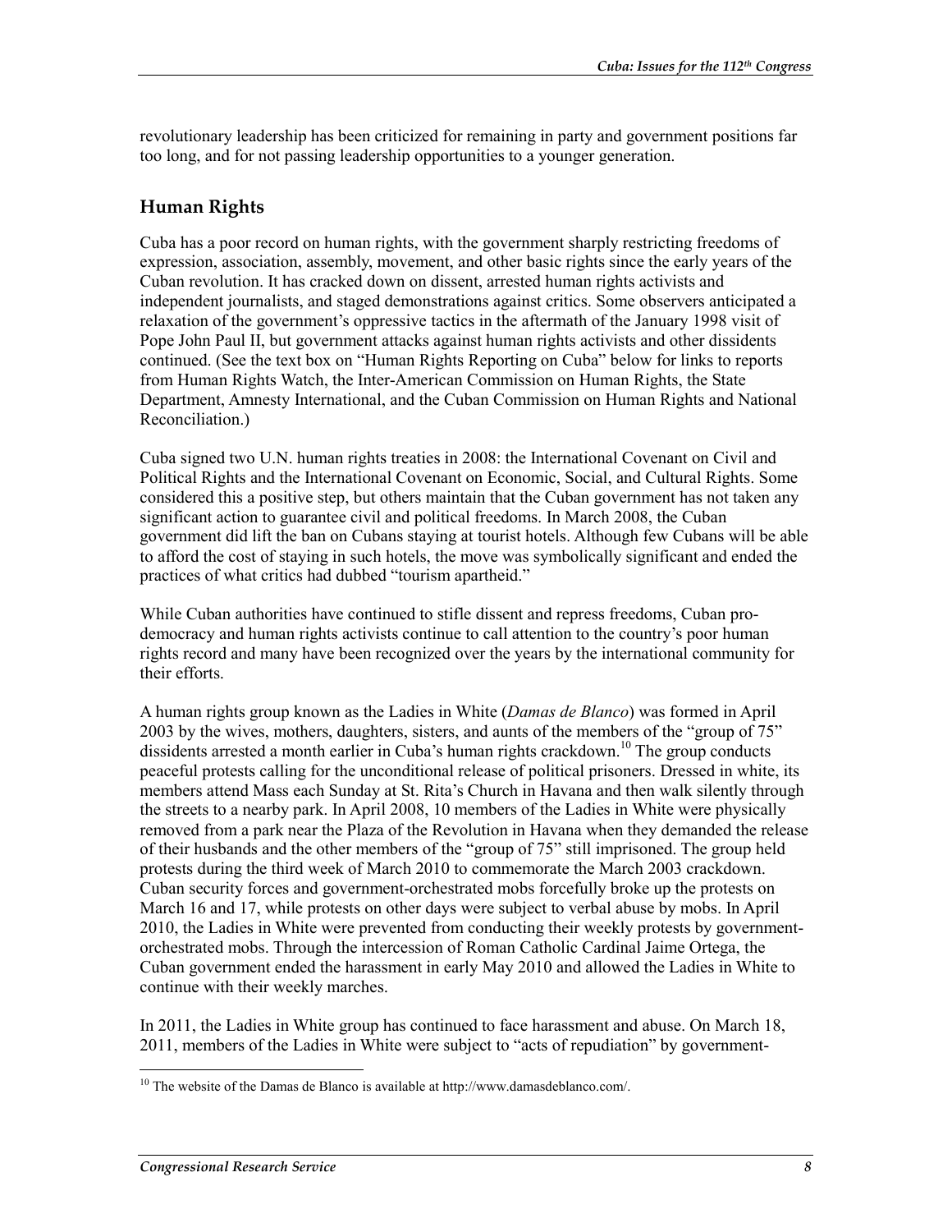revolutionary leadership has been criticized for remaining in party and government positions far too long, and for not passing leadership opportunities to a younger generation.

## Human Rights

Cuba has a poor record on human rights, with the government sharply restricting freedoms of expression, association, assembly, movement, and other basic rights since the early years of the Cuban revolution. It has cracked down on dissent, arrested human rights activists and independent journalists, and staged demonstrations against critics. Some observers anticipated a relaxation of the government's oppressive tactics in the aftermath of the January 1998 visit of Pope John Paul II, but government attacks against human rights activists and other dissidents continued. (See the text box on "Human Rights Reporting on Cuba" below for links to reports from Human Rights Watch, the Inter-American Commission on Human Rights, the State Department, Amnesty International, and the Cuban Commission on Human Rights and National Reconciliation.)

Cuba signed two U.N. human rights treaties in 2008: the International Covenant on Civil and Political Rights and the International Covenant on Economic, Social, and Cultural Rights. Some considered this a positive step, but others maintain that the Cuban government has not taken any significant action to guarantee civil and political freedoms. In March 2008, the Cuban government did lift the ban on Cubans staying at tourist hotels. Although few Cubans will be able to afford the cost of staying in such hotels, the move was symbolically significant and ended the practices of what critics had dubbed "tourism apartheid."

While Cuban authorities have continued to stifle dissent and repress freedoms, Cuban pro-democracy and human rights activists continue to call attention to the country's poor human rights record and many have been recognized over the years by the international community for their efforts.

A human rights group known as the Ladies in White (*Damas de Blanco*) was formed in April 2003 by the wives, mothers, daughters, sisters, and aunts of the members of the "group of 75" dissidents arrested a month earlier in Cuba's human rights crackdown.[10] The group conducts peaceful protests calling for the unconditional release of political prisoners. Dressed in white, its members attend Mass each Sunday at St. Rita's Church in Havana and then walk silently through the streets to a nearby park. In April 2008, 10 members of the Ladies in White were physically removed from a park near the Plaza of the Revolution in Havana when they demanded the release of their husbands and the other members of the "group of 75" still imprisoned. The group held protests during the third week of March 2010 to commemorate the March 2003 crackdown. Cuban security forces and government-orchestrated mobs forcefully broke up the protests on March 16 and 17, while protests on other days were subject to verbal abuse by mobs. In April 2010, the Ladies in White were prevented from conducting their weekly protests by government-orchestrated mobs. Through the intercession of Roman Catholic Cardinal Jaime Ortega, the Cuban government ended the harassment in early May 2010 and allowed the Ladies in White to continue with their weekly marches.

In 2011, the Ladies in White group has continued to face harassment and abuse. On March 18, 2011, members of the Ladies in White were subject to "acts of repudiation" by government-

[10] The website of the Damas de Blanco is available at http://www.damasdeblanco.com/.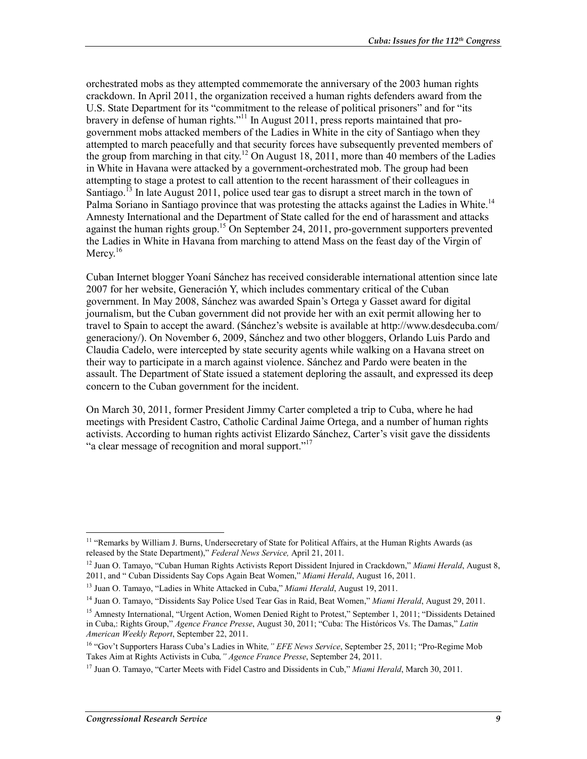orchestrated mobs as they attempted commemorate the anniversary of the 2003 human rights crackdown. In April 2011, the organization received a human rights defenders award from the U.S. State Department for its "commitment to the release of political prisoners" and for "its bravery in defense of human rights."[11] In August 2011, press reports maintained that pro-government mobs attacked members of the Ladies in White in the city of Santiago when they attempted to march peacefully and that security forces have subsequently prevented members of the group from marching in that city.[12] On August 18, 2011, more than 40 members of the Ladies in White in Havana were attacked by a government-orchestrated mob. The group had been attempting to stage a protest to call attention to the recent harassment of their colleagues in Santiago.[13] In late August 2011, police used tear gas to disrupt a street march in the town of Palma Soriano in Santiago province that was protesting the attacks against the Ladies in White.[14] Amnesty International and the Department of State called for the end of harassment and attacks against the human rights group.[15] On September 24, 2011, pro-government supporters prevented the Ladies in White in Havana from marching to attend Mass on the feast day of the Virgin of Mercy.[16]

Cuban Internet blogger Yoaní Sánchez has received considerable international attention since late 2007 for her website, Generación Y, which includes commentary critical of the Cuban government. In May 2008, Sánchez was awarded Spain's Ortega y Gasset award for digital journalism, but the Cuban government did not provide her with an exit permit allowing her to travel to Spain to accept the award. (Sánchez's website is available at http://www.desdecuba.com/generaciony/). On November 6, 2009, Sánchez and two other bloggers, Orlando Luis Pardo and Claudia Cadelo, were intercepted by state security agents while walking on a Havana street on their way to participate in a march against violence. Sánchez and Pardo were beaten in the assault. The Department of State issued a statement deploring the assault, and expressed its deep concern to the Cuban government for the incident.

On March 30, 2011, former President Jimmy Carter completed a trip to Cuba, where he had meetings with President Castro, Catholic Cardinal Jaime Ortega, and a number of human rights activists. According to human rights activist Elizardo Sánchez, Carter's visit gave the dissidents "a clear message of recognition and moral support."[17]

---

[11] "Remarks by William J. Burns, Undersecretary of State for Political Affairs, at the Human Rights Awards (as released by the State Department)," *Federal News Service,* April 21, 2011.

[12] Juan O. Tamayo, "Cuban Human Rights Activists Report Dissident Injured in Crackdown," *Miami Herald*, August 8, 2011, and " Cuban Dissidents Say Cops Again Beat Women," *Miami Herald*, August 16, 2011.

[13] Juan O. Tamayo, "Ladies in White Attacked in Cuba," *Miami Herald*, August 19, 2011.

[14] Juan O. Tamayo, "Dissidents Say Police Used Tear Gas in Raid, Beat Women," *Miami Herald*, August 29, 2011.

[15] Amnesty International, "Urgent Action, Women Denied Right to Protest," September 1, 2011; "Dissidents Detained in Cuba,: Rights Group," *Agence France Presse*, August 30, 2011; "Cuba: The Históricos Vs. The Damas," *Latin American Weekly Report*, September 22, 2011.

[16] "Gov't Supporters Harass Cuba's Ladies in White*," EFE News Service*, September 25, 2011; "Pro-Regime Mob Takes Aim at Rights Activists in Cuba*," Agence France Presse*, September 24, 2011.

[17] Juan O. Tamayo, "Carter Meets with Fidel Castro and Dissidents in Cub," *Miami Herald*, March 30, 2011.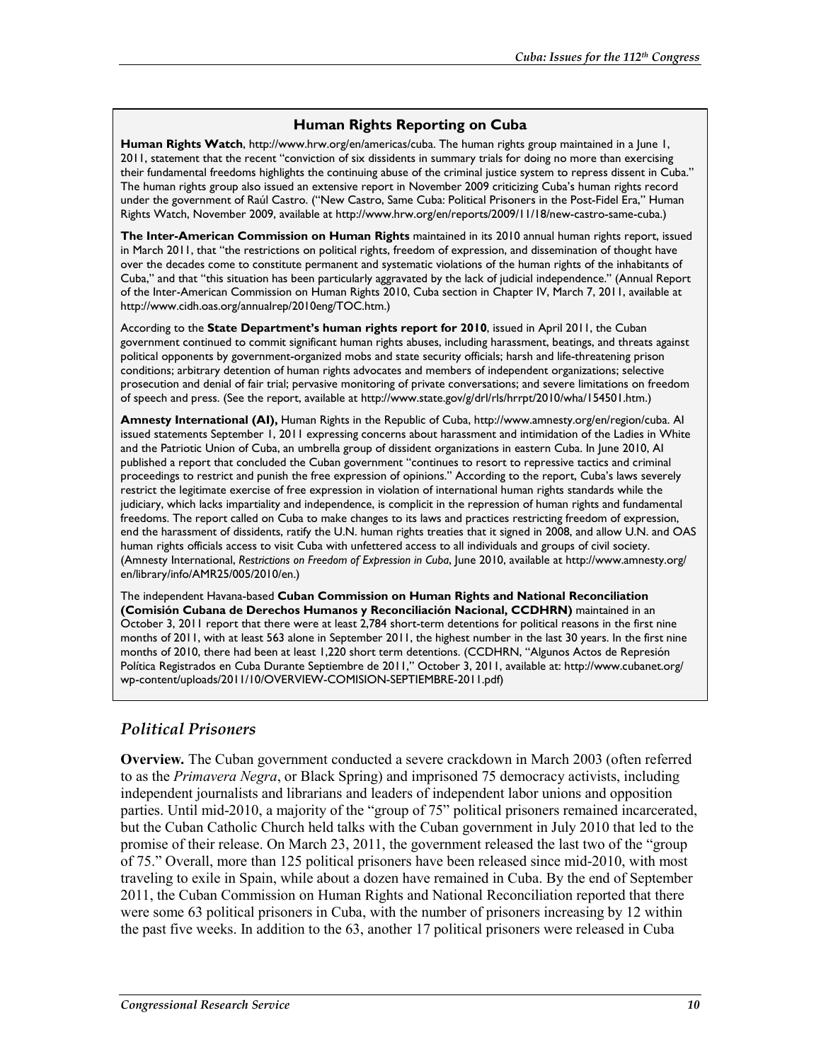**Human Rights Reporting on Cuba**

**Human Rights Watch**, http://www.hrw.org/en/americas/cuba. The human rights group maintained in a June 1, 2011, statement that the recent "conviction of six dissidents in summary trials for doing no more than exercising their fundamental freedoms highlights the continuing abuse of the criminal justice system to repress dissent in Cuba." The human rights group also issued an extensive report in November 2009 criticizing Cuba's human rights record under the government of Raúl Castro. ("New Castro, Same Cuba: Political Prisoners in the Post-Fidel Era," Human Rights Watch, November 2009, available at http://www.hrw.org/en/reports/2009/11/18/new-castro-same-cuba.)

**The Inter-American Commission on Human Rights** maintained in its 2010 annual human rights report, issued in March 2011, that "the restrictions on political rights, freedom of expression, and dissemination of thought have over the decades come to constitute permanent and systematic violations of the human rights of the inhabitants of Cuba," and that "this situation has been particularly aggravated by the lack of judicial independence." (Annual Report of the Inter-American Commission on Human Rights 2010, Cuba section in Chapter IV, March 7, 2011, available at http://www.cidh.oas.org/annualrep/2010eng/TOC.htm.)

According to the **State Department's human rights report for 2010**, issued in April 2011, the Cuban government continued to commit significant human rights abuses, including harassment, beatings, and threats against political opponents by government-organized mobs and state security officials; harsh and life-threatening prison conditions; arbitrary detention of human rights advocates and members of independent organizations; selective prosecution and denial of fair trial; pervasive monitoring of private conversations; and severe limitations on freedom of speech and press. (See the report, available at http://www.state.gov/g/drl/rls/hrrpt/2010/wha/154501.htm.)

**Amnesty International (AI),** Human Rights in the Republic of Cuba, http://www.amnesty.org/en/region/cuba. AI issued statements September 1, 2011 expressing concerns about harassment and intimidation of the Ladies in White and the Patriotic Union of Cuba, an umbrella group of dissident organizations in eastern Cuba. In June 2010, AI published a report that concluded the Cuban government "continues to resort to repressive tactics and criminal proceedings to restrict and punish the free expression of opinions." According to the report, Cuba's laws severely restrict the legitimate exercise of free expression in violation of international human rights standards while the judiciary, which lacks impartiality and independence, is complicit in the repression of human rights and fundamental freedoms. The report called on Cuba to make changes to its laws and practices restricting freedom of expression, end the harassment of dissidents, ratify the U.N. human rights treaties that it signed in 2008, and allow U.N. and OAS human rights officials access to visit Cuba with unfettered access to all individuals and groups of civil society. (Amnesty International, *Restrictions on Freedom of Expression in Cuba*, June 2010, available at http://www.amnesty.org/en/library/info/AMR25/005/2010/en.)

The independent Havana-based **Cuban Commission on Human Rights and National Reconciliation (Comisión Cubana de Derechos Humanos y Reconciliación Nacional, CCDHRN)** maintained in an October 3, 2011 report that there were at least 2,784 short-term detentions for political reasons in the first nine months of 2011, with at least 563 alone in September 2011, the highest number in the last 30 years. In the first nine months of 2010, there had been at least 1,220 short term detentions. (CCDHRN, "Algunos Actos de Represión Política Registrados en Cuba Durante Septiembre de 2011," October 3, 2011, available at: http://www.cubanet.org/wp-content/uploads/2011/10/OVERVIEW-COMISION-SEPTIEMBRE-2011.pdf)

## *Political Prisoners*

**Overview.** The Cuban government conducted a severe crackdown in March 2003 (often referred to as the *Primavera Negra*, or Black Spring) and imprisoned 75 democracy activists, including independent journalists and librarians and leaders of independent labor unions and opposition parties. Until mid-2010, a majority of the "group of 75" political prisoners remained incarcerated, but the Cuban Catholic Church held talks with the Cuban government in July 2010 that led to the promise of their release. On March 23, 2011, the government released the last two of the "group of 75." Overall, more than 125 political prisoners have been released since mid-2010, with most traveling to exile in Spain, while about a dozen have remained in Cuba. By the end of September 2011, the Cuban Commission on Human Rights and National Reconciliation reported that there were some 63 political prisoners in Cuba, with the number of prisoners increasing by 12 within the past five weeks. In addition to the 63, another 17 political prisoners were released in Cuba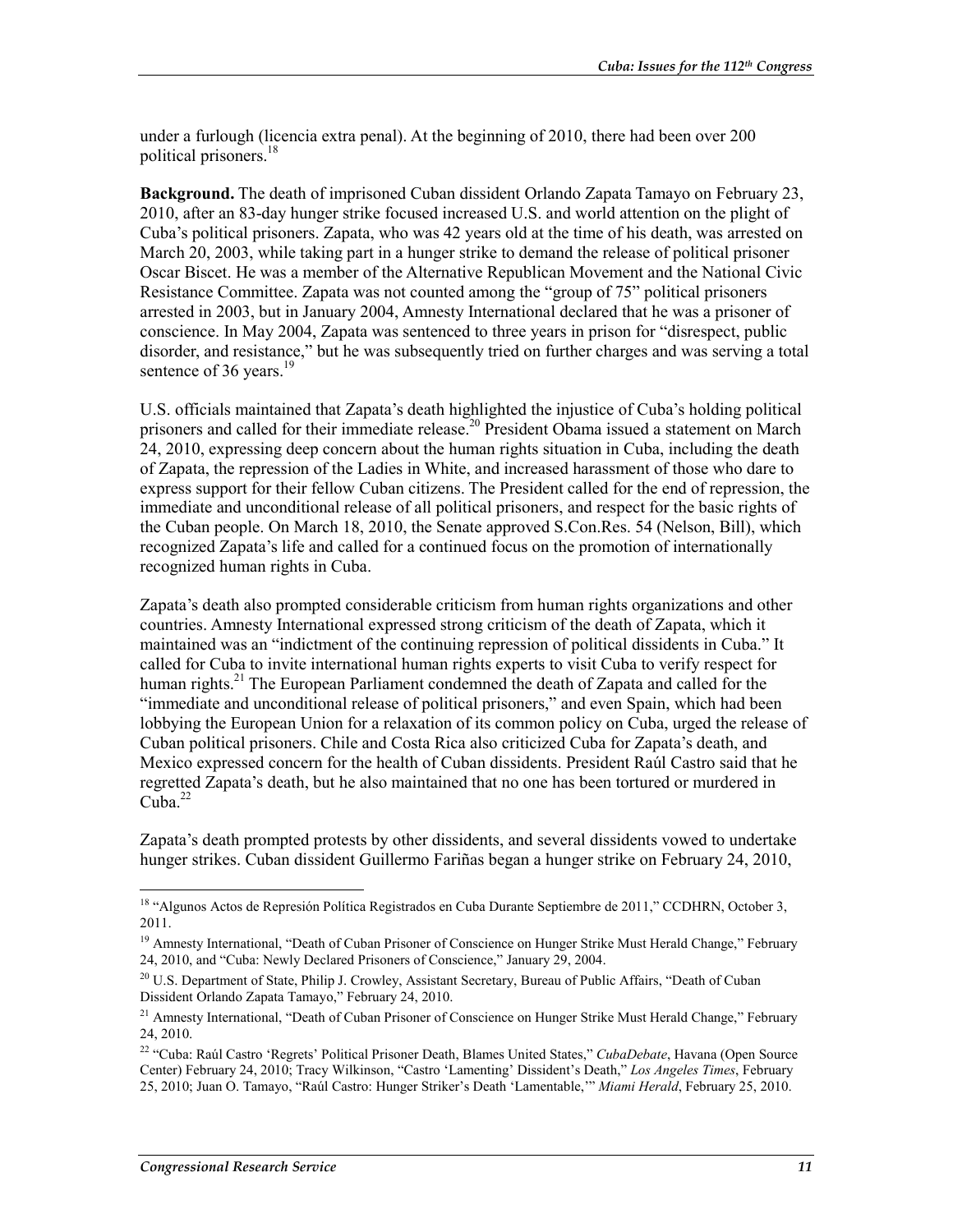under a furlough (licencia extra penal). At the beginning of 2010, there had been over 200 political prisoners.[18]

**Background.** The death of imprisoned Cuban dissident Orlando Zapata Tamayo on February 23, 2010, after an 83-day hunger strike focused increased U.S. and world attention on the plight of Cuba's political prisoners. Zapata, who was 42 years old at the time of his death, was arrested on March 20, 2003, while taking part in a hunger strike to demand the release of political prisoner Oscar Biscet. He was a member of the Alternative Republican Movement and the National Civic Resistance Committee. Zapata was not counted among the "group of 75" political prisoners arrested in 2003, but in January 2004, Amnesty International declared that he was a prisoner of conscience. In May 2004, Zapata was sentenced to three years in prison for "disrespect, public disorder, and resistance," but he was subsequently tried on further charges and was serving a total sentence of 36 years.[19]

U.S. officials maintained that Zapata's death highlighted the injustice of Cuba's holding political prisoners and called for their immediate release.[20] President Obama issued a statement on March 24, 2010, expressing deep concern about the human rights situation in Cuba, including the death of Zapata, the repression of the Ladies in White, and increased harassment of those who dare to express support for their fellow Cuban citizens. The President called for the end of repression, the immediate and unconditional release of all political prisoners, and respect for the basic rights of the Cuban people. On March 18, 2010, the Senate approved S.Con.Res. 54 (Nelson, Bill), which recognized Zapata's life and called for a continued focus on the promotion of internationally recognized human rights in Cuba.

Zapata's death also prompted considerable criticism from human rights organizations and other countries. Amnesty International expressed strong criticism of the death of Zapata, which it maintained was an "indictment of the continuing repression of political dissidents in Cuba." It called for Cuba to invite international human rights experts to visit Cuba to verify respect for human rights.[21] The European Parliament condemned the death of Zapata and called for the "immediate and unconditional release of political prisoners," and even Spain, which had been lobbying the European Union for a relaxation of its common policy on Cuba, urged the release of Cuban political prisoners. Chile and Costa Rica also criticized Cuba for Zapata's death, and Mexico expressed concern for the health of Cuban dissidents. President Raúl Castro said that he regretted Zapata's death, but he also maintained that no one has been tortured or murdered in Cuba.[22]

Zapata's death prompted protests by other dissidents, and several dissidents vowed to undertake hunger strikes. Cuban dissident Guillermo Fariñas began a hunger strike on February 24, 2010,

---

[18] "Algunos Actos de Represión Política Registrados en Cuba Durante Septiembre de 2011," CCDHRN, October 3, 2011.

[19] Amnesty International, "Death of Cuban Prisoner of Conscience on Hunger Strike Must Herald Change," February 24, 2010, and "Cuba: Newly Declared Prisoners of Conscience," January 29, 2004.

[20] U.S. Department of State, Philip J. Crowley, Assistant Secretary, Bureau of Public Affairs, "Death of Cuban Dissident Orlando Zapata Tamayo," February 24, 2010.

[21] Amnesty International, "Death of Cuban Prisoner of Conscience on Hunger Strike Must Herald Change," February 24, 2010.

[22] "Cuba: Raúl Castro 'Regrets' Political Prisoner Death, Blames United States," *CubaDebate*, Havana (Open Source Center) February 24, 2010; Tracy Wilkinson, "Castro 'Lamenting' Dissident's Death," *Los Angeles Times*, February 25, 2010; Juan O. Tamayo, "Raúl Castro: Hunger Striker's Death 'Lamentable,'" *Miami Herald*, February 25, 2010.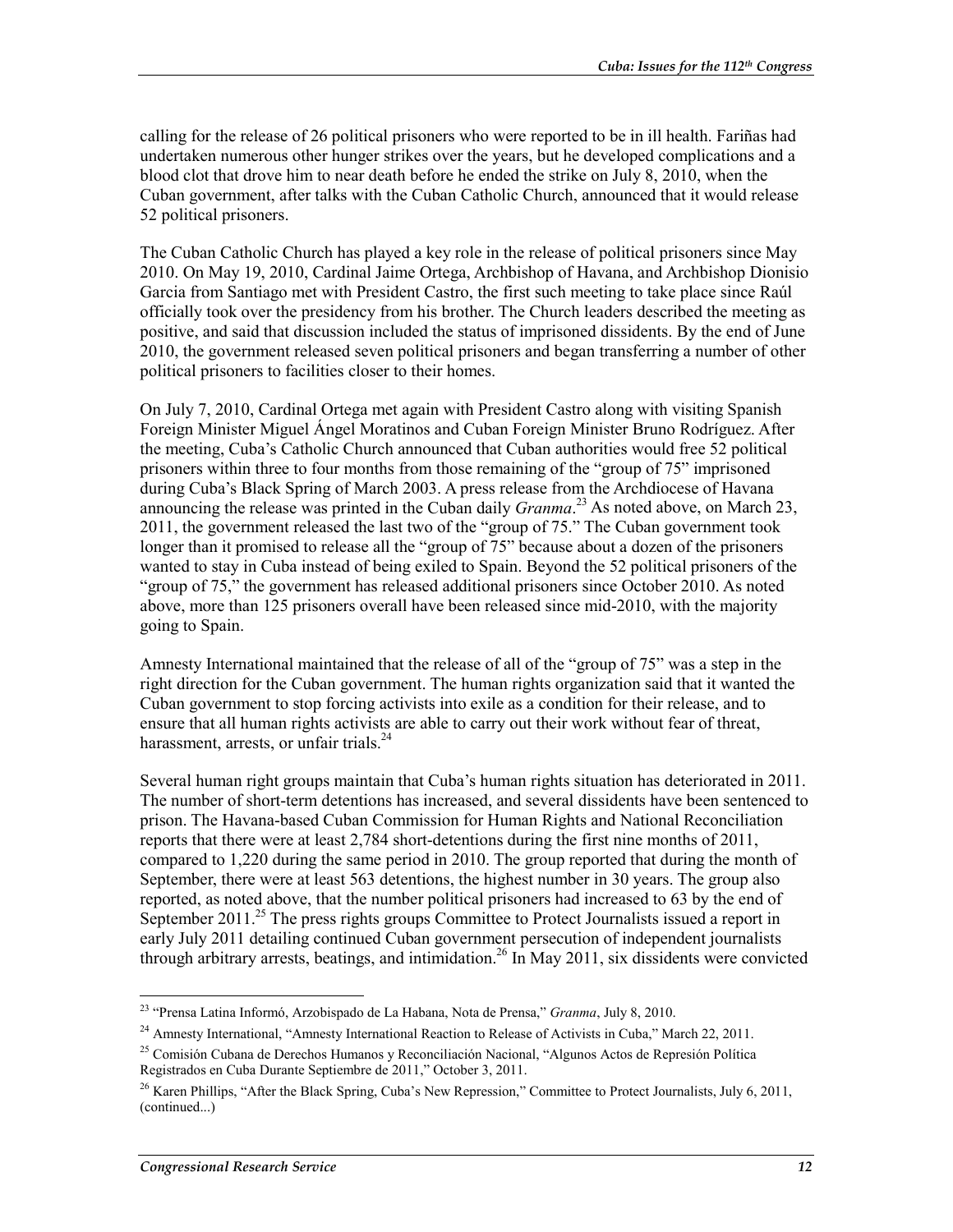calling for the release of 26 political prisoners who were reported to be in ill health. Fariñas had undertaken numerous other hunger strikes over the years, but he developed complications and a blood clot that drove him to near death before he ended the strike on July 8, 2010, when the Cuban government, after talks with the Cuban Catholic Church, announced that it would release 52 political prisoners.

The Cuban Catholic Church has played a key role in the release of political prisoners since May 2010. On May 19, 2010, Cardinal Jaime Ortega, Archbishop of Havana, and Archbishop Dionisio Garcia from Santiago met with President Castro, the first such meeting to take place since Raúl officially took over the presidency from his brother. The Church leaders described the meeting as positive, and said that discussion included the status of imprisoned dissidents. By the end of June 2010, the government released seven political prisoners and began transferring a number of other political prisoners to facilities closer to their homes.

On July 7, 2010, Cardinal Ortega met again with President Castro along with visiting Spanish Foreign Minister Miguel Ángel Moratinos and Cuban Foreign Minister Bruno Rodríguez. After the meeting, Cuba's Catholic Church announced that Cuban authorities would free 52 political prisoners within three to four months from those remaining of the "group of 75" imprisoned during Cuba's Black Spring of March 2003. A press release from the Archdiocese of Havana announcing the release was printed in the Cuban daily *Granma*.[23] As noted above, on March 23, 2011, the government released the last two of the "group of 75." The Cuban government took longer than it promised to release all the "group of 75" because about a dozen of the prisoners wanted to stay in Cuba instead of being exiled to Spain. Beyond the 52 political prisoners of the "group of 75," the government has released additional prisoners since October 2010. As noted above, more than 125 prisoners overall have been released since mid-2010, with the majority going to Spain.

Amnesty International maintained that the release of all of the "group of 75" was a step in the right direction for the Cuban government. The human rights organization said that it wanted the Cuban government to stop forcing activists into exile as a condition for their release, and to ensure that all human rights activists are able to carry out their work without fear of threat, harassment, arrests, or unfair trials.[24]

Several human right groups maintain that Cuba's human rights situation has deteriorated in 2011. The number of short-term detentions has increased, and several dissidents have been sentenced to prison. The Havana-based Cuban Commission for Human Rights and National Reconciliation reports that there were at least 2,784 short-detentions during the first nine months of 2011, compared to 1,220 during the same period in 2010. The group reported that during the month of September, there were at least 563 detentions, the highest number in 30 years. The group also reported, as noted above, that the number political prisoners had increased to 63 by the end of September 2011.[25] The press rights groups Committee to Protect Journalists issued a report in early July 2011 detailing continued Cuban government persecution of independent journalists through arbitrary arrests, beatings, and intimidation.[26] In May 2011, six dissidents were convicted

[23] "Prensa Latina Informó, Arzobispado de La Habana, Nota de Prensa," *Granma*, July 8, 2010.

[24] Amnesty International, "Amnesty International Reaction to Release of Activists in Cuba," March 22, 2011.

[25] Comisión Cubana de Derechos Humanos y Reconciliación Nacional, "Algunos Actos de Represión Política Registrados en Cuba Durante Septiembre de 2011," October 3, 2011.

[26] Karen Phillips, "After the Black Spring, Cuba's New Repression," Committee to Protect Journalists, July 6, 2011, (continued...)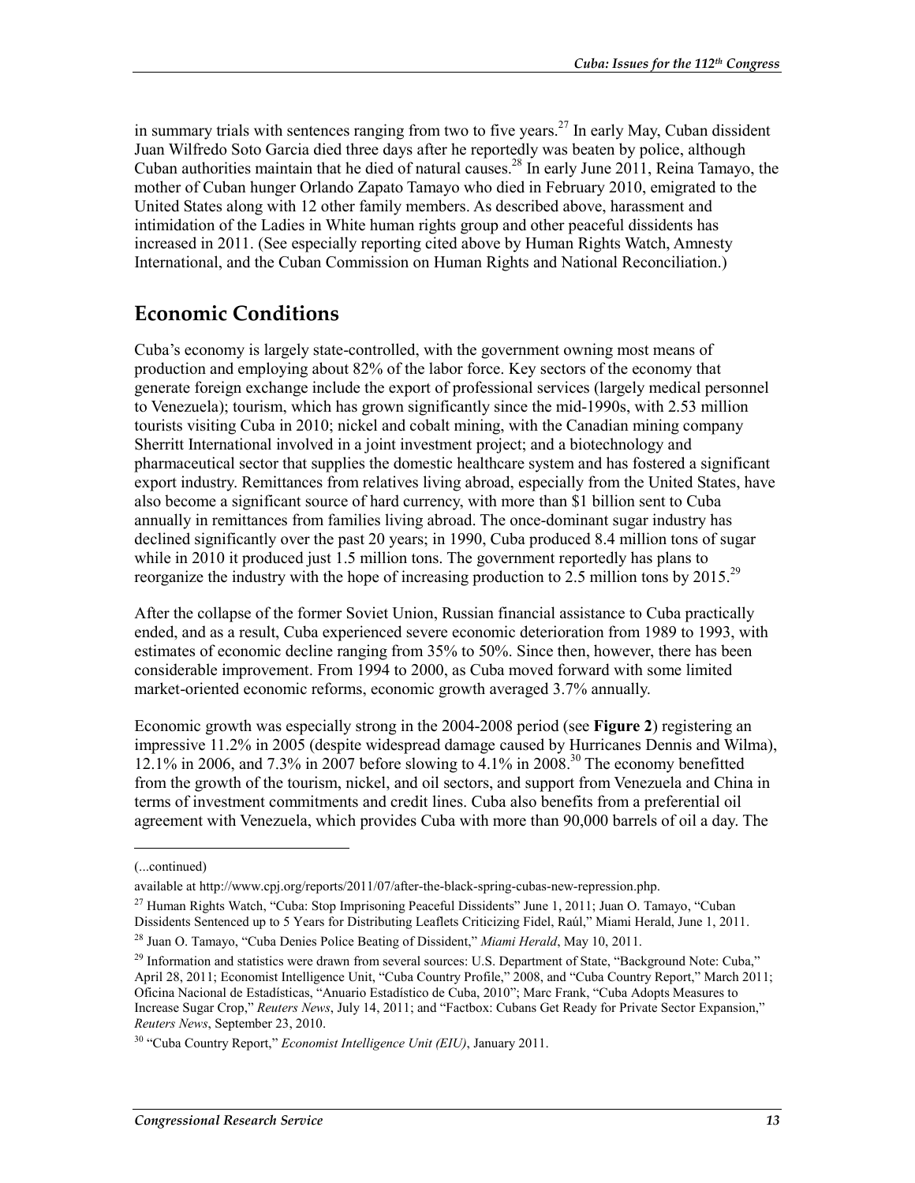in summary trials with sentences ranging from two to five years.[27] In early May, Cuban dissident Juan Wilfredo Soto Garcia died three days after he reportedly was beaten by police, although Cuban authorities maintain that he died of natural causes.[28] In early June 2011, Reina Tamayo, the mother of Cuban hunger Orlando Zapato Tamayo who died in February 2010, emigrated to the United States along with 12 other family members. As described above, harassment and intimidation of the Ladies in White human rights group and other peaceful dissidents has increased in 2011. (See especially reporting cited above by Human Rights Watch, Amnesty International, and the Cuban Commission on Human Rights and National Reconciliation.)

## Economic Conditions

Cuba's economy is largely state-controlled, with the government owning most means of production and employing about 82% of the labor force. Key sectors of the economy that generate foreign exchange include the export of professional services (largely medical personnel to Venezuela); tourism, which has grown significantly since the mid-1990s, with 2.53 million tourists visiting Cuba in 2010; nickel and cobalt mining, with the Canadian mining company Sherritt International involved in a joint investment project; and a biotechnology and pharmaceutical sector that supplies the domestic healthcare system and has fostered a significant export industry. Remittances from relatives living abroad, especially from the United States, have also become a significant source of hard currency, with more than $1 billion sent to Cuba annually in remittances from families living abroad. The once-dominant sugar industry has declined significantly over the past 20 years; in 1990, Cuba produced 8.4 million tons of sugar while in 2010 it produced just 1.5 million tons. The government reportedly has plans to reorganize the industry with the hope of increasing production to 2.5 million tons by 2015.[29]

After the collapse of the former Soviet Union, Russian financial assistance to Cuba practically ended, and as a result, Cuba experienced severe economic deterioration from 1989 to 1993, with estimates of economic decline ranging from 35% to 50%. Since then, however, there has been considerable improvement. From 1994 to 2000, as Cuba moved forward with some limited market-oriented economic reforms, economic growth averaged 3.7% annually.

Economic growth was especially strong in the 2004-2008 period (see **Figure 2**) registering an impressive 11.2% in 2005 (despite widespread damage caused by Hurricanes Dennis and Wilma), 12.1% in 2006, and 7.3% in 2007 before slowing to 4.1% in 2008.[30] The economy benefitted from the growth of the tourism, nickel, and oil sectors, and support from Venezuela and China in terms of investment commitments and credit lines. Cuba also benefits from a preferential oil agreement with Venezuela, which provides Cuba with more than 90,000 barrels of oil a day. The

---

(...continued)

available at http://www.cpj.org/reports/2011/07/after-the-black-spring-cubas-new-repression.php.

[27] Human Rights Watch, "Cuba: Stop Imprisoning Peaceful Dissidents" June 1, 2011; Juan O. Tamayo, "Cuban Dissidents Sentenced up to 5 Years for Distributing Leaflets Criticizing Fidel, Raúl," Miami Herald, June 1, 2011.

[28] Juan O. Tamayo, "Cuba Denies Police Beating of Dissident," *Miami Herald*, May 10, 2011.

[29] Information and statistics were drawn from several sources: U.S. Department of State, "Background Note: Cuba," April 28, 2011; Economist Intelligence Unit, "Cuba Country Profile," 2008, and "Cuba Country Report," March 2011; Oficina Nacional de Estadísticas, "Anuario Estadístico de Cuba, 2010"; Marc Frank, "Cuba Adopts Measures to Increase Sugar Crop," *Reuters News*, July 14, 2011; and "Factbox: Cubans Get Ready for Private Sector Expansion," *Reuters News*, September 23, 2010.

[30] "Cuba Country Report," *Economist Intelligence Unit (EIU)*, January 2011.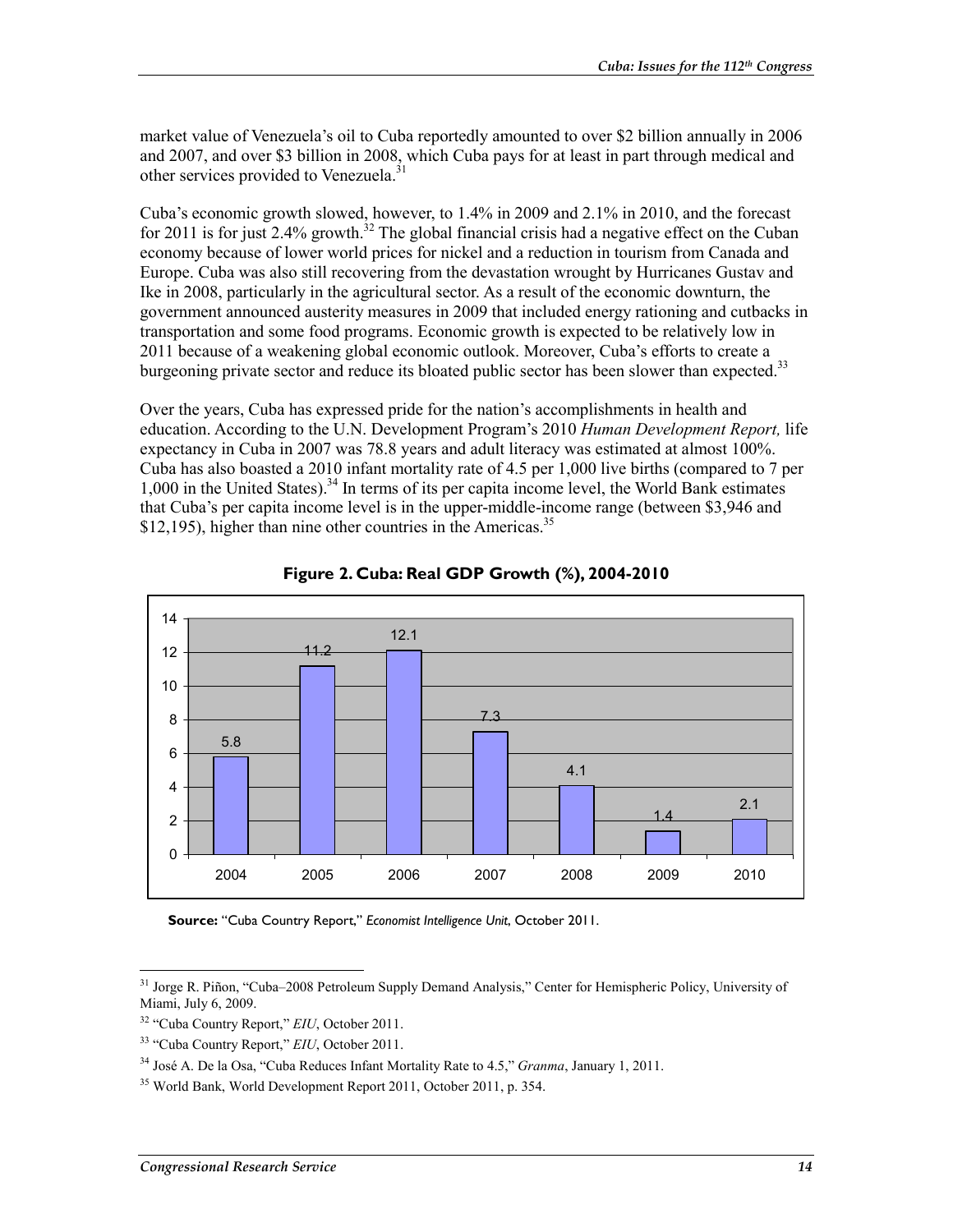market value of Venezuela's oil to Cuba reportedly amounted to over $2 billion annually in 2006 and 2007, and over $3 billion in 2008, which Cuba pays for at least in part through medical and other services provided to Venezuela.[31]

Cuba's economic growth slowed, however, to 1.4% in 2009 and 2.1% in 2010, and the forecast for 2011 is for just 2.4% growth.[32] The global financial crisis had a negative effect on the Cuban economy because of lower world prices for nickel and a reduction in tourism from Canada and Europe. Cuba was also still recovering from the devastation wrought by Hurricanes Gustav and Ike in 2008, particularly in the agricultural sector. As a result of the economic downturn, the government announced austerity measures in 2009 that included energy rationing and cutbacks in transportation and some food programs. Economic growth is expected to be relatively low in 2011 because of a weakening global economic outlook. Moreover, Cuba's efforts to create a burgeoning private sector and reduce its bloated public sector has been slower than expected.[33]

Over the years, Cuba has expressed pride for the nation's accomplishments in health and education. According to the U.N. Development Program's 2010 *Human Development Report,* life expectancy in Cuba in 2007 was 78.8 years and adult literacy was estimated at almost 100%. Cuba has also boasted a 2010 infant mortality rate of 4.5 per 1,000 live births (compared to 7 per 1,000 in the United States).[34] In terms of its per capita income level, the World Bank estimates that Cuba's per capita income level is in the upper-middle-income range (between $3,946 and $12,195), higher than nine other countries in the Americas.[35]

**Figure 2. Cuba: Real GDP Growth (%), 2004-2010**

| Year | Real GDP Growth (%) |
|---|---|
| 2004 | 5.8 |
| 2005 | 11.2 |
| 2006 | 12.1 |
| 2007 | 7.3 |
| 2008 | 4.1 |
| 2009 | 1.4 |
| 2010 | 2.1 |

**Source:** "Cuba Country Report," *Economist Intelligence Unit*, October 2011.

---

[31] Jorge R. Piñon, "Cuba–2008 Petroleum Supply Demand Analysis," Center for Hemispheric Policy, University of Miami, July 6, 2009.

[32] "Cuba Country Report," *EIU*, October 2011.

[33] "Cuba Country Report," *EIU*, October 2011.

[34] José A. De la Osa, "Cuba Reduces Infant Mortality Rate to 4.5," *Granma*, January 1, 2011.

[35] World Bank, World Development Report 2011, October 2011, p. 354.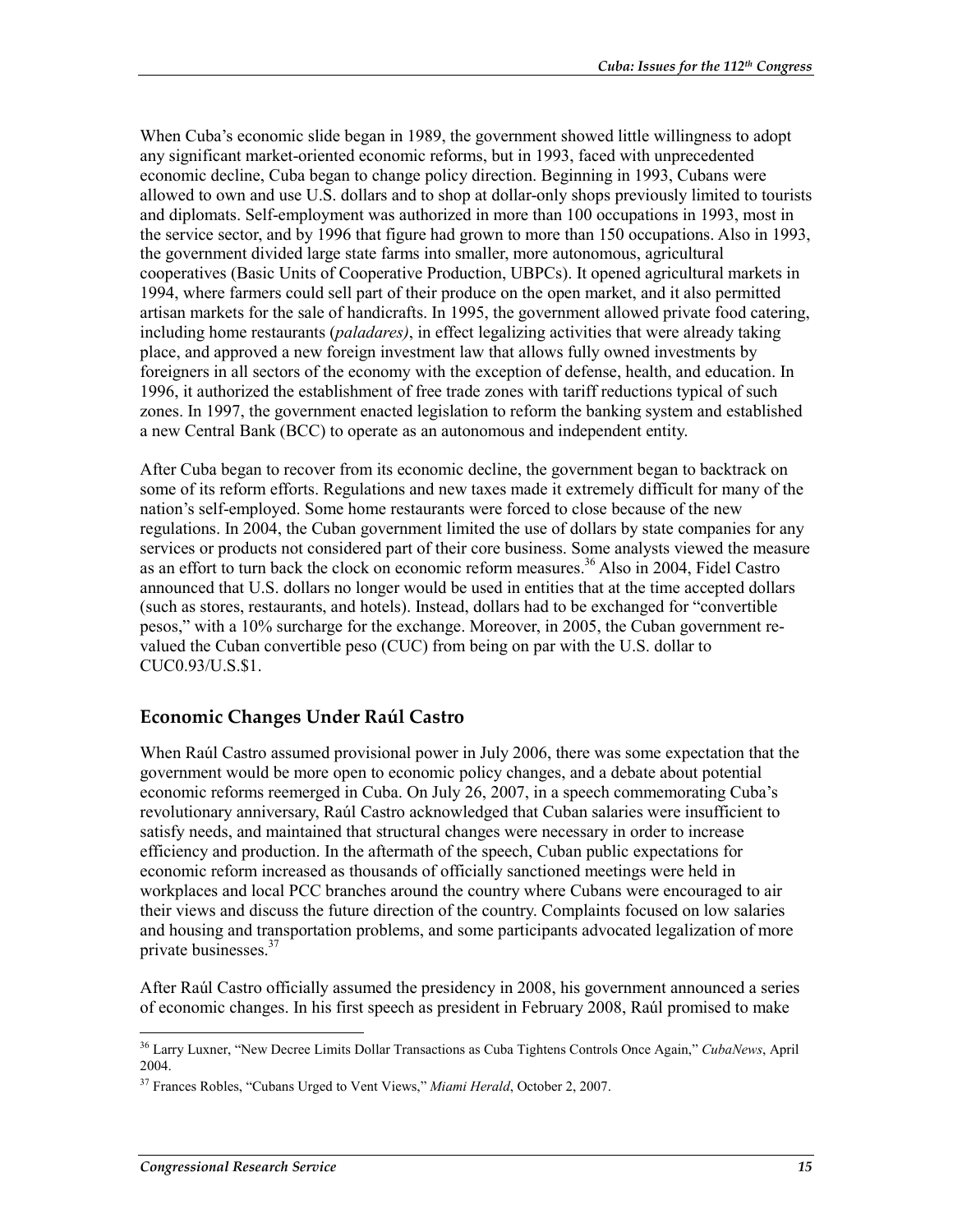When Cuba's economic slide began in 1989, the government showed little willingness to adopt any significant market-oriented economic reforms, but in 1993, faced with unprecedented economic decline, Cuba began to change policy direction. Beginning in 1993, Cubans were allowed to own and use U.S. dollars and to shop at dollar-only shops previously limited to tourists and diplomats. Self-employment was authorized in more than 100 occupations in 1993, most in the service sector, and by 1996 that figure had grown to more than 150 occupations. Also in 1993, the government divided large state farms into smaller, more autonomous, agricultural cooperatives (Basic Units of Cooperative Production, UBPCs). It opened agricultural markets in 1994, where farmers could sell part of their produce on the open market, and it also permitted artisan markets for the sale of handicrafts. In 1995, the government allowed private food catering, including home restaurants (*paladares)*, in effect legalizing activities that were already taking place, and approved a new foreign investment law that allows fully owned investments by foreigners in all sectors of the economy with the exception of defense, health, and education. In 1996, it authorized the establishment of free trade zones with tariff reductions typical of such zones. In 1997, the government enacted legislation to reform the banking system and established a new Central Bank (BCC) to operate as an autonomous and independent entity.

After Cuba began to recover from its economic decline, the government began to backtrack on some of its reform efforts. Regulations and new taxes made it extremely difficult for many of the nation's self-employed. Some home restaurants were forced to close because of the new regulations. In 2004, the Cuban government limited the use of dollars by state companies for any services or products not considered part of their core business. Some analysts viewed the measure as an effort to turn back the clock on economic reform measures.[36] Also in 2004, Fidel Castro announced that U.S. dollars no longer would be used in entities that at the time accepted dollars (such as stores, restaurants, and hotels). Instead, dollars had to be exchanged for "convertible pesos," with a 10% surcharge for the exchange. Moreover, in 2005, the Cuban government re-valued the Cuban convertible peso (CUC) from being on par with the U.S. dollar to CUC0.93/U.S.$1.

## Economic Changes Under Raúl Castro

When Raúl Castro assumed provisional power in July 2006, there was some expectation that the government would be more open to economic policy changes, and a debate about potential economic reforms reemerged in Cuba. On July 26, 2007, in a speech commemorating Cuba's revolutionary anniversary, Raúl Castro acknowledged that Cuban salaries were insufficient to satisfy needs, and maintained that structural changes were necessary in order to increase efficiency and production. In the aftermath of the speech, Cuban public expectations for economic reform increased as thousands of officially sanctioned meetings were held in workplaces and local PCC branches around the country where Cubans were encouraged to air their views and discuss the future direction of the country. Complaints focused on low salaries and housing and transportation problems, and some participants advocated legalization of more private businesses.[37]

After Raúl Castro officially assumed the presidency in 2008, his government announced a series of economic changes. In his first speech as president in February 2008, Raúl promised to make

---

[36] Larry Luxner, "New Decree Limits Dollar Transactions as Cuba Tightens Controls Once Again," *CubaNews*, April 2004.

[37] Frances Robles, "Cubans Urged to Vent Views," *Miami Herald*, October 2, 2007.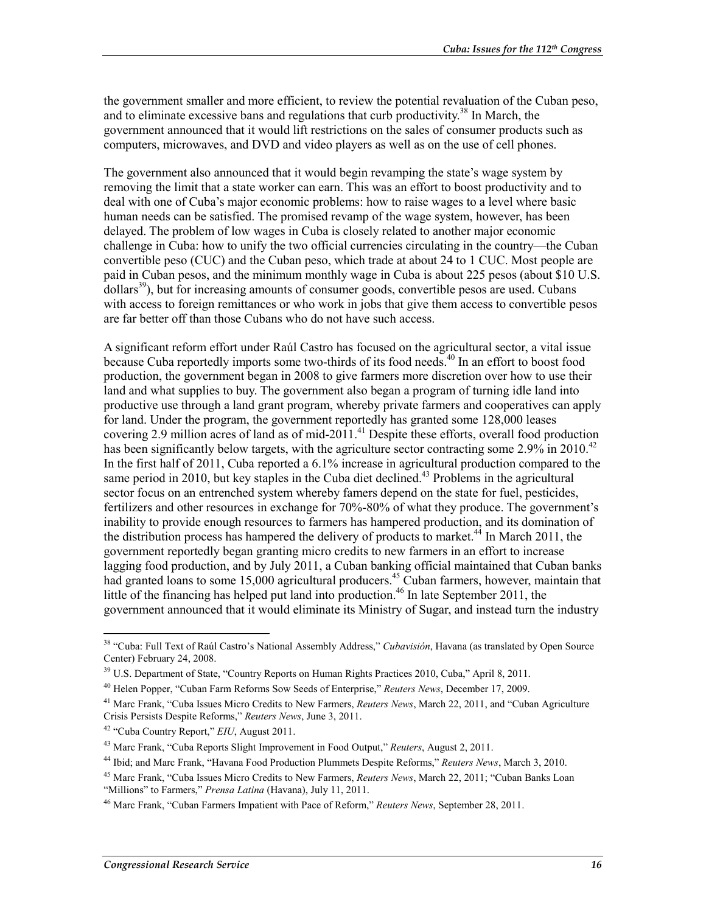the government smaller and more efficient, to review the potential revaluation of the Cuban peso, and to eliminate excessive bans and regulations that curb productivity.[38] In March, the government announced that it would lift restrictions on the sales of consumer products such as computers, microwaves, and DVD and video players as well as on the use of cell phones.

The government also announced that it would begin revamping the state's wage system by removing the limit that a state worker can earn. This was an effort to boost productivity and to deal with one of Cuba's major economic problems: how to raise wages to a level where basic human needs can be satisfied. The promised revamp of the wage system, however, has been delayed. The problem of low wages in Cuba is closely related to another major economic challenge in Cuba: how to unify the two official currencies circulating in the country—the Cuban convertible peso (CUC) and the Cuban peso, which trade at about 24 to 1 CUC. Most people are paid in Cuban pesos, and the minimum monthly wage in Cuba is about 225 pesos (about $10 U.S. dollars[39]), but for increasing amounts of consumer goods, convertible pesos are used. Cubans with access to foreign remittances or who work in jobs that give them access to convertible pesos are far better off than those Cubans who do not have such access.

A significant reform effort under Raúl Castro has focused on the agricultural sector, a vital issue because Cuba reportedly imports some two-thirds of its food needs.[40] In an effort to boost food production, the government began in 2008 to give farmers more discretion over how to use their land and what supplies to buy. The government also began a program of turning idle land into productive use through a land grant program, whereby private farmers and cooperatives can apply for land. Under the program, the government reportedly has granted some 128,000 leases covering 2.9 million acres of land as of mid-2011.[41] Despite these efforts, overall food production has been significantly below targets, with the agriculture sector contracting some 2.9% in 2010.[42] In the first half of 2011, Cuba reported a 6.1% increase in agricultural production compared to the same period in 2010, but key staples in the Cuba diet declined.[43] Problems in the agricultural sector focus on an entrenched system whereby famers depend on the state for fuel, pesticides, fertilizers and other resources in exchange for 70%-80% of what they produce. The government's inability to provide enough resources to farmers has hampered production, and its domination of the distribution process has hampered the delivery of products to market.[44] In March 2011, the government reportedly began granting micro credits to new farmers in an effort to increase lagging food production, and by July 2011, a Cuban banking official maintained that Cuban banks had granted loans to some 15,000 agricultural producers.[45] Cuban farmers, however, maintain that little of the financing has helped put land into production.[46] In late September 2011, the government announced that it would eliminate its Ministry of Sugar, and instead turn the industry

---

[38] "Cuba: Full Text of Raúl Castro's National Assembly Address," *Cubavisión*, Havana (as translated by Open Source Center) February 24, 2008.

[39] U.S. Department of State, "Country Reports on Human Rights Practices 2010, Cuba," April 8, 2011.

[40] Helen Popper, "Cuban Farm Reforms Sow Seeds of Enterprise," *Reuters News*, December 17, 2009.

[41] Marc Frank, "Cuba Issues Micro Credits to New Farmers, *Reuters News*, March 22, 2011, and "Cuban Agriculture Crisis Persists Despite Reforms," *Reuters News*, June 3, 2011.

[42] "Cuba Country Report," *EIU*, August 2011.

[43] Marc Frank, "Cuba Reports Slight Improvement in Food Output," *Reuters*, August 2, 2011.

[44] Ibid; and Marc Frank, "Havana Food Production Plummets Despite Reforms," *Reuters News*, March 3, 2010.

[45] Marc Frank, "Cuba Issues Micro Credits to New Farmers, *Reuters News*, March 22, 2011; "Cuban Banks Loan "Millions" to Farmers," *Prensa Latina* (Havana), July 11, 2011.

[46] Marc Frank, "Cuban Farmers Impatient with Pace of Reform," *Reuters News*, September 28, 2011.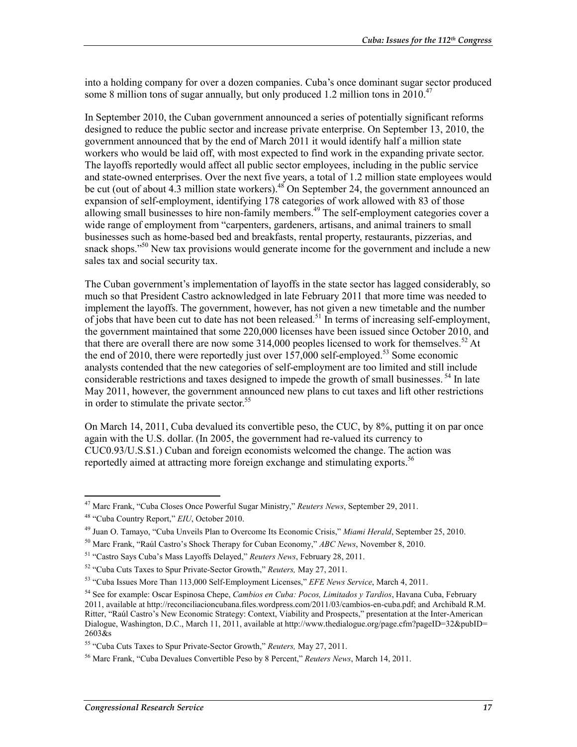into a holding company for over a dozen companies. Cuba's once dominant sugar sector produced some 8 million tons of sugar annually, but only produced 1.2 million tons in 2010.[47]

In September 2010, the Cuban government announced a series of potentially significant reforms designed to reduce the public sector and increase private enterprise. On September 13, 2010, the government announced that by the end of March 2011 it would identify half a million state workers who would be laid off, with most expected to find work in the expanding private sector. The layoffs reportedly would affect all public sector employees, including in the public service and state-owned enterprises. Over the next five years, a total of 1.2 million state employees would be cut (out of about 4.3 million state workers).[48] On September 24, the government announced an expansion of self-employment, identifying 178 categories of work allowed with 83 of those allowing small businesses to hire non-family members.[49] The self-employment categories cover a wide range of employment from "carpenters, gardeners, artisans, and animal trainers to small businesses such as home-based bed and breakfasts, rental property, restaurants, pizzerias, and snack shops."[50] New tax provisions would generate income for the government and include a new sales tax and social security tax.

The Cuban government's implementation of layoffs in the state sector has lagged considerably, so much so that President Castro acknowledged in late February 2011 that more time was needed to implement the layoffs. The government, however, has not given a new timetable and the number of jobs that have been cut to date has not been released.[51] In terms of increasing self-employment, the government maintained that some 220,000 licenses have been issued since October 2010, and that there are overall there are now some 314,000 peoples licensed to work for themselves.[52] At the end of 2010, there were reportedly just over 157,000 self-employed.[53] Some economic analysts contended that the new categories of self-employment are too limited and still include considerable restrictions and taxes designed to impede the growth of small businesses.[54] In late May 2011, however, the government announced new plans to cut taxes and lift other restrictions in order to stimulate the private sector.[55]

On March 14, 2011, Cuba devalued its convertible peso, the CUC, by 8%, putting it on par once again with the U.S. dollar. (In 2005, the government had re-valued its currency to CUC0.93/U.S.$1.) Cuban and foreign economists welcomed the change. The action was reportedly aimed at attracting more foreign exchange and stimulating exports.[56]

---

[47] Marc Frank, "Cuba Closes Once Powerful Sugar Ministry," *Reuters News*, September 29, 2011.

[48] "Cuba Country Report," *EIU*, October 2010.

[49] Juan O. Tamayo, "Cuba Unveils Plan to Overcome Its Economic Crisis," *Miami Herald*, September 25, 2010.

[50] Marc Frank, "Raúl Castro's Shock Therapy for Cuban Economy," *ABC News*, November 8, 2010.

[51] "Castro Says Cuba's Mass Layoffs Delayed," *Reuters News*, February 28, 2011.

[52] "Cuba Cuts Taxes to Spur Private-Sector Growth," *Reuters,* May 27, 2011.

[53] "Cuba Issues More Than 113,000 Self-Employment Licenses," *EFE News Service*, March 4, 2011.

[54] See for example: Oscar Espinosa Chepe, *Cambios en Cuba: Pocos, Limitados y Tardios*, Havana Cuba, February 2011, available at http://reconciliacioncubana.files.wordpress.com/2011/03/cambios-en-cuba.pdf; and Archibald R.M. Ritter, "Raúl Castro's New Economic Strategy: Context, Viability and Prospects," presentation at the Inter-American Dialogue, Washington, D.C., March 11, 2011, available at http://www.thedialogue.org/page.cfm?pageID=32&pubID=2603&s

[55] "Cuba Cuts Taxes to Spur Private-Sector Growth," *Reuters,* May 27, 2011.

[56] Marc Frank, "Cuba Devalues Convertible Peso by 8 Percent," *Reuters News*, March 14, 2011.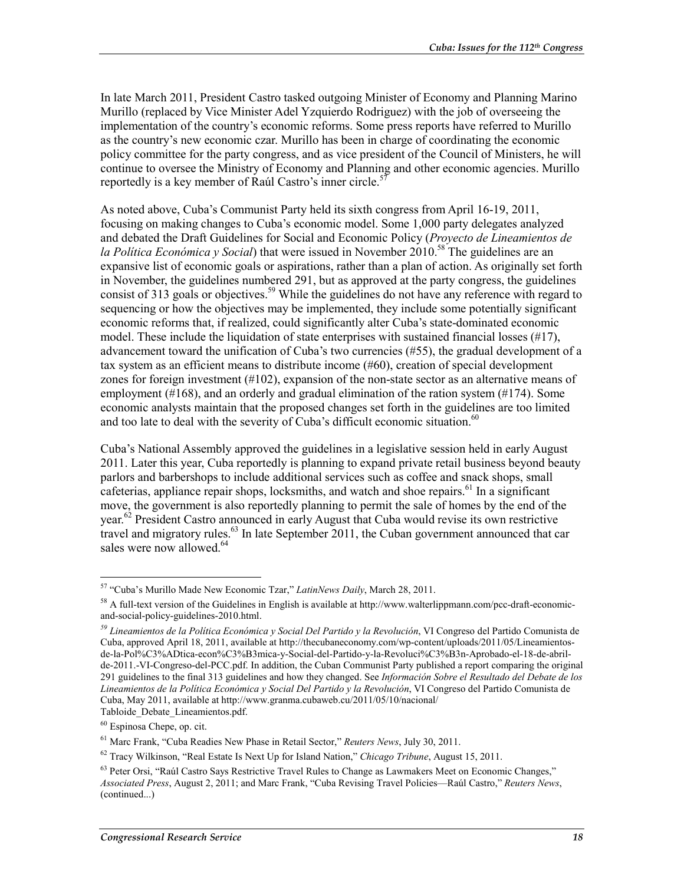In late March 2011, President Castro tasked outgoing Minister of Economy and Planning Marino Murillo (replaced by Vice Minister Adel Yzquierdo Rodriguez) with the job of overseeing the implementation of the country's economic reforms. Some press reports have referred to Murillo as the country's new economic czar. Murillo has been in charge of coordinating the economic policy committee for the party congress, and as vice president of the Council of Ministers, he will continue to oversee the Ministry of Economy and Planning and other economic agencies. Murillo reportedly is a key member of Raúl Castro's inner circle.[57]

As noted above, Cuba's Communist Party held its sixth congress from April 16-19, 2011, focusing on making changes to Cuba's economic model. Some 1,000 party delegates analyzed and debated the Draft Guidelines for Social and Economic Policy (*Proyecto de Lineamientos de la Política Económica y Social*) that were issued in November 2010.[58] The guidelines are an expansive list of economic goals or aspirations, rather than a plan of action. As originally set forth in November, the guidelines numbered 291, but as approved at the party congress, the guidelines consist of 313 goals or objectives.[59] While the guidelines do not have any reference with regard to sequencing or how the objectives may be implemented, they include some potentially significant economic reforms that, if realized, could significantly alter Cuba's state-dominated economic model. These include the liquidation of state enterprises with sustained financial losses (#17), advancement toward the unification of Cuba's two currencies (#55), the gradual development of a tax system as an efficient means to distribute income (#60), creation of special development zones for foreign investment (#102), expansion of the non-state sector as an alternative means of employment (#168), and an orderly and gradual elimination of the ration system (#174). Some economic analysts maintain that the proposed changes set forth in the guidelines are too limited and too late to deal with the severity of Cuba's difficult economic situation.[60]

Cuba's National Assembly approved the guidelines in a legislative session held in early August 2011. Later this year, Cuba reportedly is planning to expand private retail business beyond beauty parlors and barbershops to include additional services such as coffee and snack shops, small cafeterias, appliance repair shops, locksmiths, and watch and shoe repairs.[61] In a significant move, the government is also reportedly planning to permit the sale of homes by the end of the year.[62] President Castro announced in early August that Cuba would revise its own restrictive travel and migratory rules.[63] In late September 2011, the Cuban government announced that car sales were now allowed.[64]

---

[57] "Cuba's Murillo Made New Economic Tzar," *LatinNews Daily*, March 28, 2011.

[58] A full-text version of the Guidelines in English is available at http://www.walterlippmann.com/pcc-draft-economic-and-social-policy-guidelines-2010.html.

[59] *Lineamientos de la Política Económica y Social Del Partido y la Revolución*, VI Congreso del Partido Comunista de Cuba, approved April 18, 2011, available at http://thecubaneconomy.com/wp-content/uploads/2011/05/Lineamientos-de-la-Pol%C3%ADtica-econ%C3%B3mica-y-Social-del-Partido-y-la-Revoluci%C3%B3n-Aprobado-el-18-de-abril-de-2011.-VI-Congreso-del-PCC.pdf. In addition, the Cuban Communist Party published a report comparing the original 291 guidelines to the final 313 guidelines and how they changed. See *Información Sobre el Resultado del Debate de los Lineamientos de la Política Económica y Social Del Partido y la Revolución*, VI Congreso del Partido Comunista de Cuba, May 2011, available at http://www.granma.cubaweb.cu/2011/05/10/nacional/Tabloide_Debate_Lineamientos.pdf.

[60] Espinosa Chepe, op. cit.

[61] Marc Frank, "Cuba Readies New Phase in Retail Sector," *Reuters News*, July 30, 2011.

[62] Tracy Wilkinson, "Real Estate Is Next Up for Island Nation," *Chicago Tribune*, August 15, 2011.

[63] Peter Orsi, "Raúl Castro Says Restrictive Travel Rules to Change as Lawmakers Meet on Economic Changes," *Associated Press*, August 2, 2011; and Marc Frank, "Cuba Revising Travel Policies—Raúl Castro," *Reuters News*, (continued...)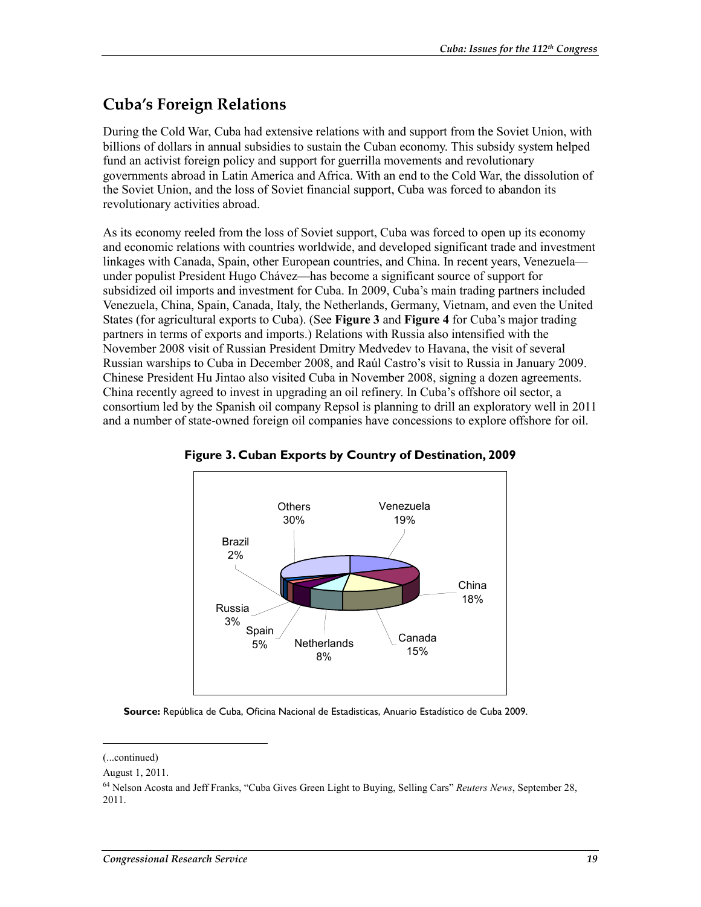## Cuba's Foreign Relations

During the Cold War, Cuba had extensive relations with and support from the Soviet Union, with billions of dollars in annual subsidies to sustain the Cuban economy. This subsidy system helped fund an activist foreign policy and support for guerrilla movements and revolutionary governments abroad in Latin America and Africa. With an end to the Cold War, the dissolution of the Soviet Union, and the loss of Soviet financial support, Cuba was forced to abandon its revolutionary activities abroad.

As its economy reeled from the loss of Soviet support, Cuba was forced to open up its economy and economic relations with countries worldwide, and developed significant trade and investment linkages with Canada, Spain, other European countries, and China. In recent years, Venezuela—under populist President Hugo Chávez—has become a significant source of support for subsidized oil imports and investment for Cuba. In 2009, Cuba's main trading partners included Venezuela, China, Spain, Canada, Italy, the Netherlands, Germany, Vietnam, and even the United States (for agricultural exports to Cuba). (See **Figure 3** and **Figure 4** for Cuba's major trading partners in terms of exports and imports.) Relations with Russia also intensified with the November 2008 visit of Russian President Dmitry Medvedev to Havana, the visit of several Russian warships to Cuba in December 2008, and Raúl Castro's visit to Russia in January 2009. Chinese President Hu Jintao also visited Cuba in November 2008, signing a dozen agreements. China recently agreed to invest in upgrading an oil refinery. In Cuba's offshore oil sector, a consortium led by the Spanish oil company Repsol is planning to drill an exploratory well in 2011 and a number of state-owned foreign oil companies have concessions to explore offshore for oil.

**Figure 3. Cuban Exports by Country of Destination, 2009**

| Country | Share |
|---|---|
| Venezuela | 19% |
| China | 18% |
| Canada | 15% |
| Netherlands | 8% |
| Spain | 5% |
| Russia | 3% |
| Brazil | 2% |
| Others | 30% |

**Source:** República de Cuba, Oficina Nacional de Estadisticas, Anuario Estadístico de Cuba 2009.

---

(...continued)

August 1, 2011.

[64] Nelson Acosta and Jeff Franks, "Cuba Gives Green Light to Buying, Selling Cars" *Reuters News*, September 28, 2011.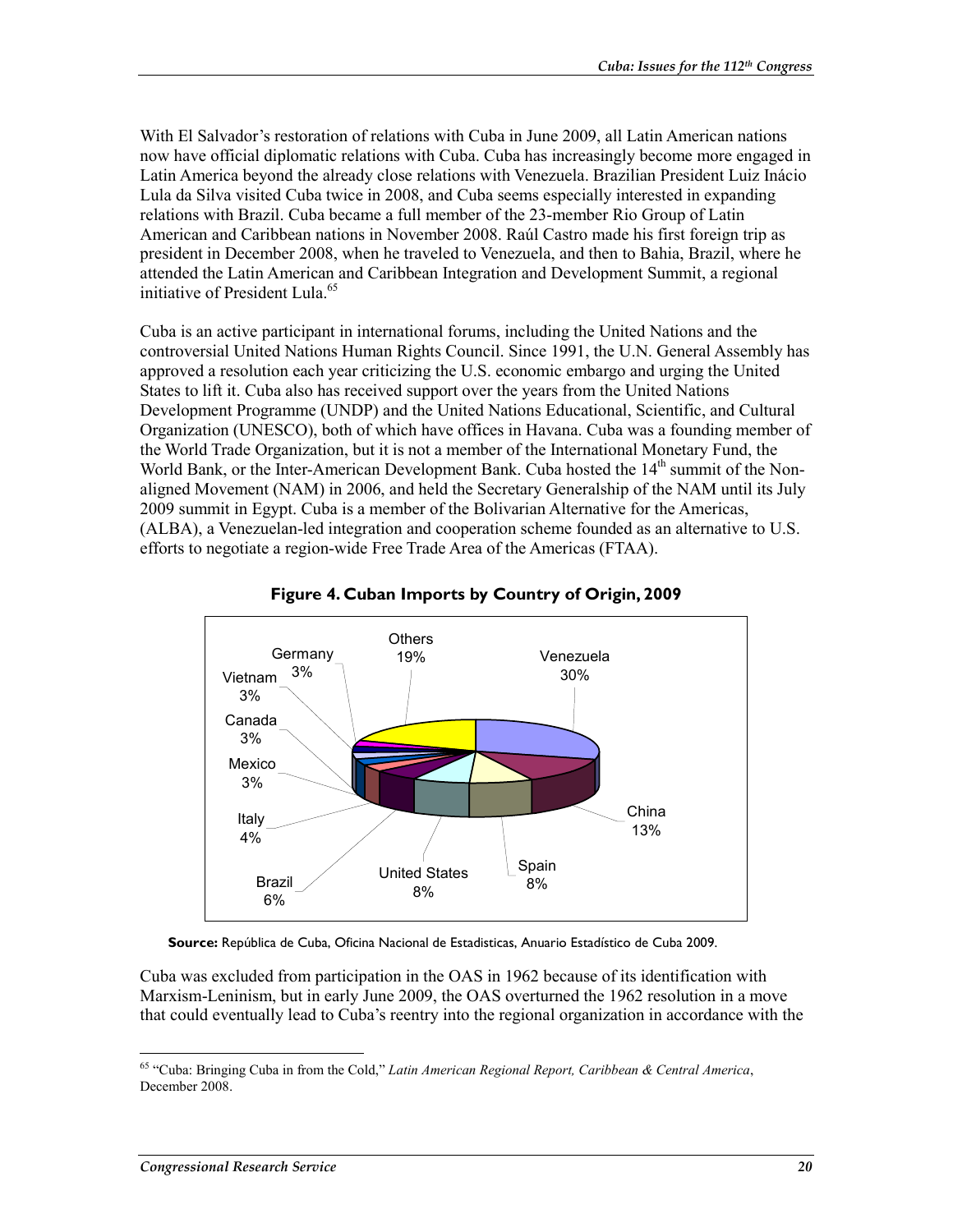With El Salvador's restoration of relations with Cuba in June 2009, all Latin American nations now have official diplomatic relations with Cuba. Cuba has increasingly become more engaged in Latin America beyond the already close relations with Venezuela. Brazilian President Luiz Inácio Lula da Silva visited Cuba twice in 2008, and Cuba seems especially interested in expanding relations with Brazil. Cuba became a full member of the 23-member Rio Group of Latin American and Caribbean nations in November 2008. Raúl Castro made his first foreign trip as president in December 2008, when he traveled to Venezuela, and then to Bahia, Brazil, where he attended the Latin American and Caribbean Integration and Development Summit, a regional initiative of President Lula.[65]

Cuba is an active participant in international forums, including the United Nations and the controversial United Nations Human Rights Council. Since 1991, the U.N. General Assembly has approved a resolution each year criticizing the U.S. economic embargo and urging the United States to lift it. Cuba also has received support over the years from the United Nations Development Programme (UNDP) and the United Nations Educational, Scientific, and Cultural Organization (UNESCO), both of which have offices in Havana. Cuba was a founding member of the World Trade Organization, but it is not a member of the International Monetary Fund, the World Bank, or the Inter-American Development Bank. Cuba hosted the 14th summit of the Non-aligned Movement (NAM) in 2006, and held the Secretary Generalship of the NAM until its July 2009 summit in Egypt. Cuba is a member of the Bolivarian Alternative for the Americas, (ALBA), a Venezuelan-led integration and cooperation scheme founded as an alternative to U.S. efforts to negotiate a region-wide Free Trade Area of the Americas (FTAA).

**Figure 4. Cuban Imports by Country of Origin, 2009**

| Country | Share |
|---|---|
| Venezuela | 30% |
| China | 13% |
| Spain | 8% |
| United States | 8% |
| Brazil | 6% |
| Italy | 4% |
| Mexico | 3% |
| Canada | 3% |
| Vietnam | 3% |
| Germany | 3% |
| Others | 19% |

**Source:** República de Cuba, Oficina Nacional de Estadisticas, Anuario Estadístico de Cuba 2009.

Cuba was excluded from participation in the OAS in 1962 because of its identification with Marxism-Leninism, but in early June 2009, the OAS overturned the 1962 resolution in a move that could eventually lead to Cuba's reentry into the regional organization in accordance with the

[65] "Cuba: Bringing Cuba in from the Cold," *Latin American Regional Report, Caribbean & Central America*, December 2008.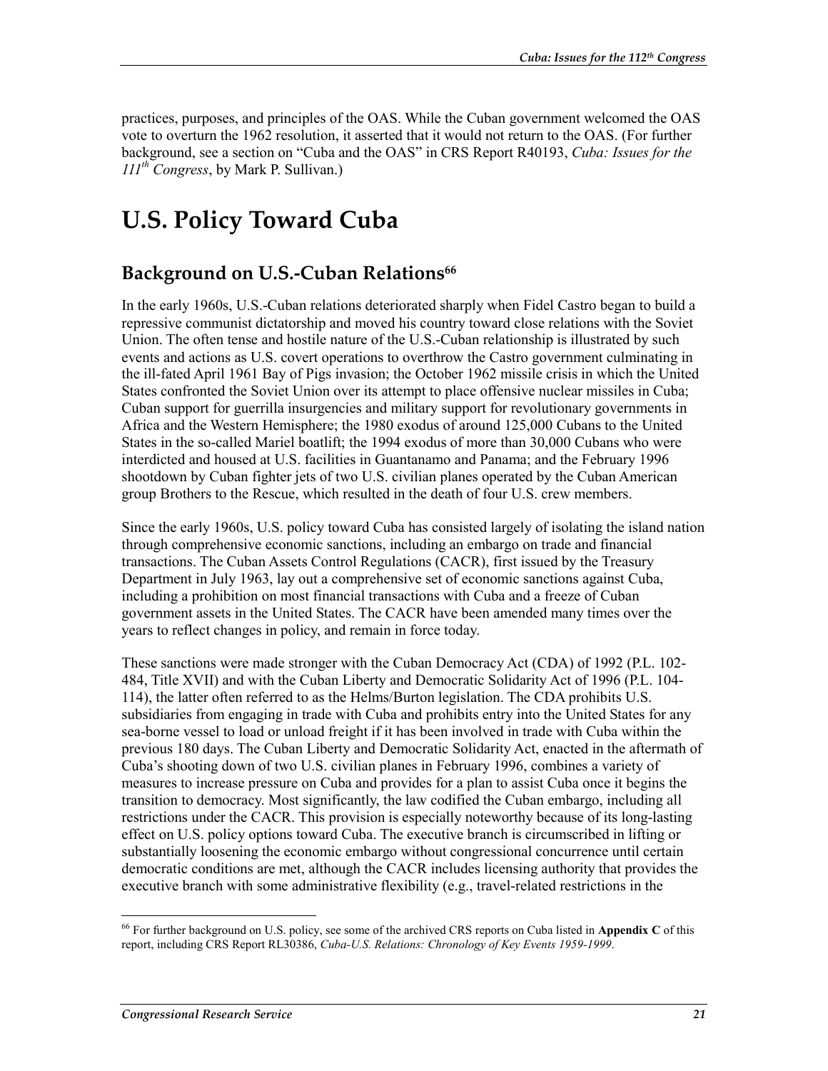practices, purposes, and principles of the OAS. While the Cuban government welcomed the OAS vote to overturn the 1962 resolution, it asserted that it would not return to the OAS. (For further background, see a section on "Cuba and the OAS" in CRS Report R40193, *Cuba: Issues for the 111th Congress*, by Mark P. Sullivan.)

# U.S. Policy Toward Cuba

## Background on U.S.-Cuban Relations[66]

In the early 1960s, U.S.-Cuban relations deteriorated sharply when Fidel Castro began to build a repressive communist dictatorship and moved his country toward close relations with the Soviet Union. The often tense and hostile nature of the U.S.-Cuban relationship is illustrated by such events and actions as U.S. covert operations to overthrow the Castro government culminating in the ill-fated April 1961 Bay of Pigs invasion; the October 1962 missile crisis in which the United States confronted the Soviet Union over its attempt to place offensive nuclear missiles in Cuba; Cuban support for guerrilla insurgencies and military support for revolutionary governments in Africa and the Western Hemisphere; the 1980 exodus of around 125,000 Cubans to the United States in the so-called Mariel boatlift; the 1994 exodus of more than 30,000 Cubans who were interdicted and housed at U.S. facilities in Guantanamo and Panama; and the February 1996 shootdown by Cuban fighter jets of two U.S. civilian planes operated by the Cuban American group Brothers to the Rescue, which resulted in the death of four U.S. crew members.

Since the early 1960s, U.S. policy toward Cuba has consisted largely of isolating the island nation through comprehensive economic sanctions, including an embargo on trade and financial transactions. The Cuban Assets Control Regulations (CACR), first issued by the Treasury Department in July 1963, lay out a comprehensive set of economic sanctions against Cuba, including a prohibition on most financial transactions with Cuba and a freeze of Cuban government assets in the United States. The CACR have been amended many times over the years to reflect changes in policy, and remain in force today.

These sanctions were made stronger with the Cuban Democracy Act (CDA) of 1992 (P.L. 102-484, Title XVII) and with the Cuban Liberty and Democratic Solidarity Act of 1996 (P.L. 104-114), the latter often referred to as the Helms/Burton legislation. The CDA prohibits U.S. subsidiaries from engaging in trade with Cuba and prohibits entry into the United States for any sea-borne vessel to load or unload freight if it has been involved in trade with Cuba within the previous 180 days. The Cuban Liberty and Democratic Solidarity Act, enacted in the aftermath of Cuba's shooting down of two U.S. civilian planes in February 1996, combines a variety of measures to increase pressure on Cuba and provides for a plan to assist Cuba once it begins the transition to democracy. Most significantly, the law codified the Cuban embargo, including all restrictions under the CACR. This provision is especially noteworthy because of its long-lasting effect on U.S. policy options toward Cuba. The executive branch is circumscribed in lifting or substantially loosening the economic embargo without congressional concurrence until certain democratic conditions are met, although the CACR includes licensing authority that provides the executive branch with some administrative flexibility (e.g., travel-related restrictions in the

[66] For further background on U.S. policy, see some of the archived CRS reports on Cuba listed in **Appendix C** of this report, including CRS Report RL30386, *Cuba-U.S. Relations: Chronology of Key Events 1959-1999*.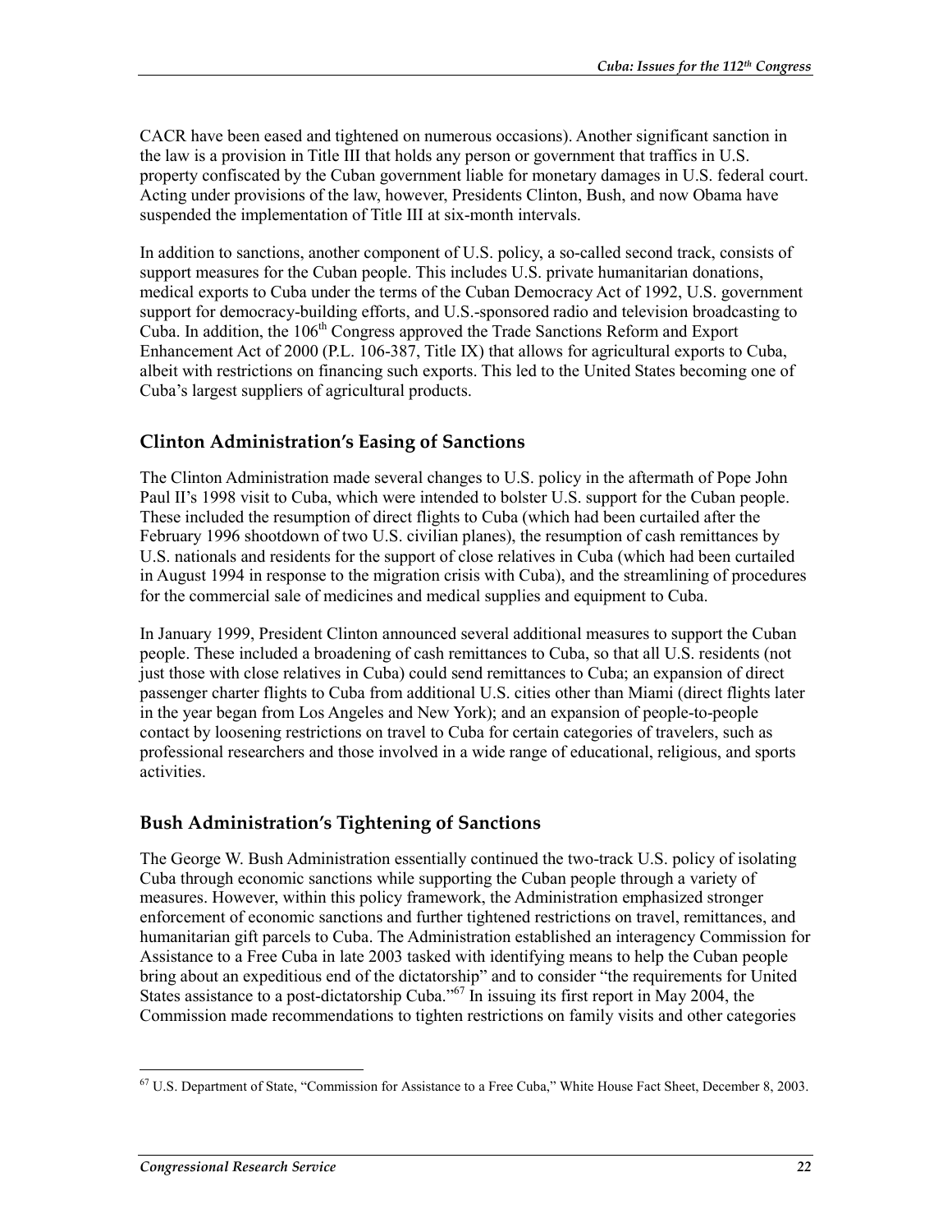CACR have been eased and tightened on numerous occasions). Another significant sanction in the law is a provision in Title III that holds any person or government that traffics in U.S. property confiscated by the Cuban government liable for monetary damages in U.S. federal court. Acting under provisions of the law, however, Presidents Clinton, Bush, and now Obama have suspended the implementation of Title III at six-month intervals.

In addition to sanctions, another component of U.S. policy, a so-called second track, consists of support measures for the Cuban people. This includes U.S. private humanitarian donations, medical exports to Cuba under the terms of the Cuban Democracy Act of 1992, U.S. government support for democracy-building efforts, and U.S.-sponsored radio and television broadcasting to Cuba. In addition, the 106th Congress approved the Trade Sanctions Reform and Export Enhancement Act of 2000 (P.L. 106-387, Title IX) that allows for agricultural exports to Cuba, albeit with restrictions on financing such exports. This led to the United States becoming one of Cuba's largest suppliers of agricultural products.

## Clinton Administration's Easing of Sanctions

The Clinton Administration made several changes to U.S. policy in the aftermath of Pope John Paul II's 1998 visit to Cuba, which were intended to bolster U.S. support for the Cuban people. These included the resumption of direct flights to Cuba (which had been curtailed after the February 1996 shootdown of two U.S. civilian planes), the resumption of cash remittances by U.S. nationals and residents for the support of close relatives in Cuba (which had been curtailed in August 1994 in response to the migration crisis with Cuba), and the streamlining of procedures for the commercial sale of medicines and medical supplies and equipment to Cuba.

In January 1999, President Clinton announced several additional measures to support the Cuban people. These included a broadening of cash remittances to Cuba, so that all U.S. residents (not just those with close relatives in Cuba) could send remittances to Cuba; an expansion of direct passenger charter flights to Cuba from additional U.S. cities other than Miami (direct flights later in the year began from Los Angeles and New York); and an expansion of people-to-people contact by loosening restrictions on travel to Cuba for certain categories of travelers, such as professional researchers and those involved in a wide range of educational, religious, and sports activities.

## Bush Administration's Tightening of Sanctions

The George W. Bush Administration essentially continued the two-track U.S. policy of isolating Cuba through economic sanctions while supporting the Cuban people through a variety of measures. However, within this policy framework, the Administration emphasized stronger enforcement of economic sanctions and further tightened restrictions on travel, remittances, and humanitarian gift parcels to Cuba. The Administration established an interagency Commission for Assistance to a Free Cuba in late 2003 tasked with identifying means to help the Cuban people bring about an expeditious end of the dictatorship" and to consider "the requirements for United States assistance to a post-dictatorship Cuba."[67] In issuing its first report in May 2004, the Commission made recommendations to tighten restrictions on family visits and other categories

[67] U.S. Department of State, "Commission for Assistance to a Free Cuba," White House Fact Sheet, December 8, 2003.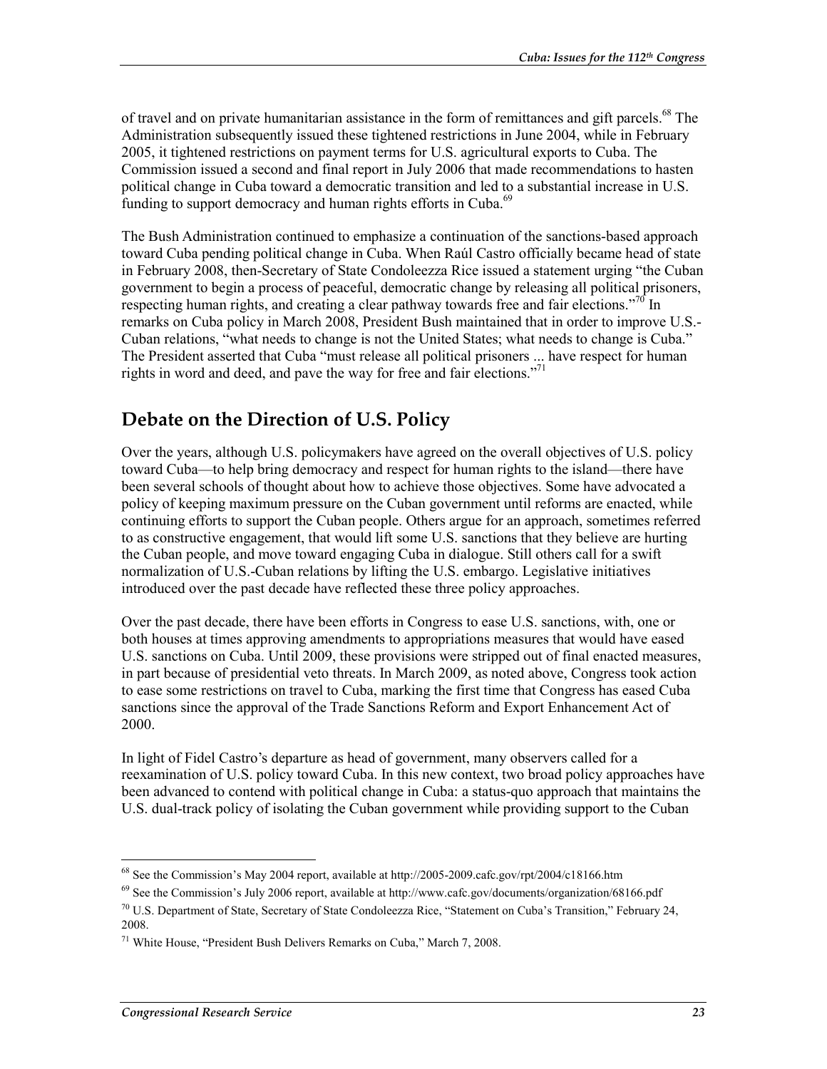of travel and on private humanitarian assistance in the form of remittances and gift parcels.[68] The Administration subsequently issued these tightened restrictions in June 2004, while in February 2005, it tightened restrictions on payment terms for U.S. agricultural exports to Cuba. The Commission issued a second and final report in July 2006 that made recommendations to hasten political change in Cuba toward a democratic transition and led to a substantial increase in U.S. funding to support democracy and human rights efforts in Cuba.[69]

The Bush Administration continued to emphasize a continuation of the sanctions-based approach toward Cuba pending political change in Cuba. When Raúl Castro officially became head of state in February 2008, then-Secretary of State Condoleezza Rice issued a statement urging "the Cuban government to begin a process of peaceful, democratic change by releasing all political prisoners, respecting human rights, and creating a clear pathway towards free and fair elections."[70] In remarks on Cuba policy in March 2008, President Bush maintained that in order to improve U.S.-Cuban relations, "what needs to change is not the United States; what needs to change is Cuba." The President asserted that Cuba "must release all political prisoners ... have respect for human rights in word and deed, and pave the way for free and fair elections."[71]

## Debate on the Direction of U.S. Policy

Over the years, although U.S. policymakers have agreed on the overall objectives of U.S. policy toward Cuba—to help bring democracy and respect for human rights to the island—there have been several schools of thought about how to achieve those objectives. Some have advocated a policy of keeping maximum pressure on the Cuban government until reforms are enacted, while continuing efforts to support the Cuban people. Others argue for an approach, sometimes referred to as constructive engagement, that would lift some U.S. sanctions that they believe are hurting the Cuban people, and move toward engaging Cuba in dialogue. Still others call for a swift normalization of U.S.-Cuban relations by lifting the U.S. embargo. Legislative initiatives introduced over the past decade have reflected these three policy approaches.

Over the past decade, there have been efforts in Congress to ease U.S. sanctions, with, one or both houses at times approving amendments to appropriations measures that would have eased U.S. sanctions on Cuba. Until 2009, these provisions were stripped out of final enacted measures, in part because of presidential veto threats. In March 2009, as noted above, Congress took action to ease some restrictions on travel to Cuba, marking the first time that Congress has eased Cuba sanctions since the approval of the Trade Sanctions Reform and Export Enhancement Act of 2000.

In light of Fidel Castro's departure as head of government, many observers called for a reexamination of U.S. policy toward Cuba. In this new context, two broad policy approaches have been advanced to contend with political change in Cuba: a status-quo approach that maintains the U.S. dual-track policy of isolating the Cuban government while providing support to the Cuban

---

[68] See the Commission's May 2004 report, available at http://2005-2009.cafc.gov/rpt/2004/c18166.htm

[69] See the Commission's July 2006 report, available at http://www.cafc.gov/documents/organization/68166.pdf

[70] U.S. Department of State, Secretary of State Condoleezza Rice, "Statement on Cuba's Transition," February 24, 2008.

[71] White House, "President Bush Delivers Remarks on Cuba," March 7, 2008.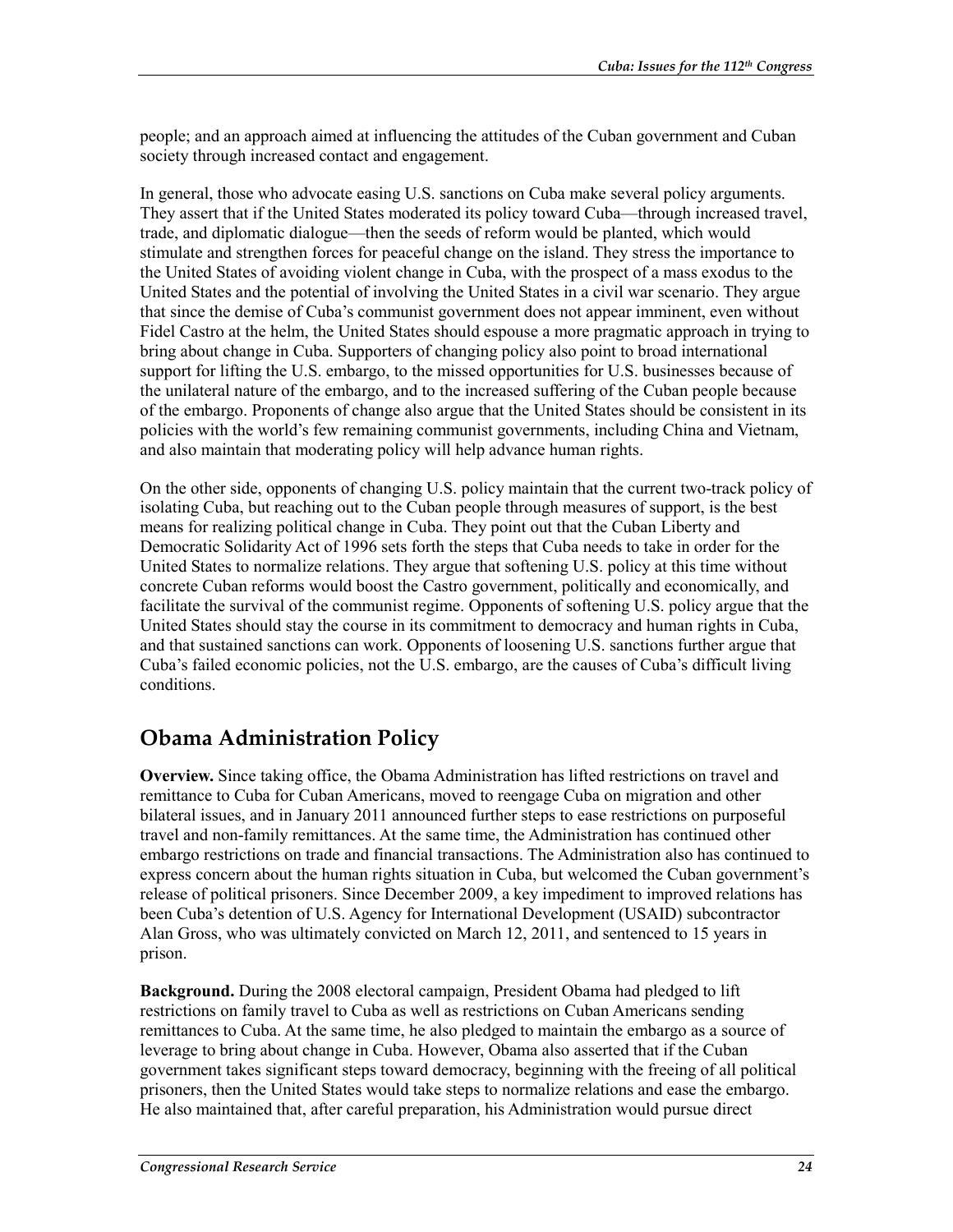people; and an approach aimed at influencing the attitudes of the Cuban government and Cuban society through increased contact and engagement.

In general, those who advocate easing U.S. sanctions on Cuba make several policy arguments. They assert that if the United States moderated its policy toward Cuba—through increased travel, trade, and diplomatic dialogue—then the seeds of reform would be planted, which would stimulate and strengthen forces for peaceful change on the island. They stress the importance to the United States of avoiding violent change in Cuba, with the prospect of a mass exodus to the United States and the potential of involving the United States in a civil war scenario. They argue that since the demise of Cuba's communist government does not appear imminent, even without Fidel Castro at the helm, the United States should espouse a more pragmatic approach in trying to bring about change in Cuba. Supporters of changing policy also point to broad international support for lifting the U.S. embargo, to the missed opportunities for U.S. businesses because of the unilateral nature of the embargo, and to the increased suffering of the Cuban people because of the embargo. Proponents of change also argue that the United States should be consistent in its policies with the world's few remaining communist governments, including China and Vietnam, and also maintain that moderating policy will help advance human rights.

On the other side, opponents of changing U.S. policy maintain that the current two-track policy of isolating Cuba, but reaching out to the Cuban people through measures of support, is the best means for realizing political change in Cuba. They point out that the Cuban Liberty and Democratic Solidarity Act of 1996 sets forth the steps that Cuba needs to take in order for the United States to normalize relations. They argue that softening U.S. policy at this time without concrete Cuban reforms would boost the Castro government, politically and economically, and facilitate the survival of the communist regime. Opponents of softening U.S. policy argue that the United States should stay the course in its commitment to democracy and human rights in Cuba, and that sustained sanctions can work. Opponents of loosening U.S. sanctions further argue that Cuba's failed economic policies, not the U.S. embargo, are the causes of Cuba's difficult living conditions.

## Obama Administration Policy

**Overview.** Since taking office, the Obama Administration has lifted restrictions on travel and remittance to Cuba for Cuban Americans, moved to reengage Cuba on migration and other bilateral issues, and in January 2011 announced further steps to ease restrictions on purposeful travel and non-family remittances. At the same time, the Administration has continued other embargo restrictions on trade and financial transactions. The Administration also has continued to express concern about the human rights situation in Cuba, but welcomed the Cuban government's release of political prisoners. Since December 2009, a key impediment to improved relations has been Cuba's detention of U.S. Agency for International Development (USAID) subcontractor Alan Gross, who was ultimately convicted on March 12, 2011, and sentenced to 15 years in prison.

**Background.** During the 2008 electoral campaign, President Obama had pledged to lift restrictions on family travel to Cuba as well as restrictions on Cuban Americans sending remittances to Cuba. At the same time, he also pledged to maintain the embargo as a source of leverage to bring about change in Cuba. However, Obama also asserted that if the Cuban government takes significant steps toward democracy, beginning with the freeing of all political prisoners, then the United States would take steps to normalize relations and ease the embargo. He also maintained that, after careful preparation, his Administration would pursue direct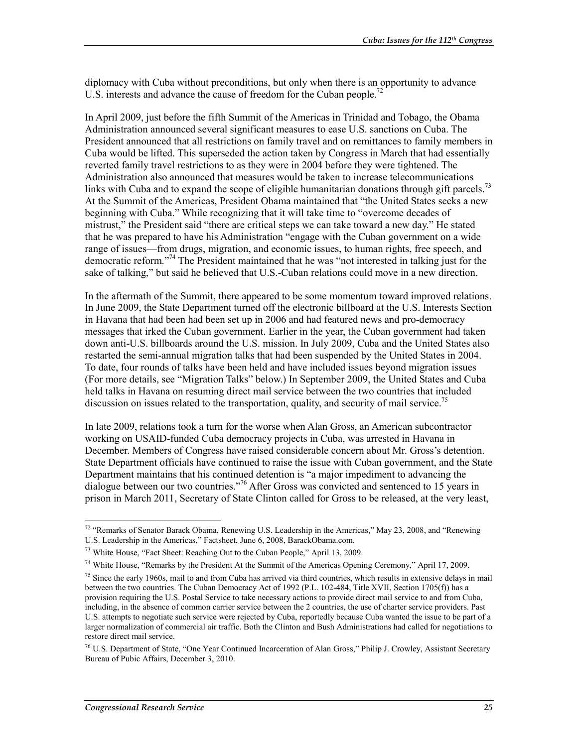diplomacy with Cuba without preconditions, but only when there is an opportunity to advance U.S. interests and advance the cause of freedom for the Cuban people.[72]

In April 2009, just before the fifth Summit of the Americas in Trinidad and Tobago, the Obama Administration announced several significant measures to ease U.S. sanctions on Cuba. The President announced that all restrictions on family travel and on remittances to family members in Cuba would be lifted. This superseded the action taken by Congress in March that had essentially reverted family travel restrictions to as they were in 2004 before they were tightened. The Administration also announced that measures would be taken to increase telecommunications links with Cuba and to expand the scope of eligible humanitarian donations through gift parcels.[73] At the Summit of the Americas, President Obama maintained that "the United States seeks a new beginning with Cuba." While recognizing that it will take time to "overcome decades of mistrust," the President said "there are critical steps we can take toward a new day." He stated that he was prepared to have his Administration "engage with the Cuban government on a wide range of issues—from drugs, migration, and economic issues, to human rights, free speech, and democratic reform."[74] The President maintained that he was "not interested in talking just for the sake of talking," but said he believed that U.S.-Cuban relations could move in a new direction.

In the aftermath of the Summit, there appeared to be some momentum toward improved relations. In June 2009, the State Department turned off the electronic billboard at the U.S. Interests Section in Havana that had been had been set up in 2006 and had featured news and pro-democracy messages that irked the Cuban government. Earlier in the year, the Cuban government had taken down anti-U.S. billboards around the U.S. mission. In July 2009, Cuba and the United States also restarted the semi-annual migration talks that had been suspended by the United States in 2004. To date, four rounds of talks have been held and have included issues beyond migration issues (For more details, see "Migration Talks" below.) In September 2009, the United States and Cuba held talks in Havana on resuming direct mail service between the two countries that included discussion on issues related to the transportation, quality, and security of mail service.[75]

In late 2009, relations took a turn for the worse when Alan Gross, an American subcontractor working on USAID-funded Cuba democracy projects in Cuba, was arrested in Havana in December. Members of Congress have raised considerable concern about Mr. Gross's detention. State Department officials have continued to raise the issue with Cuban government, and the State Department maintains that his continued detention is "a major impediment to advancing the dialogue between our two countries."[76] After Gross was convicted and sentenced to 15 years in prison in March 2011, Secretary of State Clinton called for Gross to be released, at the very least,

---

[72] "Remarks of Senator Barack Obama, Renewing U.S. Leadership in the Americas," May 23, 2008, and "Renewing U.S. Leadership in the Americas," Factsheet, June 6, 2008, BarackObama.com.

[73] White House, "Fact Sheet: Reaching Out to the Cuban People," April 13, 2009.

[74] White House, "Remarks by the President At the Summit of the Americas Opening Ceremony," April 17, 2009.

[75] Since the early 1960s, mail to and from Cuba has arrived via third countries, which results in extensive delays in mail between the two countries. The Cuban Democracy Act of 1992 (P.L. 102-484, Title XVII, Section 1705(f)) has a provision requiring the U.S. Postal Service to take necessary actions to provide direct mail service to and from Cuba, including, in the absence of common carrier service between the 2 countries, the use of charter service providers. Past U.S. attempts to negotiate such service were rejected by Cuba, reportedly because Cuba wanted the issue to be part of a larger normalization of commercial air traffic. Both the Clinton and Bush Administrations had called for negotiations to restore direct mail service.

[76] U.S. Department of State, "One Year Continued Incarceration of Alan Gross," Philip J. Crowley, Assistant Secretary Bureau of Pubic Affairs, December 3, 2010.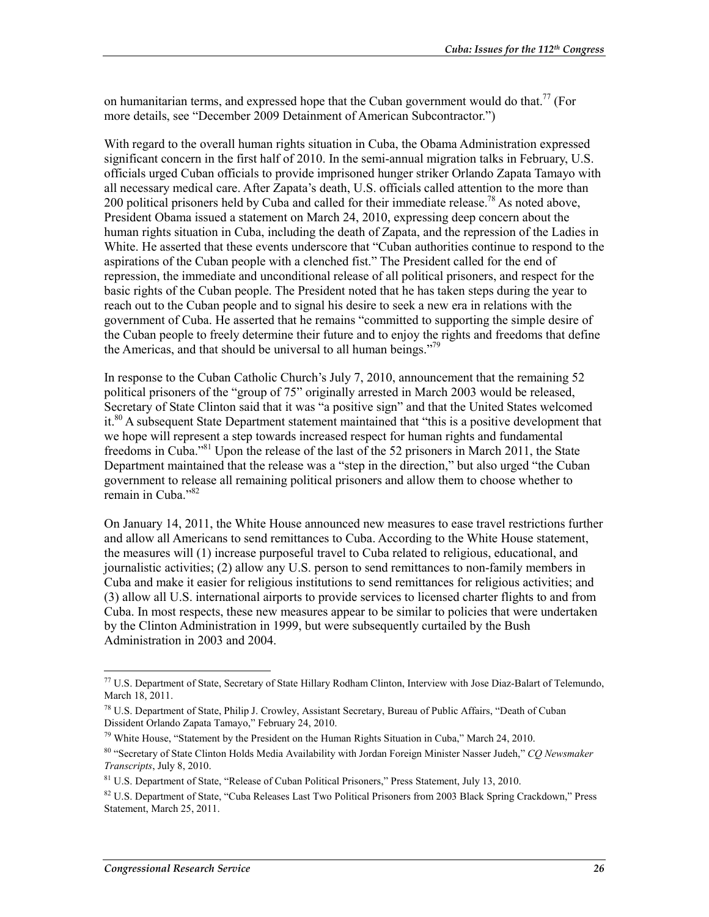on humanitarian terms, and expressed hope that the Cuban government would do that.[77] (For more details, see "December 2009 Detainment of American Subcontractor.")

With regard to the overall human rights situation in Cuba, the Obama Administration expressed significant concern in the first half of 2010. In the semi-annual migration talks in February, U.S. officials urged Cuban officials to provide imprisoned hunger striker Orlando Zapata Tamayo with all necessary medical care. After Zapata's death, U.S. officials called attention to the more than 200 political prisoners held by Cuba and called for their immediate release.[78] As noted above, President Obama issued a statement on March 24, 2010, expressing deep concern about the human rights situation in Cuba, including the death of Zapata, and the repression of the Ladies in White. He asserted that these events underscore that "Cuban authorities continue to respond to the aspirations of the Cuban people with a clenched fist." The President called for the end of repression, the immediate and unconditional release of all political prisoners, and respect for the basic rights of the Cuban people. The President noted that he has taken steps during the year to reach out to the Cuban people and to signal his desire to seek a new era in relations with the government of Cuba. He asserted that he remains "committed to supporting the simple desire of the Cuban people to freely determine their future and to enjoy the rights and freedoms that define the Americas, and that should be universal to all human beings."[79]

In response to the Cuban Catholic Church's July 7, 2010, announcement that the remaining 52 political prisoners of the "group of 75" originally arrested in March 2003 would be released, Secretary of State Clinton said that it was "a positive sign" and that the United States welcomed it.[80] A subsequent State Department statement maintained that "this is a positive development that we hope will represent a step towards increased respect for human rights and fundamental freedoms in Cuba."[81] Upon the release of the last of the 52 prisoners in March 2011, the State Department maintained that the release was a "step in the direction," but also urged "the Cuban government to release all remaining political prisoners and allow them to choose whether to remain in Cuba."[82]

On January 14, 2011, the White House announced new measures to ease travel restrictions further and allow all Americans to send remittances to Cuba. According to the White House statement, the measures will (1) increase purposeful travel to Cuba related to religious, educational, and journalistic activities; (2) allow any U.S. person to send remittances to non-family members in Cuba and make it easier for religious institutions to send remittances for religious activities; and (3) allow all U.S. international airports to provide services to licensed charter flights to and from Cuba. In most respects, these new measures appear to be similar to policies that were undertaken by the Clinton Administration in 1999, but were subsequently curtailed by the Bush Administration in 2003 and 2004.

---

[77] U.S. Department of State, Secretary of State Hillary Rodham Clinton, Interview with Jose Diaz-Balart of Telemundo, March 18, 2011.

[78] U.S. Department of State, Philip J. Crowley, Assistant Secretary, Bureau of Public Affairs, "Death of Cuban Dissident Orlando Zapata Tamayo," February 24, 2010.

[79] White House, "Statement by the President on the Human Rights Situation in Cuba," March 24, 2010.

[80] "Secretary of State Clinton Holds Media Availability with Jordan Foreign Minister Nasser Judeh," *CQ Newsmaker Transcripts*, July 8, 2010.

[81] U.S. Department of State, "Release of Cuban Political Prisoners," Press Statement, July 13, 2010.

[82] U.S. Department of State, "Cuba Releases Last Two Political Prisoners from 2003 Black Spring Crackdown," Press Statement, March 25, 2011.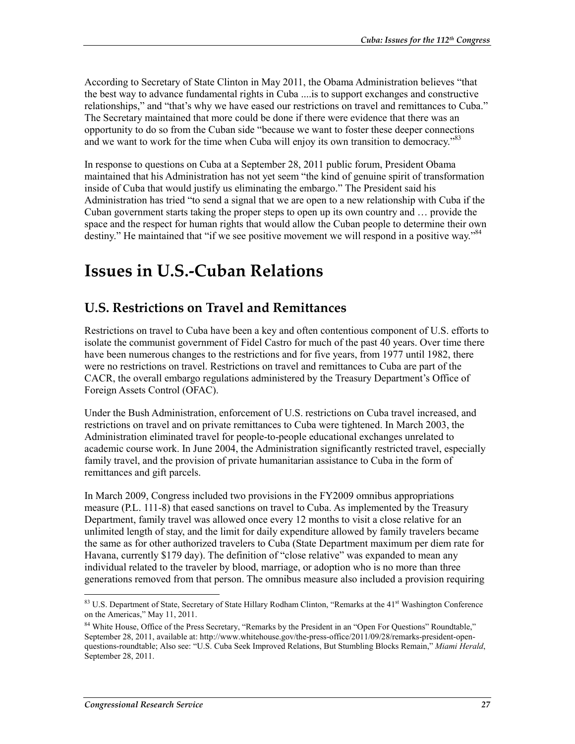According to Secretary of State Clinton in May 2011, the Obama Administration believes "that the best way to advance fundamental rights in Cuba ....is to support exchanges and constructive relationships," and "that's why we have eased our restrictions on travel and remittances to Cuba." The Secretary maintained that more could be done if there were evidence that there was an opportunity to do so from the Cuban side "because we want to foster these deeper connections and we want to work for the time when Cuba will enjoy its own transition to democracy."[83]

In response to questions on Cuba at a September 28, 2011 public forum, President Obama maintained that his Administration has not yet seem "the kind of genuine spirit of transformation inside of Cuba that would justify us eliminating the embargo." The President said his Administration has tried "to send a signal that we are open to a new relationship with Cuba if the Cuban government starts taking the proper steps to open up its own country and … provide the space and the respect for human rights that would allow the Cuban people to determine their own destiny." He maintained that "if we see positive movement we will respond in a positive way."[84]

# Issues in U.S.-Cuban Relations

## U.S. Restrictions on Travel and Remittances

Restrictions on travel to Cuba have been a key and often contentious component of U.S. efforts to isolate the communist government of Fidel Castro for much of the past 40 years. Over time there have been numerous changes to the restrictions and for five years, from 1977 until 1982, there were no restrictions on travel. Restrictions on travel and remittances to Cuba are part of the CACR, the overall embargo regulations administered by the Treasury Department's Office of Foreign Assets Control (OFAC).

Under the Bush Administration, enforcement of U.S. restrictions on Cuba travel increased, and restrictions on travel and on private remittances to Cuba were tightened. In March 2003, the Administration eliminated travel for people-to-people educational exchanges unrelated to academic course work. In June 2004, the Administration significantly restricted travel, especially family travel, and the provision of private humanitarian assistance to Cuba in the form of remittances and gift parcels.

In March 2009, Congress included two provisions in the FY2009 omnibus appropriations measure (P.L. 111-8) that eased sanctions on travel to Cuba. As implemented by the Treasury Department, family travel was allowed once every 12 months to visit a close relative for an unlimited length of stay, and the limit for daily expenditure allowed by family travelers became the same as for other authorized travelers to Cuba (State Department maximum per diem rate for Havana, currently $179 day). The definition of "close relative" was expanded to mean any individual related to the traveler by blood, marriage, or adoption who is no more than three generations removed from that person. The omnibus measure also included a provision requiring

[83] U.S. Department of State, Secretary of State Hillary Rodham Clinton, "Remarks at the 41st Washington Conference on the Americas," May 11, 2011.

[84] White House, Office of the Press Secretary, "Remarks by the President in an "Open For Questions" Roundtable," September 28, 2011, available at: http://www.whitehouse.gov/the-press-office/2011/09/28/remarks-president-open-questions-roundtable; Also see: "U.S. Cuba Seek Improved Relations, But Stumbling Blocks Remain," *Miami Herald*, September 28, 2011.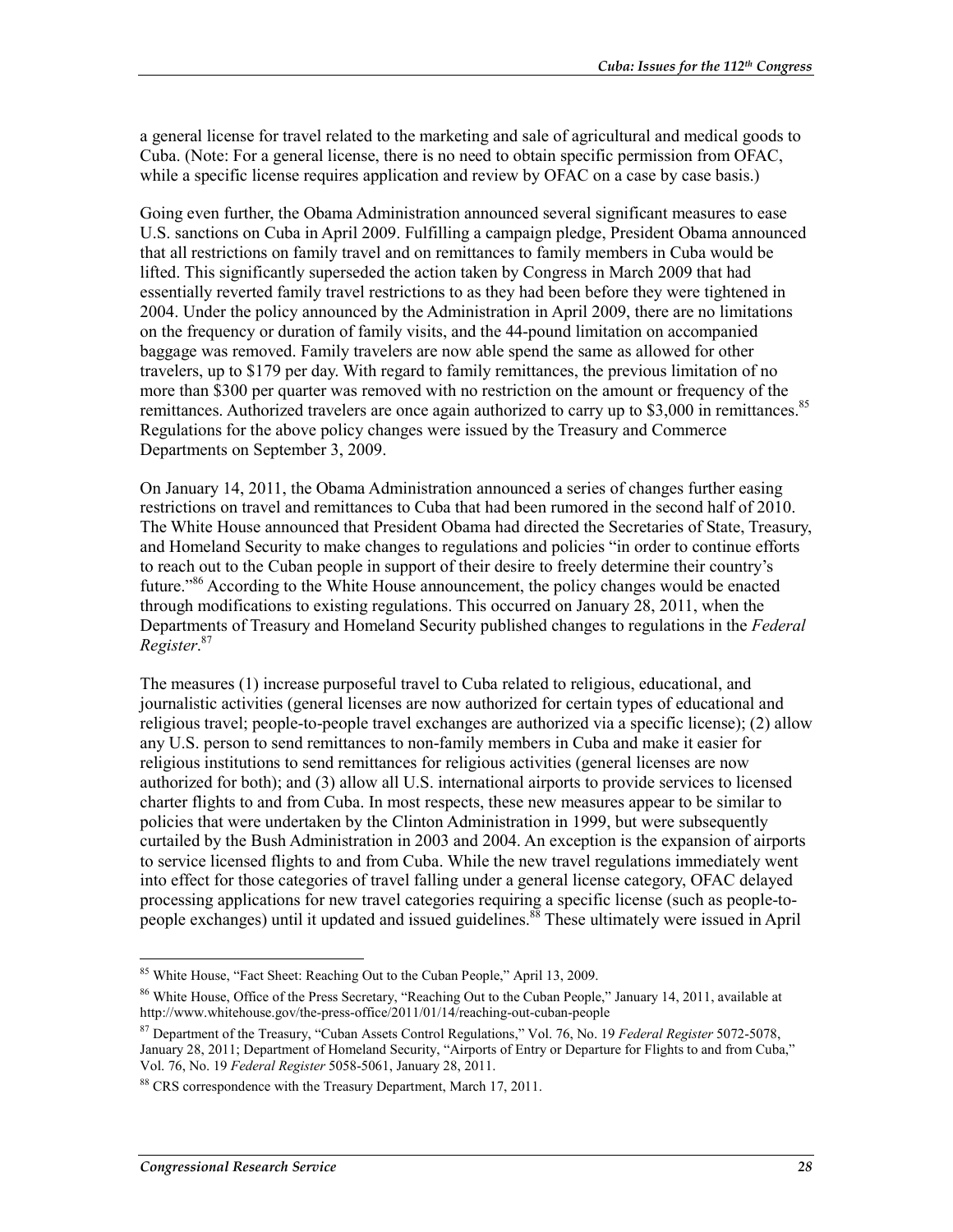a general license for travel related to the marketing and sale of agricultural and medical goods to Cuba. (Note: For a general license, there is no need to obtain specific permission from OFAC, while a specific license requires application and review by OFAC on a case by case basis.)

Going even further, the Obama Administration announced several significant measures to ease U.S. sanctions on Cuba in April 2009. Fulfilling a campaign pledge, President Obama announced that all restrictions on family travel and on remittances to family members in Cuba would be lifted. This significantly superseded the action taken by Congress in March 2009 that had essentially reverted family travel restrictions to as they had been before they were tightened in 2004. Under the policy announced by the Administration in April 2009, there are no limitations on the frequency or duration of family visits, and the 44-pound limitation on accompanied baggage was removed. Family travelers are now able spend the same as allowed for other travelers, up to $179 per day. With regard to family remittances, the previous limitation of no more than $300 per quarter was removed with no restriction on the amount or frequency of the remittances. Authorized travelers are once again authorized to carry up to $3,000 in remittances.[85] Regulations for the above policy changes were issued by the Treasury and Commerce Departments on September 3, 2009.

On January 14, 2011, the Obama Administration announced a series of changes further easing restrictions on travel and remittances to Cuba that had been rumored in the second half of 2010. The White House announced that President Obama had directed the Secretaries of State, Treasury, and Homeland Security to make changes to regulations and policies "in order to continue efforts to reach out to the Cuban people in support of their desire to freely determine their country's future."[86] According to the White House announcement, the policy changes would be enacted through modifications to existing regulations. This occurred on January 28, 2011, when the Departments of Treasury and Homeland Security published changes to regulations in the *Federal Register*.[87]

The measures (1) increase purposeful travel to Cuba related to religious, educational, and journalistic activities (general licenses are now authorized for certain types of educational and religious travel; people-to-people travel exchanges are authorized via a specific license); (2) allow any U.S. person to send remittances to non-family members in Cuba and make it easier for religious institutions to send remittances for religious activities (general licenses are now authorized for both); and (3) allow all U.S. international airports to provide services to licensed charter flights to and from Cuba. In most respects, these new measures appear to be similar to policies that were undertaken by the Clinton Administration in 1999, but were subsequently curtailed by the Bush Administration in 2003 and 2004. An exception is the expansion of airports to service licensed flights to and from Cuba. While the new travel regulations immediately went into effect for those categories of travel falling under a general license category, OFAC delayed processing applications for new travel categories requiring a specific license (such as people-to-people exchanges) until it updated and issued guidelines.[88] These ultimately were issued in April

---

[85] White House, "Fact Sheet: Reaching Out to the Cuban People," April 13, 2009.

[86] White House, Office of the Press Secretary, "Reaching Out to the Cuban People," January 14, 2011, available at http://www.whitehouse.gov/the-press-office/2011/01/14/reaching-out-cuban-people

[87] Department of the Treasury, "Cuban Assets Control Regulations," Vol. 76, No. 19 *Federal Register* 5072-5078, January 28, 2011; Department of Homeland Security, "Airports of Entry or Departure for Flights to and from Cuba," Vol. 76, No. 19 *Federal Register* 5058-5061, January 28, 2011.

[88] CRS correspondence with the Treasury Department, March 17, 2011.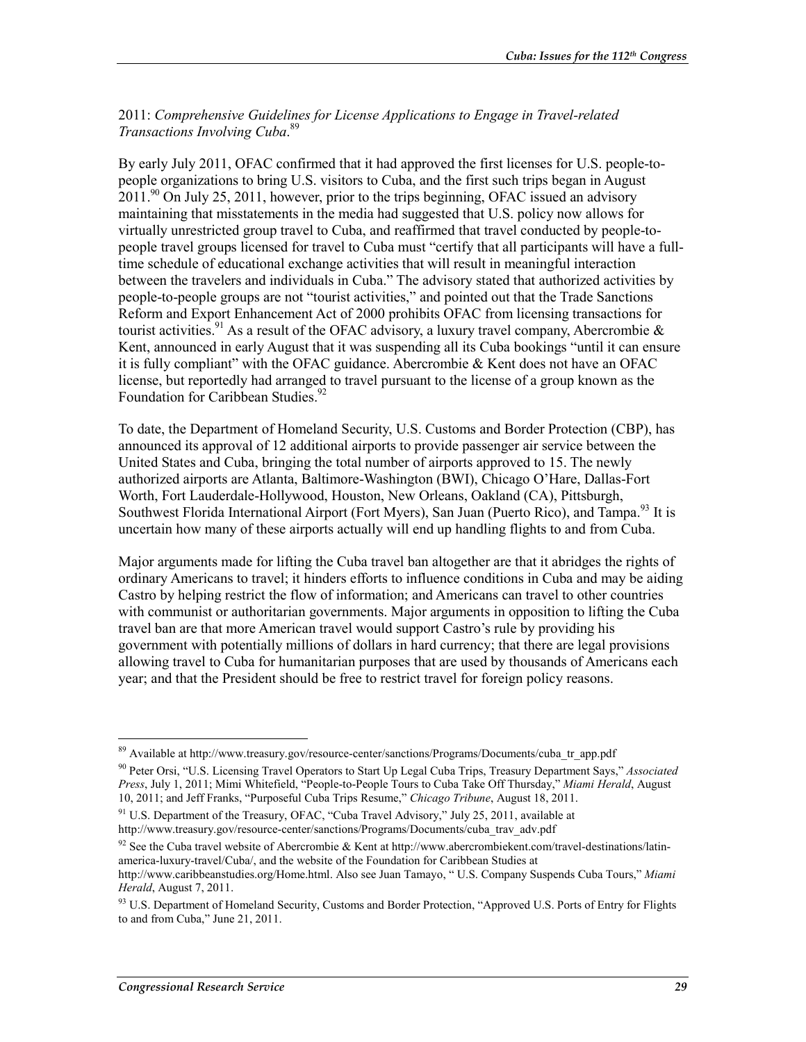2011: *Comprehensive Guidelines for License Applications to Engage in Travel-related Transactions Involving Cuba*.[89]

By early July 2011, OFAC confirmed that it had approved the first licenses for U.S. people-to-people organizations to bring U.S. visitors to Cuba, and the first such trips began in August 2011.[90] On July 25, 2011, however, prior to the trips beginning, OFAC issued an advisory maintaining that misstatements in the media had suggested that U.S. policy now allows for virtually unrestricted group travel to Cuba, and reaffirmed that travel conducted by people-to-people travel groups licensed for travel to Cuba must "certify that all participants will have a full-time schedule of educational exchange activities that will result in meaningful interaction between the travelers and individuals in Cuba." The advisory stated that authorized activities by people-to-people groups are not "tourist activities," and pointed out that the Trade Sanctions Reform and Export Enhancement Act of 2000 prohibits OFAC from licensing transactions for tourist activities.[91] As a result of the OFAC advisory, a luxury travel company, Abercrombie & Kent, announced in early August that it was suspending all its Cuba bookings "until it can ensure it is fully compliant" with the OFAC guidance. Abercrombie & Kent does not have an OFAC license, but reportedly had arranged to travel pursuant to the license of a group known as the Foundation for Caribbean Studies.[92]

To date, the Department of Homeland Security, U.S. Customs and Border Protection (CBP), has announced its approval of 12 additional airports to provide passenger air service between the United States and Cuba, bringing the total number of airports approved to 15. The newly authorized airports are Atlanta, Baltimore-Washington (BWI), Chicago O'Hare, Dallas-Fort Worth, Fort Lauderdale-Hollywood, Houston, New Orleans, Oakland (CA), Pittsburgh, Southwest Florida International Airport (Fort Myers), San Juan (Puerto Rico), and Tampa.[93] It is uncertain how many of these airports actually will end up handling flights to and from Cuba.

Major arguments made for lifting the Cuba travel ban altogether are that it abridges the rights of ordinary Americans to travel; it hinders efforts to influence conditions in Cuba and may be aiding Castro by helping restrict the flow of information; and Americans can travel to other countries with communist or authoritarian governments. Major arguments in opposition to lifting the Cuba travel ban are that more American travel would support Castro's rule by providing his government with potentially millions of dollars in hard currency; that there are legal provisions allowing travel to Cuba for humanitarian purposes that are used by thousands of Americans each year; and that the President should be free to restrict travel for foreign policy reasons.

---

[89] Available at http://www.treasury.gov/resource-center/sanctions/Programs/Documents/cuba_tr_app.pdf

[90] Peter Orsi, "U.S. Licensing Travel Operators to Start Up Legal Cuba Trips, Treasury Department Says," *Associated Press*, July 1, 2011; Mimi Whitefield, "People-to-People Tours to Cuba Take Off Thursday," *Miami Herald*, August 10, 2011; and Jeff Franks, "Purposeful Cuba Trips Resume," *Chicago Tribune*, August 18, 2011.

[91] U.S. Department of the Treasury, OFAC, "Cuba Travel Advisory," July 25, 2011, available at http://www.treasury.gov/resource-center/sanctions/Programs/Documents/cuba_trav_adv.pdf

[92] See the Cuba travel website of Abercrombie & Kent at http://www.abercrombiekent.com/travel-destinations/latin-america-luxury-travel/Cuba/, and the website of the Foundation for Caribbean Studies at http://www.caribbeanstudies.org/Home.html. Also see Juan Tamayo, " U.S. Company Suspends Cuba Tours," *Miami Herald*, August 7, 2011.

[93] U.S. Department of Homeland Security, Customs and Border Protection, "Approved U.S. Ports of Entry for Flights to and from Cuba," June 21, 2011.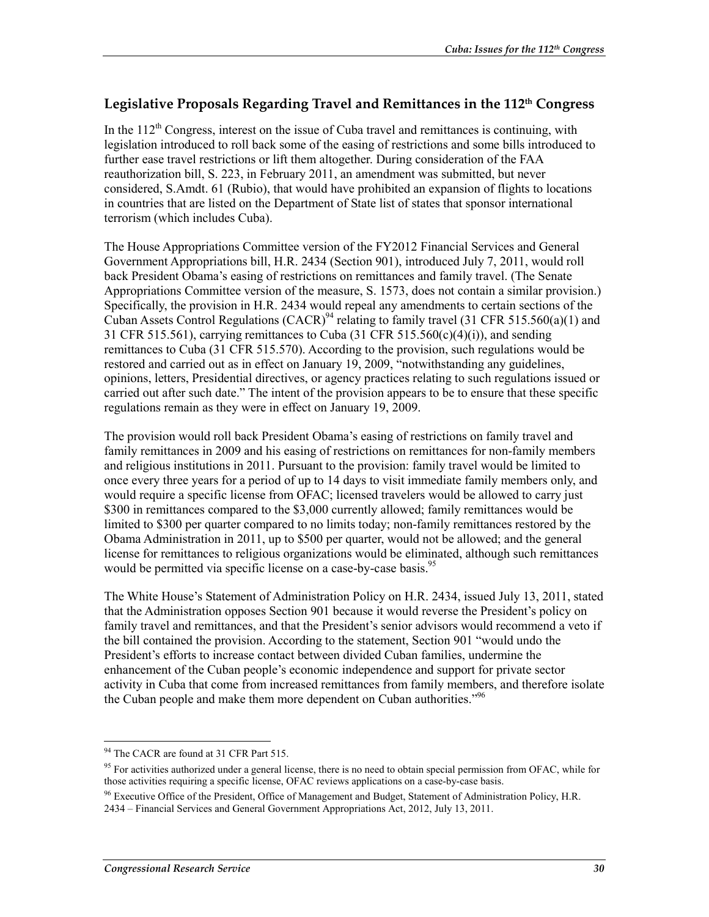## Legislative Proposals Regarding Travel and Remittances in the 112th Congress

In the 112th Congress, interest on the issue of Cuba travel and remittances is continuing, with legislation introduced to roll back some of the easing of restrictions and some bills introduced to further ease travel restrictions or lift them altogether. During consideration of the FAA reauthorization bill, S. 223, in February 2011, an amendment was submitted, but never considered, S.Amdt. 61 (Rubio), that would have prohibited an expansion of flights to locations in countries that are listed on the Department of State list of states that sponsor international terrorism (which includes Cuba).

The House Appropriations Committee version of the FY2012 Financial Services and General Government Appropriations bill, H.R. 2434 (Section 901), introduced July 7, 2011, would roll back President Obama's easing of restrictions on remittances and family travel. (The Senate Appropriations Committee version of the measure, S. 1573, does not contain a similar provision.) Specifically, the provision in H.R. 2434 would repeal any amendments to certain sections of the Cuban Assets Control Regulations (CACR)[94] relating to family travel (31 CFR 515.560(a)(1) and 31 CFR 515.561), carrying remittances to Cuba (31 CFR 515.560(c)(4)(i)), and sending remittances to Cuba (31 CFR 515.570). According to the provision, such regulations would be restored and carried out as in effect on January 19, 2009, "notwithstanding any guidelines, opinions, letters, Presidential directives, or agency practices relating to such regulations issued or carried out after such date." The intent of the provision appears to be to ensure that these specific regulations remain as they were in effect on January 19, 2009.

The provision would roll back President Obama's easing of restrictions on family travel and family remittances in 2009 and his easing of restrictions on remittances for non-family members and religious institutions in 2011. Pursuant to the provision: family travel would be limited to once every three years for a period of up to 14 days to visit immediate family members only, and would require a specific license from OFAC; licensed travelers would be allowed to carry just $300 in remittances compared to the $3,000 currently allowed; family remittances would be limited to $300 per quarter compared to no limits today; non-family remittances restored by the Obama Administration in 2011, up to $500 per quarter, would not be allowed; and the general license for remittances to religious organizations would be eliminated, although such remittances would be permitted via specific license on a case-by-case basis.[95]

The White House's Statement of Administration Policy on H.R. 2434, issued July 13, 2011, stated that the Administration opposes Section 901 because it would reverse the President's policy on family travel and remittances, and that the President's senior advisors would recommend a veto if the bill contained the provision. According to the statement, Section 901 "would undo the President's efforts to increase contact between divided Cuban families, undermine the enhancement of the Cuban people's economic independence and support for private sector activity in Cuba that come from increased remittances from family members, and therefore isolate the Cuban people and make them more dependent on Cuban authorities."[96]

---

[94] The CACR are found at 31 CFR Part 515.

[95] For activities authorized under a general license, there is no need to obtain special permission from OFAC, while for those activities requiring a specific license, OFAC reviews applications on a case-by-case basis.

[96] Executive Office of the President, Office of Management and Budget, Statement of Administration Policy, H.R. 2434 – Financial Services and General Government Appropriations Act, 2012, July 13, 2011.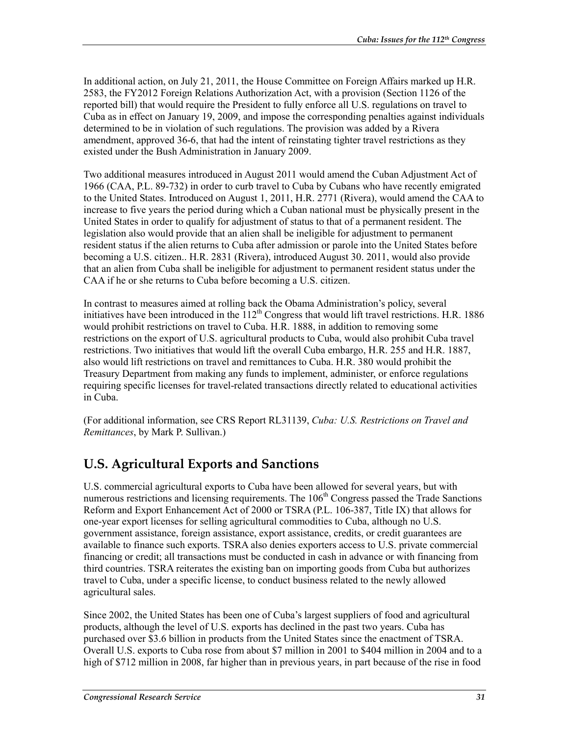In additional action, on July 21, 2011, the House Committee on Foreign Affairs marked up H.R. 2583, the FY2012 Foreign Relations Authorization Act, with a provision (Section 1126 of the reported bill) that would require the President to fully enforce all U.S. regulations on travel to Cuba as in effect on January 19, 2009, and impose the corresponding penalties against individuals determined to be in violation of such regulations. The provision was added by a Rivera amendment, approved 36-6, that had the intent of reinstating tighter travel restrictions as they existed under the Bush Administration in January 2009.

Two additional measures introduced in August 2011 would amend the Cuban Adjustment Act of 1966 (CAA, P.L. 89-732) in order to curb travel to Cuba by Cubans who have recently emigrated to the United States. Introduced on August 1, 2011, H.R. 2771 (Rivera), would amend the CAA to increase to five years the period during which a Cuban national must be physically present in the United States in order to qualify for adjustment of status to that of a permanent resident. The legislation also would provide that an alien shall be ineligible for adjustment to permanent resident status if the alien returns to Cuba after admission or parole into the United States before becoming a U.S. citizen.. H.R. 2831 (Rivera), introduced August 30. 2011, would also provide that an alien from Cuba shall be ineligible for adjustment to permanent resident status under the CAA if he or she returns to Cuba before becoming a U.S. citizen.

In contrast to measures aimed at rolling back the Obama Administration's policy, several initiatives have been introduced in the 112th Congress that would lift travel restrictions. H.R. 1886 would prohibit restrictions on travel to Cuba. H.R. 1888, in addition to removing some restrictions on the export of U.S. agricultural products to Cuba, would also prohibit Cuba travel restrictions. Two initiatives that would lift the overall Cuba embargo, H.R. 255 and H.R. 1887, also would lift restrictions on travel and remittances to Cuba. H.R. 380 would prohibit the Treasury Department from making any funds to implement, administer, or enforce regulations requiring specific licenses for travel-related transactions directly related to educational activities in Cuba.

(For additional information, see CRS Report RL31139, *Cuba: U.S. Restrictions on Travel and Remittances*, by Mark P. Sullivan.)

## U.S. Agricultural Exports and Sanctions

U.S. commercial agricultural exports to Cuba have been allowed for several years, but with numerous restrictions and licensing requirements. The 106th Congress passed the Trade Sanctions Reform and Export Enhancement Act of 2000 or TSRA (P.L. 106-387, Title IX) that allows for one-year export licenses for selling agricultural commodities to Cuba, although no U.S. government assistance, foreign assistance, export assistance, credits, or credit guarantees are available to finance such exports. TSRA also denies exporters access to U.S. private commercial financing or credit; all transactions must be conducted in cash in advance or with financing from third countries. TSRA reiterates the existing ban on importing goods from Cuba but authorizes travel to Cuba, under a specific license, to conduct business related to the newly allowed agricultural sales.

Since 2002, the United States has been one of Cuba's largest suppliers of food and agricultural products, although the level of U.S. exports has declined in the past two years. Cuba has purchased over $3.6 billion in products from the United States since the enactment of TSRA. Overall U.S. exports to Cuba rose from about $7 million in 2001 to $404 million in 2004 and to a high of $712 million in 2008, far higher than in previous years, in part because of the rise in food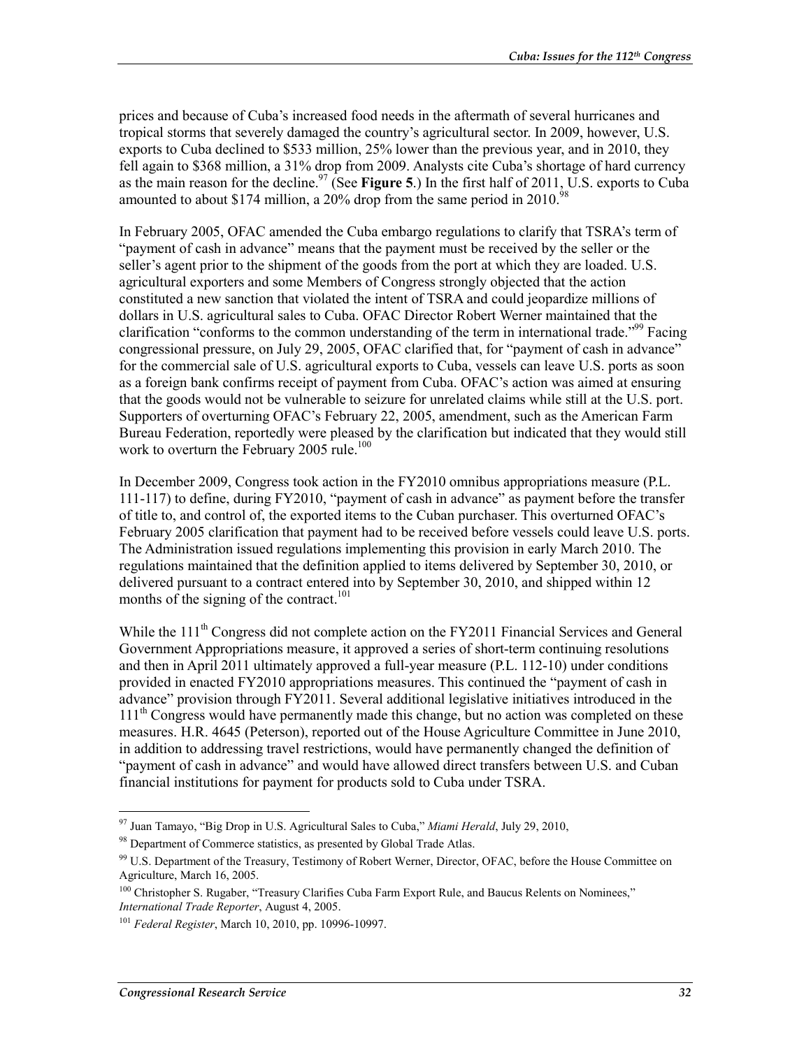prices and because of Cuba's increased food needs in the aftermath of several hurricanes and tropical storms that severely damaged the country's agricultural sector. In 2009, however, U.S. exports to Cuba declined to $533 million, 25% lower than the previous year, and in 2010, they fell again to $368 million, a 31% drop from 2009. Analysts cite Cuba's shortage of hard currency as the main reason for the decline.[97] (See **Figure 5**.) In the first half of 2011, U.S. exports to Cuba amounted to about $174 million, a 20% drop from the same period in 2010.[98]

In February 2005, OFAC amended the Cuba embargo regulations to clarify that TSRA's term of "payment of cash in advance" means that the payment must be received by the seller or the seller's agent prior to the shipment of the goods from the port at which they are loaded. U.S. agricultural exporters and some Members of Congress strongly objected that the action constituted a new sanction that violated the intent of TSRA and could jeopardize millions of dollars in U.S. agricultural sales to Cuba. OFAC Director Robert Werner maintained that the clarification "conforms to the common understanding of the term in international trade."[99] Facing congressional pressure, on July 29, 2005, OFAC clarified that, for "payment of cash in advance" for the commercial sale of U.S. agricultural exports to Cuba, vessels can leave U.S. ports as soon as a foreign bank confirms receipt of payment from Cuba. OFAC's action was aimed at ensuring that the goods would not be vulnerable to seizure for unrelated claims while still at the U.S. port. Supporters of overturning OFAC's February 22, 2005, amendment, such as the American Farm Bureau Federation, reportedly were pleased by the clarification but indicated that they would still work to overturn the February 2005 rule.[100]

In December 2009, Congress took action in the FY2010 omnibus appropriations measure (P.L. 111-117) to define, during FY2010, "payment of cash in advance" as payment before the transfer of title to, and control of, the exported items to the Cuban purchaser. This overturned OFAC's February 2005 clarification that payment had to be received before vessels could leave U.S. ports. The Administration issued regulations implementing this provision in early March 2010. The regulations maintained that the definition applied to items delivered by September 30, 2010, or delivered pursuant to a contract entered into by September 30, 2010, and shipped within 12 months of the signing of the contract.[101]

While the 111th Congress did not complete action on the FY2011 Financial Services and General Government Appropriations measure, it approved a series of short-term continuing resolutions and then in April 2011 ultimately approved a full-year measure (P.L. 112-10) under conditions provided in enacted FY2010 appropriations measures. This continued the "payment of cash in advance" provision through FY2011. Several additional legislative initiatives introduced in the 111th Congress would have permanently made this change, but no action was completed on these measures. H.R. 4645 (Peterson), reported out of the House Agriculture Committee in June 2010, in addition to addressing travel restrictions, would have permanently changed the definition of "payment of cash in advance" and would have allowed direct transfers between U.S. and Cuban financial institutions for payment for products sold to Cuba under TSRA.

---

[97] Juan Tamayo, "Big Drop in U.S. Agricultural Sales to Cuba," *Miami Herald*, July 29, 2010,

[98] Department of Commerce statistics, as presented by Global Trade Atlas.

[99] U.S. Department of the Treasury, Testimony of Robert Werner, Director, OFAC, before the House Committee on Agriculture, March 16, 2005.

[100] Christopher S. Rugaber, "Treasury Clarifies Cuba Farm Export Rule, and Baucus Relents on Nominees," *International Trade Reporter*, August 4, 2005.

[101] *Federal Register*, March 10, 2010, pp. 10996-10997.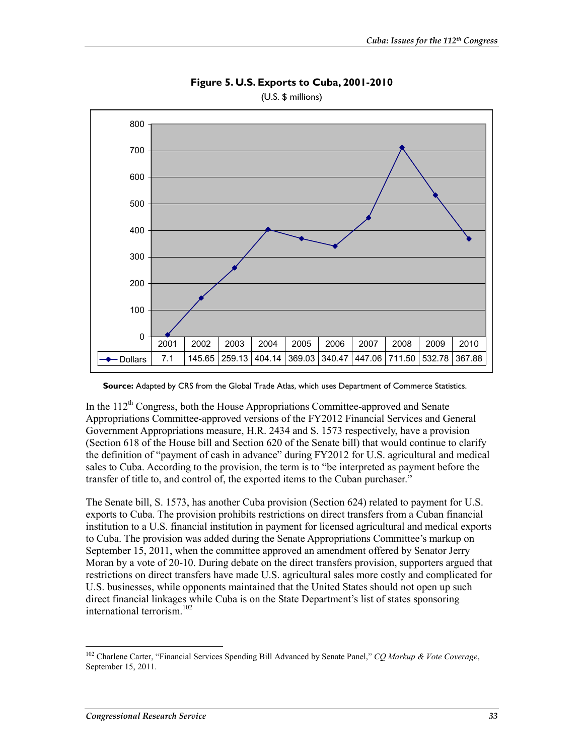**Figure 5. U.S. Exports to Cuba, 2001-2010**

(U.S. $ millions)

| | 2001 | 2002 | 2003 | 2004 | 2005 | 2006 | 2007 | 2008 | 2009 | 2010 |
|---|---|---|---|---|---|---|---|---|---|---|
| Dollars | 7.1 | 145.65 | 259.13 | 404.14 | 369.03 | 340.47 | 447.06 | 711.50 | 532.78 | 367.88 |

**Source:** Adapted by CRS from the Global Trade Atlas, which uses Department of Commerce Statistics.

In the 112th Congress, both the House Appropriations Committee-approved and Senate Appropriations Committee-approved versions of the FY2012 Financial Services and General Government Appropriations measure, H.R. 2434 and S. 1573 respectively, have a provision (Section 618 of the House bill and Section 620 of the Senate bill) that would continue to clarify the definition of "payment of cash in advance" during FY2012 for U.S. agricultural and medical sales to Cuba. According to the provision, the term is to "be interpreted as payment before the transfer of title to, and control of, the exported items to the Cuban purchaser."

The Senate bill, S. 1573, has another Cuba provision (Section 624) related to payment for U.S. exports to Cuba. The provision prohibits restrictions on direct transfers from a Cuban financial institution to a U.S. financial institution in payment for licensed agricultural and medical exports to Cuba. The provision was added during the Senate Appropriations Committee's markup on September 15, 2011, when the committee approved an amendment offered by Senator Jerry Moran by a vote of 20-10. During debate on the direct transfers provision, supporters argued that restrictions on direct transfers have made U.S. agricultural sales more costly and complicated for U.S. businesses, while opponents maintained that the United States should not open up such direct financial linkages while Cuba is on the State Department's list of states sponsoring international terrorism.[102]

[102] Charlene Carter, "Financial Services Spending Bill Advanced by Senate Panel," *CQ Markup & Vote Coverage*, September 15, 2011.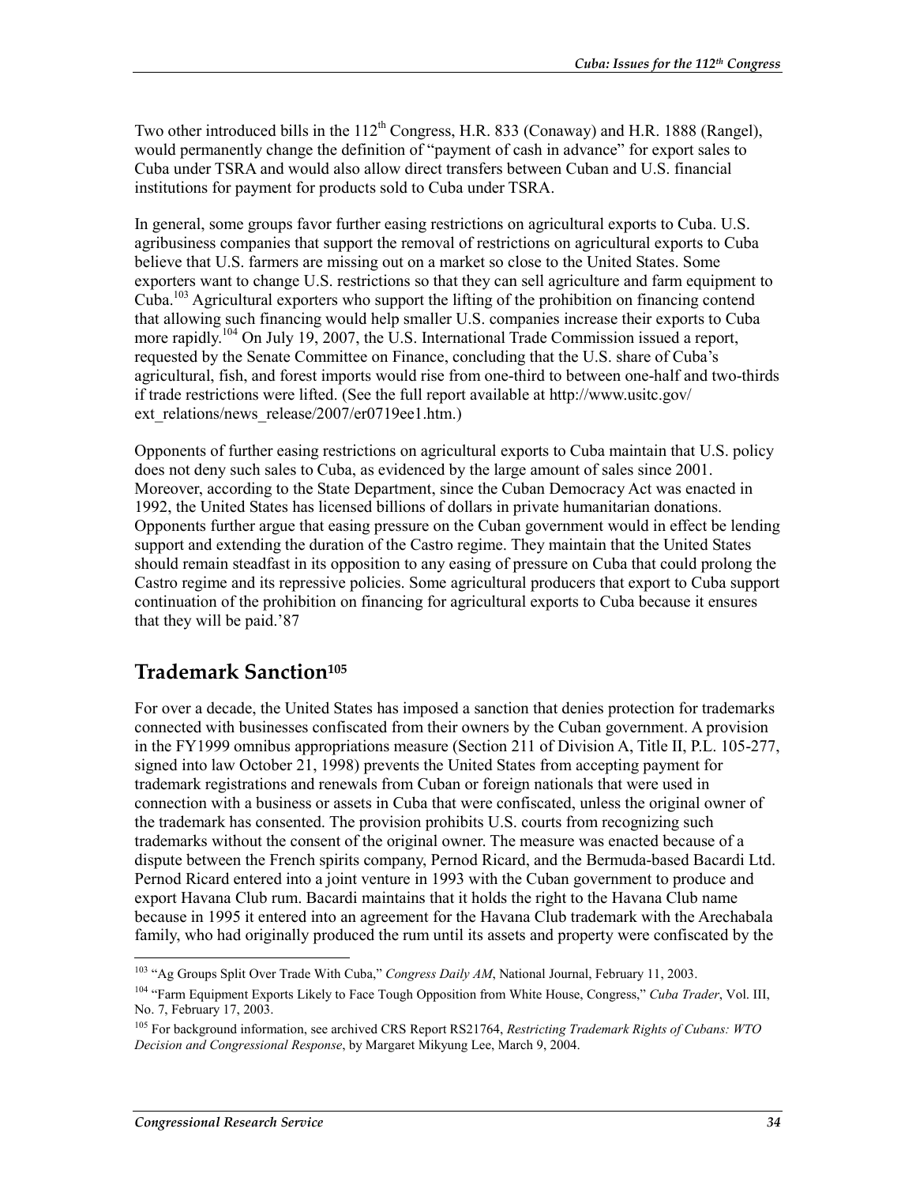Two other introduced bills in the 112th Congress, H.R. 833 (Conaway) and H.R. 1888 (Rangel), would permanently change the definition of "payment of cash in advance" for export sales to Cuba under TSRA and would also allow direct transfers between Cuban and U.S. financial institutions for payment for products sold to Cuba under TSRA.

In general, some groups favor further easing restrictions on agricultural exports to Cuba. U.S. agribusiness companies that support the removal of restrictions on agricultural exports to Cuba believe that U.S. farmers are missing out on a market so close to the United States. Some exporters want to change U.S. restrictions so that they can sell agriculture and farm equipment to Cuba.[103] Agricultural exporters who support the lifting of the prohibition on financing contend that allowing such financing would help smaller U.S. companies increase their exports to Cuba more rapidly.[104] On July 19, 2007, the U.S. International Trade Commission issued a report, requested by the Senate Committee on Finance, concluding that the U.S. share of Cuba's agricultural, fish, and forest imports would rise from one-third to between one-half and two-thirds if trade restrictions were lifted. (See the full report available at http://www.usitc.gov/ext_relations/news_release/2007/er0719ee1.htm.)

Opponents of further easing restrictions on agricultural exports to Cuba maintain that U.S. policy does not deny such sales to Cuba, as evidenced by the large amount of sales since 2001. Moreover, according to the State Department, since the Cuban Democracy Act was enacted in 1992, the United States has licensed billions of dollars in private humanitarian donations. Opponents further argue that easing pressure on the Cuban government would in effect be lending support and extending the duration of the Castro regime. They maintain that the United States should remain steadfast in its opposition to any easing of pressure on Cuba that could prolong the Castro regime and its repressive policies. Some agricultural producers that export to Cuba support continuation of the prohibition on financing for agricultural exports to Cuba because it ensures that they will be paid.'87

## Trademark Sanction[105]

For over a decade, the United States has imposed a sanction that denies protection for trademarks connected with businesses confiscated from their owners by the Cuban government. A provision in the FY1999 omnibus appropriations measure (Section 211 of Division A, Title II, P.L. 105-277, signed into law October 21, 1998) prevents the United States from accepting payment for trademark registrations and renewals from Cuban or foreign nationals that were used in connection with a business or assets in Cuba that were confiscated, unless the original owner of the trademark has consented. The provision prohibits U.S. courts from recognizing such trademarks without the consent of the original owner. The measure was enacted because of a dispute between the French spirits company, Pernod Ricard, and the Bermuda-based Bacardi Ltd. Pernod Ricard entered into a joint venture in 1993 with the Cuban government to produce and export Havana Club rum. Bacardi maintains that it holds the right to the Havana Club name because in 1995 it entered into an agreement for the Havana Club trademark with the Arechabala family, who had originally produced the rum until its assets and property were confiscated by the

---

[103] "Ag Groups Split Over Trade With Cuba," *Congress Daily AM*, National Journal, February 11, 2003.

[104] "Farm Equipment Exports Likely to Face Tough Opposition from White House, Congress," *Cuba Trader*, Vol. III, No. 7, February 17, 2003.

[105] For background information, see archived CRS Report RS21764, *Restricting Trademark Rights of Cubans: WTO Decision and Congressional Response*, by Margaret Mikyung Lee, March 9, 2004.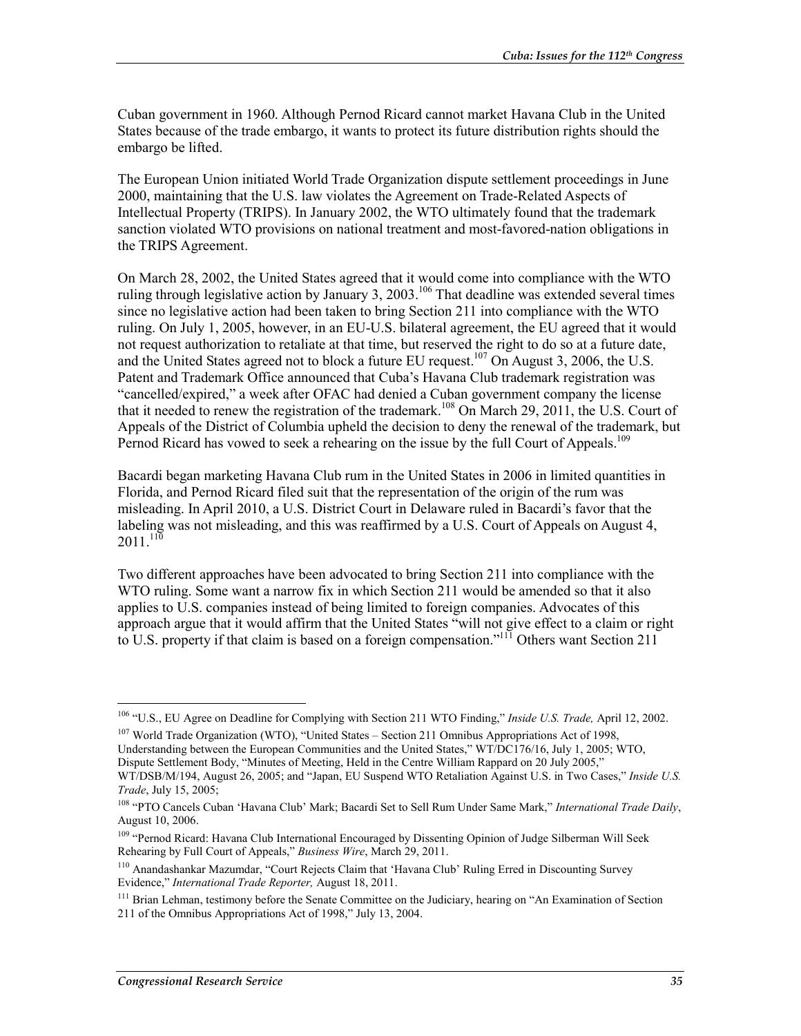Cuban government in 1960. Although Pernod Ricard cannot market Havana Club in the United States because of the trade embargo, it wants to protect its future distribution rights should the embargo be lifted.

The European Union initiated World Trade Organization dispute settlement proceedings in June 2000, maintaining that the U.S. law violates the Agreement on Trade-Related Aspects of Intellectual Property (TRIPS). In January 2002, the WTO ultimately found that the trademark sanction violated WTO provisions on national treatment and most-favored-nation obligations in the TRIPS Agreement.

On March 28, 2002, the United States agreed that it would come into compliance with the WTO ruling through legislative action by January 3, 2003.[106] That deadline was extended several times since no legislative action had been taken to bring Section 211 into compliance with the WTO ruling. On July 1, 2005, however, in an EU-U.S. bilateral agreement, the EU agreed that it would not request authorization to retaliate at that time, but reserved the right to do so at a future date, and the United States agreed not to block a future EU request.[107] On August 3, 2006, the U.S. Patent and Trademark Office announced that Cuba's Havana Club trademark registration was "cancelled/expired," a week after OFAC had denied a Cuban government company the license that it needed to renew the registration of the trademark.[108] On March 29, 2011, the U.S. Court of Appeals of the District of Columbia upheld the decision to deny the renewal of the trademark, but Pernod Ricard has vowed to seek a rehearing on the issue by the full Court of Appeals.[109]

Bacardi began marketing Havana Club rum in the United States in 2006 in limited quantities in Florida, and Pernod Ricard filed suit that the representation of the origin of the rum was misleading. In April 2010, a U.S. District Court in Delaware ruled in Bacardi's favor that the labeling was not misleading, and this was reaffirmed by a U.S. Court of Appeals on August 4, 2011.[110]

Two different approaches have been advocated to bring Section 211 into compliance with the WTO ruling. Some want a narrow fix in which Section 211 would be amended so that it also applies to U.S. companies instead of being limited to foreign companies. Advocates of this approach argue that it would affirm that the United States "will not give effect to a claim or right to U.S. property if that claim is based on a foreign compensation."[111] Others want Section 211

---

[106] "U.S., EU Agree on Deadline for Complying with Section 211 WTO Finding," *Inside U.S. Trade,* April 12, 2002.

[107] World Trade Organization (WTO), "United States – Section 211 Omnibus Appropriations Act of 1998, Understanding between the European Communities and the United States," WT/DC176/16, July 1, 2005; WTO, Dispute Settlement Body, "Minutes of Meeting, Held in the Centre William Rappard on 20 July 2005," WT/DSB/M/194, August 26, 2005; and "Japan, EU Suspend WTO Retaliation Against U.S. in Two Cases," *Inside U.S. Trade*, July 15, 2005;

[108] "PTO Cancels Cuban 'Havana Club' Mark; Bacardi Set to Sell Rum Under Same Mark," *International Trade Daily*, August 10, 2006.

[109] "Pernod Ricard: Havana Club International Encouraged by Dissenting Opinion of Judge Silberman Will Seek Rehearing by Full Court of Appeals," *Business Wire*, March 29, 2011.

[110] Anandashankar Mazumdar, "Court Rejects Claim that 'Havana Club' Ruling Erred in Discounting Survey Evidence," *International Trade Reporter,* August 18, 2011.

[111] Brian Lehman, testimony before the Senate Committee on the Judiciary, hearing on "An Examination of Section 211 of the Omnibus Appropriations Act of 1998," July 13, 2004.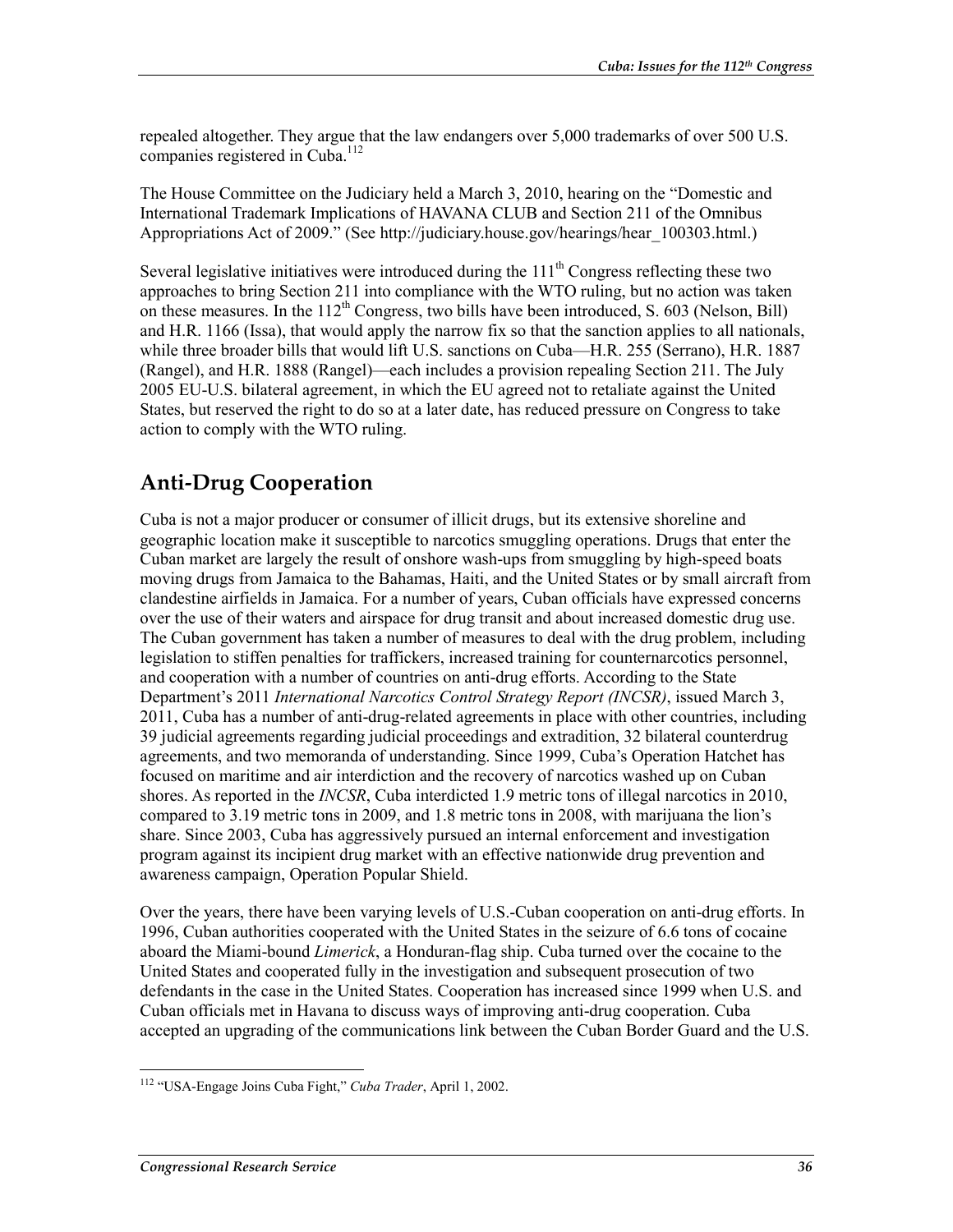repealed altogether. They argue that the law endangers over 5,000 trademarks of over 500 U.S. companies registered in Cuba.[112]

The House Committee on the Judiciary held a March 3, 2010, hearing on the "Domestic and International Trademark Implications of HAVANA CLUB and Section 211 of the Omnibus Appropriations Act of 2009." (See http://judiciary.house.gov/hearings/hear_100303.html.)

Several legislative initiatives were introduced during the 111th Congress reflecting these two approaches to bring Section 211 into compliance with the WTO ruling, but no action was taken on these measures. In the 112th Congress, two bills have been introduced, S. 603 (Nelson, Bill) and H.R. 1166 (Issa), that would apply the narrow fix so that the sanction applies to all nationals, while three broader bills that would lift U.S. sanctions on Cuba—H.R. 255 (Serrano), H.R. 1887 (Rangel), and H.R. 1888 (Rangel)—each includes a provision repealing Section 211. The July 2005 EU-U.S. bilateral agreement, in which the EU agreed not to retaliate against the United States, but reserved the right to do so at a later date, has reduced pressure on Congress to take action to comply with the WTO ruling.

## Anti-Drug Cooperation

Cuba is not a major producer or consumer of illicit drugs, but its extensive shoreline and geographic location make it susceptible to narcotics smuggling operations. Drugs that enter the Cuban market are largely the result of onshore wash-ups from smuggling by high-speed boats moving drugs from Jamaica to the Bahamas, Haiti, and the United States or by small aircraft from clandestine airfields in Jamaica. For a number of years, Cuban officials have expressed concerns over the use of their waters and airspace for drug transit and about increased domestic drug use. The Cuban government has taken a number of measures to deal with the drug problem, including legislation to stiffen penalties for traffickers, increased training for counternarcotics personnel, and cooperation with a number of countries on anti-drug efforts. According to the State Department's 2011 *International Narcotics Control Strategy Report (INCSR)*, issued March 3, 2011, Cuba has a number of anti-drug-related agreements in place with other countries, including 39 judicial agreements regarding judicial proceedings and extradition, 32 bilateral counterdrug agreements, and two memoranda of understanding. Since 1999, Cuba's Operation Hatchet has focused on maritime and air interdiction and the recovery of narcotics washed up on Cuban shores. As reported in the *INCSR*, Cuba interdicted 1.9 metric tons of illegal narcotics in 2010, compared to 3.19 metric tons in 2009, and 1.8 metric tons in 2008, with marijuana the lion's share. Since 2003, Cuba has aggressively pursued an internal enforcement and investigation program against its incipient drug market with an effective nationwide drug prevention and awareness campaign, Operation Popular Shield.

Over the years, there have been varying levels of U.S.-Cuban cooperation on anti-drug efforts. In 1996, Cuban authorities cooperated with the United States in the seizure of 6.6 tons of cocaine aboard the Miami-bound *Limerick*, a Honduran-flag ship. Cuba turned over the cocaine to the United States and cooperated fully in the investigation and subsequent prosecution of two defendants in the case in the United States. Cooperation has increased since 1999 when U.S. and Cuban officials met in Havana to discuss ways of improving anti-drug cooperation. Cuba accepted an upgrading of the communications link between the Cuban Border Guard and the U.S.

---

[112] "USA-Engage Joins Cuba Fight," *Cuba Trader*, April 1, 2002.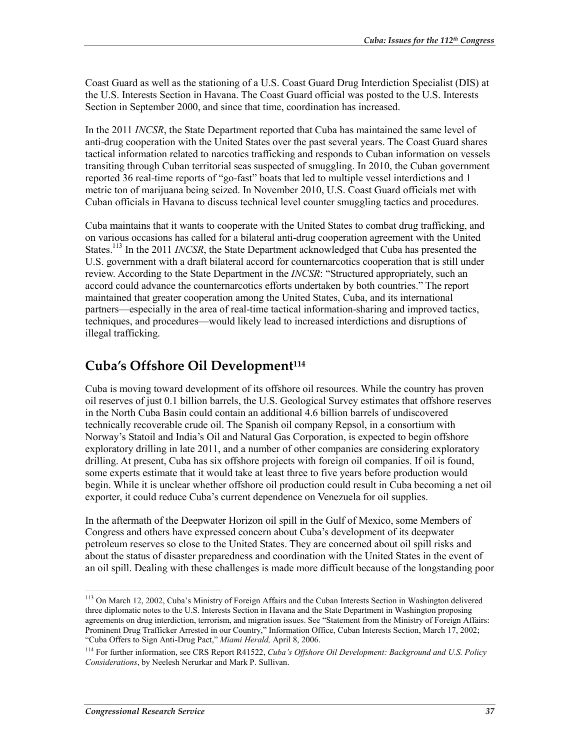Coast Guard as well as the stationing of a U.S. Coast Guard Drug Interdiction Specialist (DIS) at the U.S. Interests Section in Havana. The Coast Guard official was posted to the U.S. Interests Section in September 2000, and since that time, coordination has increased.

In the 2011 *INCSR*, the State Department reported that Cuba has maintained the same level of anti-drug cooperation with the United States over the past several years. The Coast Guard shares tactical information related to narcotics trafficking and responds to Cuban information on vessels transiting through Cuban territorial seas suspected of smuggling. In 2010, the Cuban government reported 36 real-time reports of "go-fast" boats that led to multiple vessel interdictions and 1 metric ton of marijuana being seized. In November 2010, U.S. Coast Guard officials met with Cuban officials in Havana to discuss technical level counter smuggling tactics and procedures.

Cuba maintains that it wants to cooperate with the United States to combat drug trafficking, and on various occasions has called for a bilateral anti-drug cooperation agreement with the United States.[113] In the 2011 *INCSR*, the State Department acknowledged that Cuba has presented the U.S. government with a draft bilateral accord for counternarcotics cooperation that is still under review. According to the State Department in the *INCSR*: "Structured appropriately, such an accord could advance the counternarcotics efforts undertaken by both countries." The report maintained that greater cooperation among the United States, Cuba, and its international partners—especially in the area of real-time tactical information-sharing and improved tactics, techniques, and procedures—would likely lead to increased interdictions and disruptions of illegal trafficking.

## Cuba's Offshore Oil Development[114]

Cuba is moving toward development of its offshore oil resources. While the country has proven oil reserves of just 0.1 billion barrels, the U.S. Geological Survey estimates that offshore reserves in the North Cuba Basin could contain an additional 4.6 billion barrels of undiscovered technically recoverable crude oil. The Spanish oil company Repsol, in a consortium with Norway's Statoil and India's Oil and Natural Gas Corporation, is expected to begin offshore exploratory drilling in late 2011, and a number of other companies are considering exploratory drilling. At present, Cuba has six offshore projects with foreign oil companies. If oil is found, some experts estimate that it would take at least three to five years before production would begin. While it is unclear whether offshore oil production could result in Cuba becoming a net oil exporter, it could reduce Cuba's current dependence on Venezuela for oil supplies.

In the aftermath of the Deepwater Horizon oil spill in the Gulf of Mexico, some Members of Congress and others have expressed concern about Cuba's development of its deepwater petroleum reserves so close to the United States. They are concerned about oil spill risks and about the status of disaster preparedness and coordination with the United States in the event of an oil spill. Dealing with these challenges is made more difficult because of the longstanding poor

---

[113] On March 12, 2002, Cuba's Ministry of Foreign Affairs and the Cuban Interests Section in Washington delivered three diplomatic notes to the U.S. Interests Section in Havana and the State Department in Washington proposing agreements on drug interdiction, terrorism, and migration issues. See "Statement from the Ministry of Foreign Affairs: Prominent Drug Trafficker Arrested in our Country," Information Office, Cuban Interests Section, March 17, 2002; "Cuba Offers to Sign Anti-Drug Pact," *Miami Herald,* April 8, 2006.

[114] For further information, see CRS Report R41522, *Cuba's Offshore Oil Development: Background and U.S. Policy Considerations*, by Neelesh Nerurkar and Mark P. Sullivan.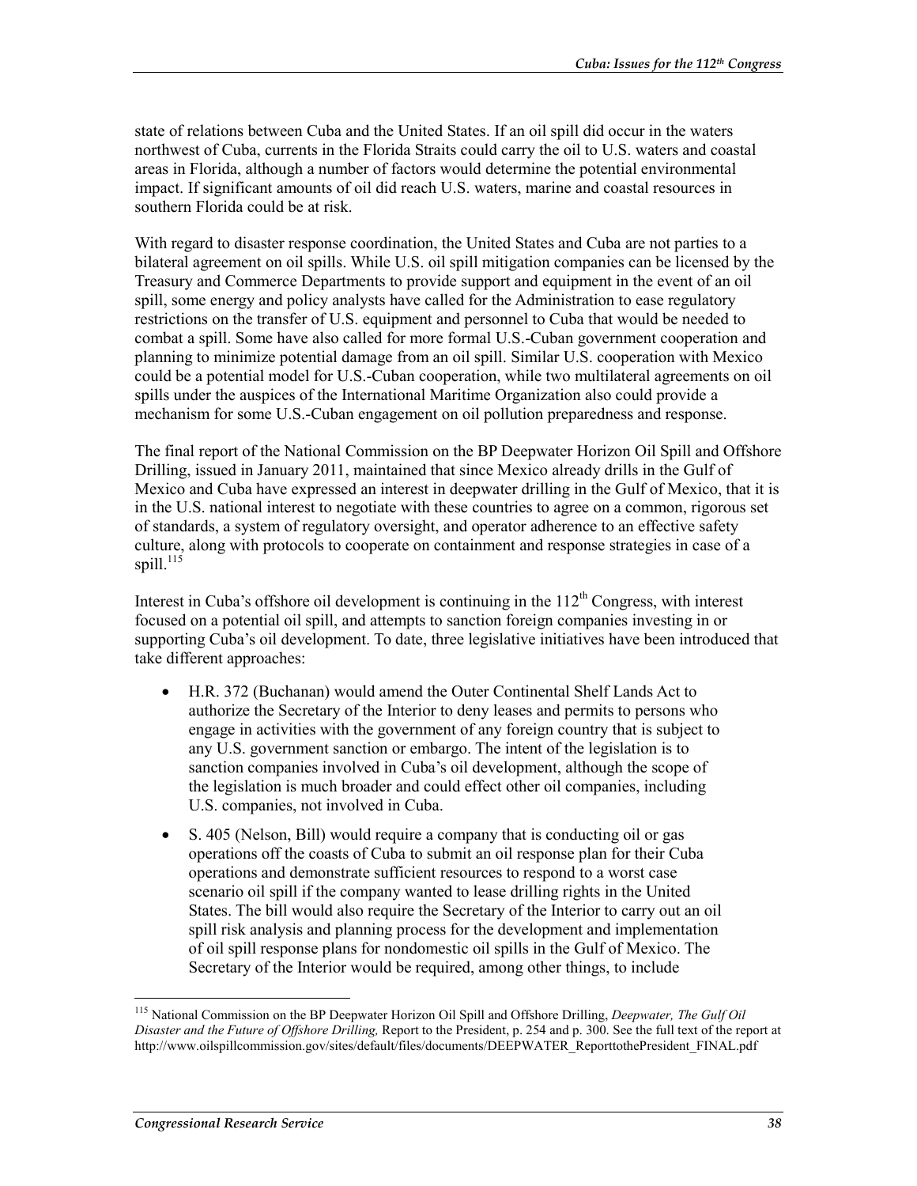state of relations between Cuba and the United States. If an oil spill did occur in the waters northwest of Cuba, currents in the Florida Straits could carry the oil to U.S. waters and coastal areas in Florida, although a number of factors would determine the potential environmental impact. If significant amounts of oil did reach U.S. waters, marine and coastal resources in southern Florida could be at risk.

With regard to disaster response coordination, the United States and Cuba are not parties to a bilateral agreement on oil spills. While U.S. oil spill mitigation companies can be licensed by the Treasury and Commerce Departments to provide support and equipment in the event of an oil spill, some energy and policy analysts have called for the Administration to ease regulatory restrictions on the transfer of U.S. equipment and personnel to Cuba that would be needed to combat a spill. Some have also called for more formal U.S.-Cuban government cooperation and planning to minimize potential damage from an oil spill. Similar U.S. cooperation with Mexico could be a potential model for U.S.-Cuban cooperation, while two multilateral agreements on oil spills under the auspices of the International Maritime Organization also could provide a mechanism for some U.S.-Cuban engagement on oil pollution preparedness and response.

The final report of the National Commission on the BP Deepwater Horizon Oil Spill and Offshore Drilling, issued in January 2011, maintained that since Mexico already drills in the Gulf of Mexico and Cuba have expressed an interest in deepwater drilling in the Gulf of Mexico, that it is in the U.S. national interest to negotiate with these countries to agree on a common, rigorous set of standards, a system of regulatory oversight, and operator adherence to an effective safety culture, along with protocols to cooperate on containment and response strategies in case of a spill.[115]

Interest in Cuba's offshore oil development is continuing in the 112th Congress, with interest focused on a potential oil spill, and attempts to sanction foreign companies investing in or supporting Cuba's oil development. To date, three legislative initiatives have been introduced that take different approaches:

- H.R. 372 (Buchanan) would amend the Outer Continental Shelf Lands Act to authorize the Secretary of the Interior to deny leases and permits to persons who engage in activities with the government of any foreign country that is subject to any U.S. government sanction or embargo. The intent of the legislation is to sanction companies involved in Cuba's oil development, although the scope of the legislation is much broader and could effect other oil companies, including U.S. companies, not involved in Cuba.
- S. 405 (Nelson, Bill) would require a company that is conducting oil or gas operations off the coasts of Cuba to submit an oil response plan for their Cuba operations and demonstrate sufficient resources to respond to a worst case scenario oil spill if the company wanted to lease drilling rights in the United States. The bill would also require the Secretary of the Interior to carry out an oil spill risk analysis and planning process for the development and implementation of oil spill response plans for nondomestic oil spills in the Gulf of Mexico. The Secretary of the Interior would be required, among other things, to include

[115] National Commission on the BP Deepwater Horizon Oil Spill and Offshore Drilling, *Deepwater, The Gulf Oil Disaster and the Future of Offshore Drilling,* Report to the President, p. 254 and p. 300. See the full text of the report at http://www.oilspillcommission.gov/sites/default/files/documents/DEEPWATER_ReporttothePresident_FINAL.pdf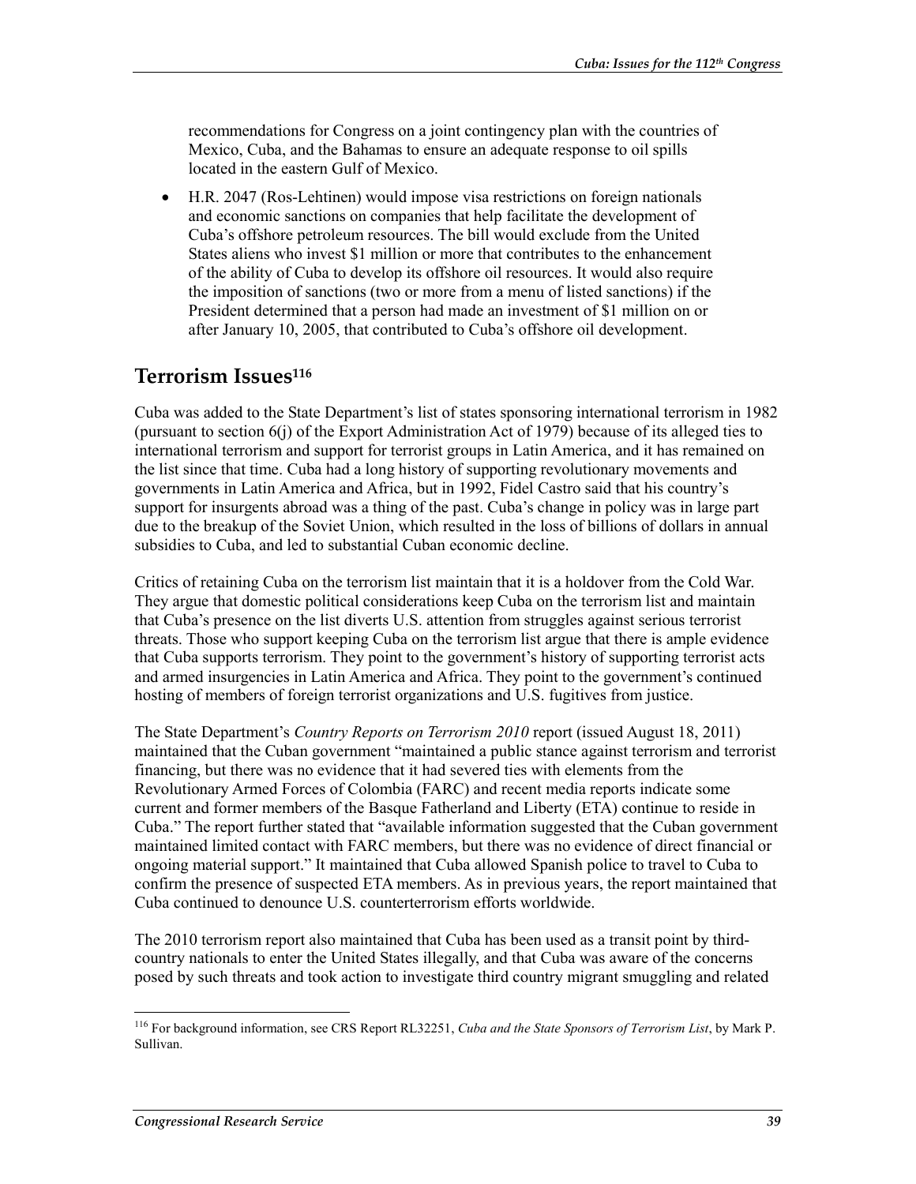recommendations for Congress on a joint contingency plan with the countries of Mexico, Cuba, and the Bahamas to ensure an adequate response to oil spills located in the eastern Gulf of Mexico.

- H.R. 2047 (Ros-Lehtinen) would impose visa restrictions on foreign nationals and economic sanctions on companies that help facilitate the development of Cuba's offshore petroleum resources. The bill would exclude from the United States aliens who invest $1 million or more that contributes to the enhancement of the ability of Cuba to develop its offshore oil resources. It would also require the imposition of sanctions (two or more from a menu of listed sanctions) if the President determined that a person had made an investment of $1 million on or after January 10, 2005, that contributed to Cuba's offshore oil development.

## Terrorism Issues[116]

Cuba was added to the State Department's list of states sponsoring international terrorism in 1982 (pursuant to section 6(j) of the Export Administration Act of 1979) because of its alleged ties to international terrorism and support for terrorist groups in Latin America, and it has remained on the list since that time. Cuba had a long history of supporting revolutionary movements and governments in Latin America and Africa, but in 1992, Fidel Castro said that his country's support for insurgents abroad was a thing of the past. Cuba's change in policy was in large part due to the breakup of the Soviet Union, which resulted in the loss of billions of dollars in annual subsidies to Cuba, and led to substantial Cuban economic decline.

Critics of retaining Cuba on the terrorism list maintain that it is a holdover from the Cold War. They argue that domestic political considerations keep Cuba on the terrorism list and maintain that Cuba's presence on the list diverts U.S. attention from struggles against serious terrorist threats. Those who support keeping Cuba on the terrorism list argue that there is ample evidence that Cuba supports terrorism. They point to the government's history of supporting terrorist acts and armed insurgencies in Latin America and Africa. They point to the government's continued hosting of members of foreign terrorist organizations and U.S. fugitives from justice.

The State Department's *Country Reports on Terrorism 2010* report (issued August 18, 2011) maintained that the Cuban government "maintained a public stance against terrorism and terrorist financing, but there was no evidence that it had severed ties with elements from the Revolutionary Armed Forces of Colombia (FARC) and recent media reports indicate some current and former members of the Basque Fatherland and Liberty (ETA) continue to reside in Cuba." The report further stated that "available information suggested that the Cuban government maintained limited contact with FARC members, but there was no evidence of direct financial or ongoing material support." It maintained that Cuba allowed Spanish police to travel to Cuba to confirm the presence of suspected ETA members. As in previous years, the report maintained that Cuba continued to denounce U.S. counterterrorism efforts worldwide.

The 2010 terrorism report also maintained that Cuba has been used as a transit point by third-country nationals to enter the United States illegally, and that Cuba was aware of the concerns posed by such threats and took action to investigate third country migrant smuggling and related

---

[116] For background information, see CRS Report RL32251, *Cuba and the State Sponsors of Terrorism List*, by Mark P. Sullivan.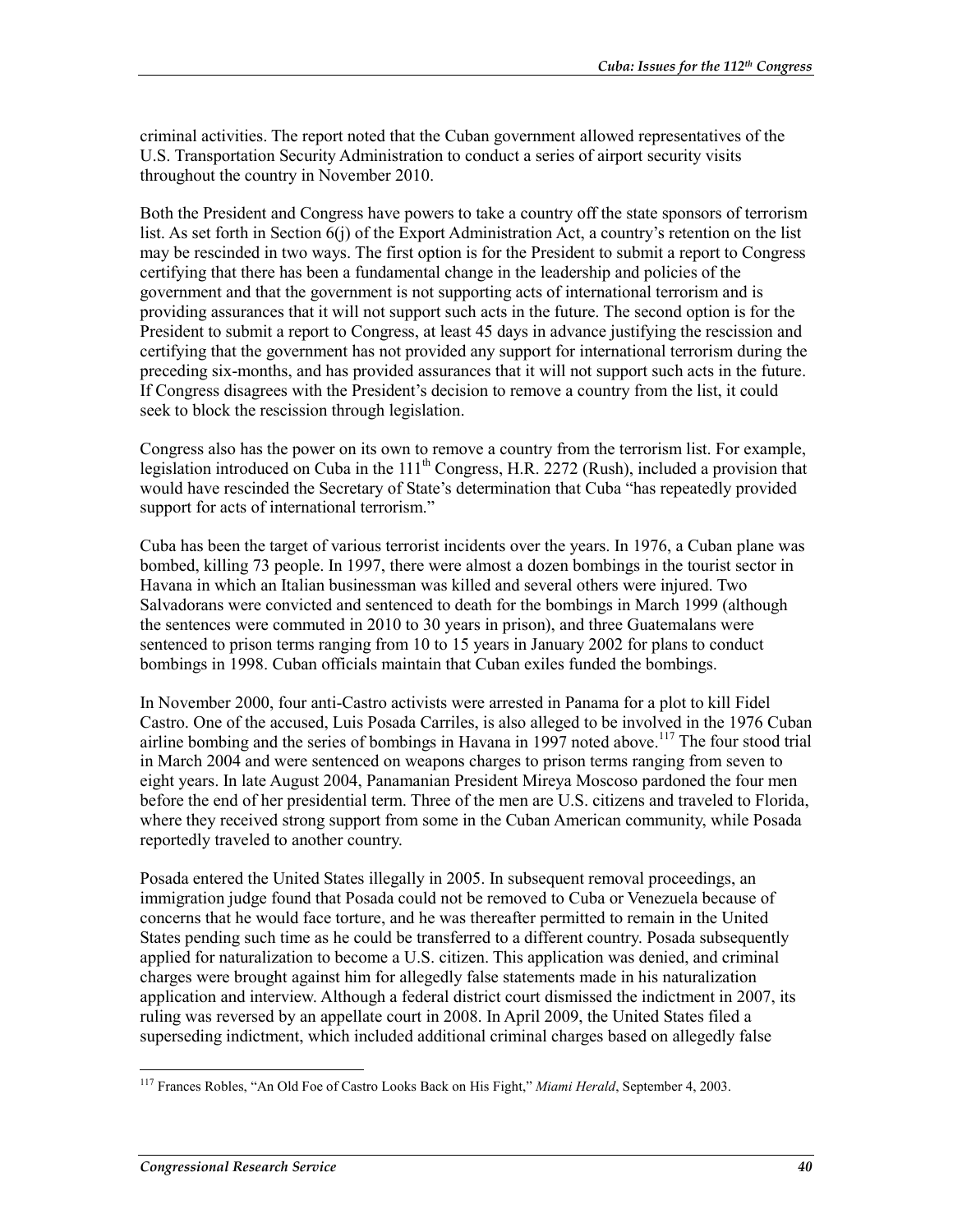criminal activities. The report noted that the Cuban government allowed representatives of the U.S. Transportation Security Administration to conduct a series of airport security visits throughout the country in November 2010.

Both the President and Congress have powers to take a country off the state sponsors of terrorism list. As set forth in Section 6(j) of the Export Administration Act, a country's retention on the list may be rescinded in two ways. The first option is for the President to submit a report to Congress certifying that there has been a fundamental change in the leadership and policies of the government and that the government is not supporting acts of international terrorism and is providing assurances that it will not support such acts in the future. The second option is for the President to submit a report to Congress, at least 45 days in advance justifying the rescission and certifying that the government has not provided any support for international terrorism during the preceding six-months, and has provided assurances that it will not support such acts in the future. If Congress disagrees with the President's decision to remove a country from the list, it could seek to block the rescission through legislation.

Congress also has the power on its own to remove a country from the terrorism list. For example, legislation introduced on Cuba in the 111th Congress, H.R. 2272 (Rush), included a provision that would have rescinded the Secretary of State's determination that Cuba "has repeatedly provided support for acts of international terrorism."

Cuba has been the target of various terrorist incidents over the years. In 1976, a Cuban plane was bombed, killing 73 people. In 1997, there were almost a dozen bombings in the tourist sector in Havana in which an Italian businessman was killed and several others were injured. Two Salvadorans were convicted and sentenced to death for the bombings in March 1999 (although the sentences were commuted in 2010 to 30 years in prison), and three Guatemalans were sentenced to prison terms ranging from 10 to 15 years in January 2002 for plans to conduct bombings in 1998. Cuban officials maintain that Cuban exiles funded the bombings.

In November 2000, four anti-Castro activists were arrested in Panama for a plot to kill Fidel Castro. One of the accused, Luis Posada Carriles, is also alleged to be involved in the 1976 Cuban airline bombing and the series of bombings in Havana in 1997 noted above.[117] The four stood trial in March 2004 and were sentenced on weapons charges to prison terms ranging from seven to eight years. In late August 2004, Panamanian President Mireya Moscoso pardoned the four men before the end of her presidential term. Three of the men are U.S. citizens and traveled to Florida, where they received strong support from some in the Cuban American community, while Posada reportedly traveled to another country.

Posada entered the United States illegally in 2005. In subsequent removal proceedings, an immigration judge found that Posada could not be removed to Cuba or Venezuela because of concerns that he would face torture, and he was thereafter permitted to remain in the United States pending such time as he could be transferred to a different country. Posada subsequently applied for naturalization to become a U.S. citizen. This application was denied, and criminal charges were brought against him for allegedly false statements made in his naturalization application and interview. Although a federal district court dismissed the indictment in 2007, its ruling was reversed by an appellate court in 2008. In April 2009, the United States filed a superseding indictment, which included additional criminal charges based on allegedly false

[117] Frances Robles, "An Old Foe of Castro Looks Back on His Fight," *Miami Herald*, September 4, 2003.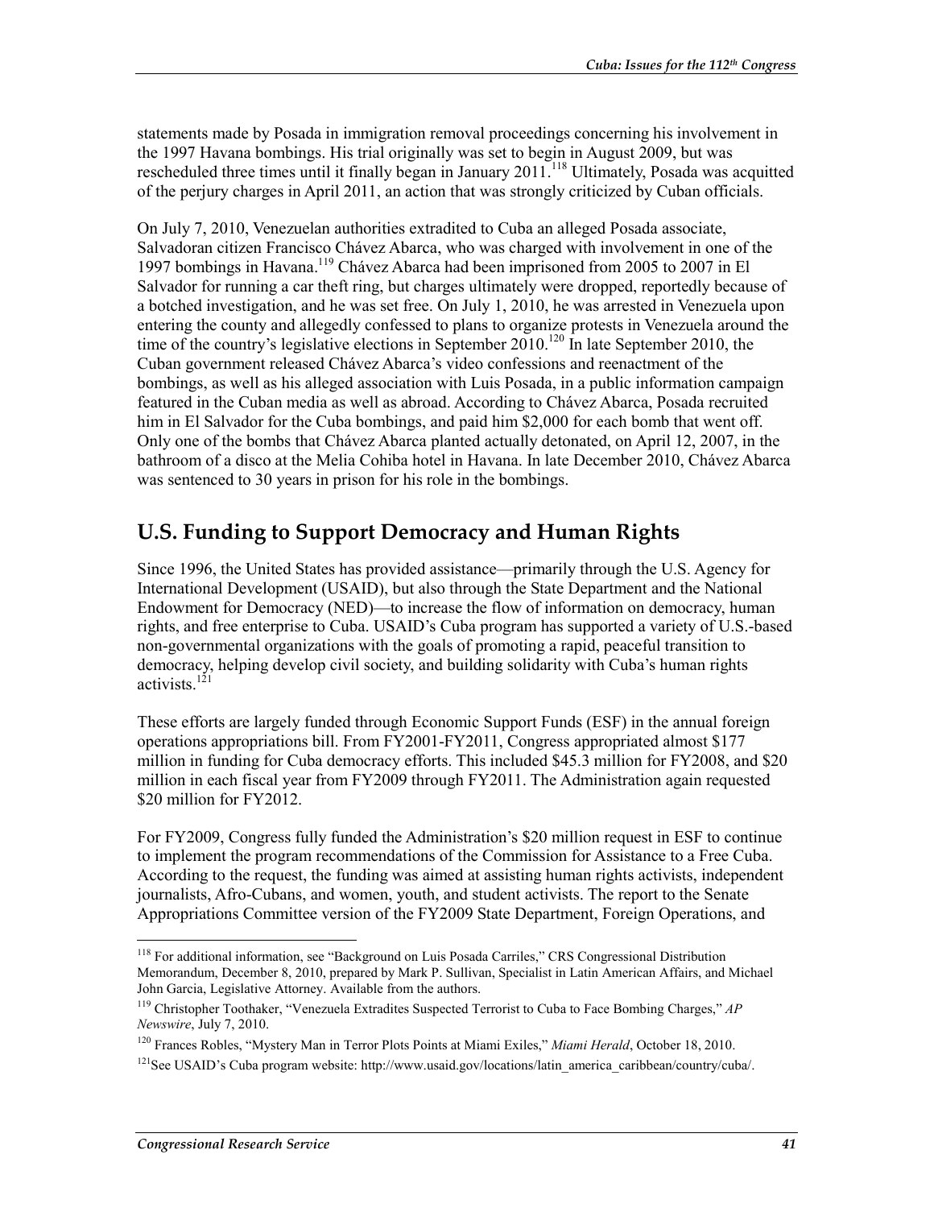statements made by Posada in immigration removal proceedings concerning his involvement in the 1997 Havana bombings. His trial originally was set to begin in August 2009, but was rescheduled three times until it finally began in January 2011.[118] Ultimately, Posada was acquitted of the perjury charges in April 2011, an action that was strongly criticized by Cuban officials.

On July 7, 2010, Venezuelan authorities extradited to Cuba an alleged Posada associate, Salvadoran citizen Francisco Chávez Abarca, who was charged with involvement in one of the 1997 bombings in Havana.[119] Chávez Abarca had been imprisoned from 2005 to 2007 in El Salvador for running a car theft ring, but charges ultimately were dropped, reportedly because of a botched investigation, and he was set free. On July 1, 2010, he was arrested in Venezuela upon entering the county and allegedly confessed to plans to organize protests in Venezuela around the time of the country's legislative elections in September 2010.[120] In late September 2010, the Cuban government released Chávez Abarca's video confessions and reenactment of the bombings, as well as his alleged association with Luis Posada, in a public information campaign featured in the Cuban media as well as abroad. According to Chávez Abarca, Posada recruited him in El Salvador for the Cuba bombings, and paid him $2,000 for each bomb that went off. Only one of the bombs that Chávez Abarca planted actually detonated, on April 12, 2007, in the bathroom of a disco at the Melia Cohiba hotel in Havana. In late December 2010, Chávez Abarca was sentenced to 30 years in prison for his role in the bombings.

## U.S. Funding to Support Democracy and Human Rights

Since 1996, the United States has provided assistance—primarily through the U.S. Agency for International Development (USAID), but also through the State Department and the National Endowment for Democracy (NED)—to increase the flow of information on democracy, human rights, and free enterprise to Cuba. USAID's Cuba program has supported a variety of U.S.-based non-governmental organizations with the goals of promoting a rapid, peaceful transition to democracy, helping develop civil society, and building solidarity with Cuba's human rights activists.[121]

These efforts are largely funded through Economic Support Funds (ESF) in the annual foreign operations appropriations bill. From FY2001-FY2011, Congress appropriated almost $177 million in funding for Cuba democracy efforts. This included $45.3 million for FY2008, and $20 million in each fiscal year from FY2009 through FY2011. The Administration again requested $20 million for FY2012.

For FY2009, Congress fully funded the Administration's $20 million request in ESF to continue to implement the program recommendations of the Commission for Assistance to a Free Cuba. According to the request, the funding was aimed at assisting human rights activists, independent journalists, Afro-Cubans, and women, youth, and student activists. The report to the Senate Appropriations Committee version of the FY2009 State Department, Foreign Operations, and

---

[118] For additional information, see "Background on Luis Posada Carriles," CRS Congressional Distribution Memorandum, December 8, 2010, prepared by Mark P. Sullivan, Specialist in Latin American Affairs, and Michael John Garcia, Legislative Attorney. Available from the authors.

[119] Christopher Toothaker, "Venezuela Extradites Suspected Terrorist to Cuba to Face Bombing Charges," *AP Newswire*, July 7, 2010.

[120] Frances Robles, "Mystery Man in Terror Plots Points at Miami Exiles," *Miami Herald*, October 18, 2010.

[121] See USAID's Cuba program website: http://www.usaid.gov/locations/latin_america_caribbean/country/cuba/.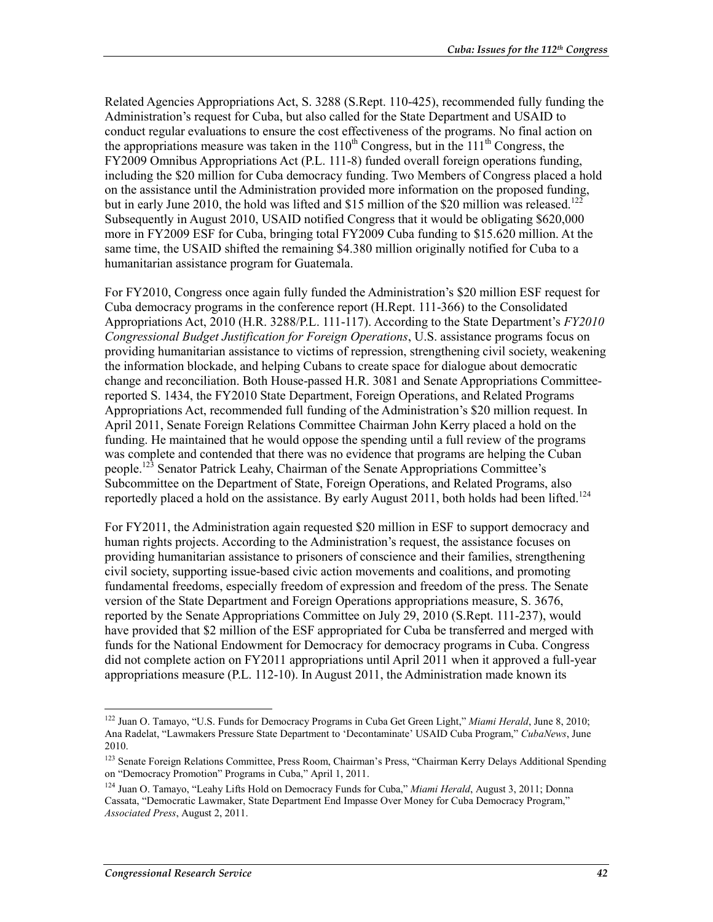Related Agencies Appropriations Act, S. 3288 (S.Rept. 110-425), recommended fully funding the Administration's request for Cuba, but also called for the State Department and USAID to conduct regular evaluations to ensure the cost effectiveness of the programs. No final action on the appropriations measure was taken in the $110^{th}$ Congress, but in the $111^{th}$ Congress, the FY2009 Omnibus Appropriations Act (P.L. 111-8) funded overall foreign operations funding, including the \$20 million for Cuba democracy funding. Two Members of Congress placed a hold on the assistance until the Administration provided more information on the proposed funding, but in early June 2010, the hold was lifted and \$15 million of the \$20 million was released.[122] Subsequently in August 2010, USAID notified Congress that it would be obligating \$620,000 more in FY2009 ESF for Cuba, bringing total FY2009 Cuba funding to \$15.620 million. At the same time, the USAID shifted the remaining \$4.380 million originally notified for Cuba to a humanitarian assistance program for Guatemala.

For FY2010, Congress once again fully funded the Administration's \$20 million ESF request for Cuba democracy programs in the conference report (H.Rept. 111-366) to the Consolidated Appropriations Act, 2010 (H.R. 3288/P.L. 111-117). According to the State Department's *FY2010 Congressional Budget Justification for Foreign Operations*, U.S. assistance programs focus on providing humanitarian assistance to victims of repression, strengthening civil society, weakening the information blockade, and helping Cubans to create space for dialogue about democratic change and reconciliation. Both House-passed H.R. 3081 and Senate Appropriations Committee-reported S. 1434, the FY2010 State Department, Foreign Operations, and Related Programs Appropriations Act, recommended full funding of the Administration's \$20 million request. In April 2011, Senate Foreign Relations Committee Chairman John Kerry placed a hold on the funding. He maintained that he would oppose the spending until a full review of the programs was complete and contended that there was no evidence that programs are helping the Cuban people.[123] Senator Patrick Leahy, Chairman of the Senate Appropriations Committee's Subcommittee on the Department of State, Foreign Operations, and Related Programs, also reportedly placed a hold on the assistance. By early August 2011, both holds had been lifted.[124]

For FY2011, the Administration again requested \$20 million in ESF to support democracy and human rights projects. According to the Administration's request, the assistance focuses on providing humanitarian assistance to prisoners of conscience and their families, strengthening civil society, supporting issue-based civic action movements and coalitions, and promoting fundamental freedoms, especially freedom of expression and freedom of the press. The Senate version of the State Department and Foreign Operations appropriations measure, S. 3676, reported by the Senate Appropriations Committee on July 29, 2010 (S.Rept. 111-237), would have provided that \$2 million of the ESF appropriated for Cuba be transferred and merged with funds for the National Endowment for Democracy for democracy programs in Cuba. Congress did not complete action on FY2011 appropriations until April 2011 when it approved a full-year appropriations measure (P.L. 112-10). In August 2011, the Administration made known its

---

[122] Juan O. Tamayo, "U.S. Funds for Democracy Programs in Cuba Get Green Light," *Miami Herald*, June 8, 2010; Ana Radelat, "Lawmakers Pressure State Department to 'Decontaminate' USAID Cuba Program," *CubaNews*, June 2010.

[123] Senate Foreign Relations Committee, Press Room, Chairman's Press, "Chairman Kerry Delays Additional Spending on "Democracy Promotion" Programs in Cuba," April 1, 2011.

[124] Juan O. Tamayo, "Leahy Lifts Hold on Democracy Funds for Cuba," *Miami Herald*, August 3, 2011; Donna Cassata, "Democratic Lawmaker, State Department End Impasse Over Money for Cuba Democracy Program," *Associated Press*, August 2, 2011.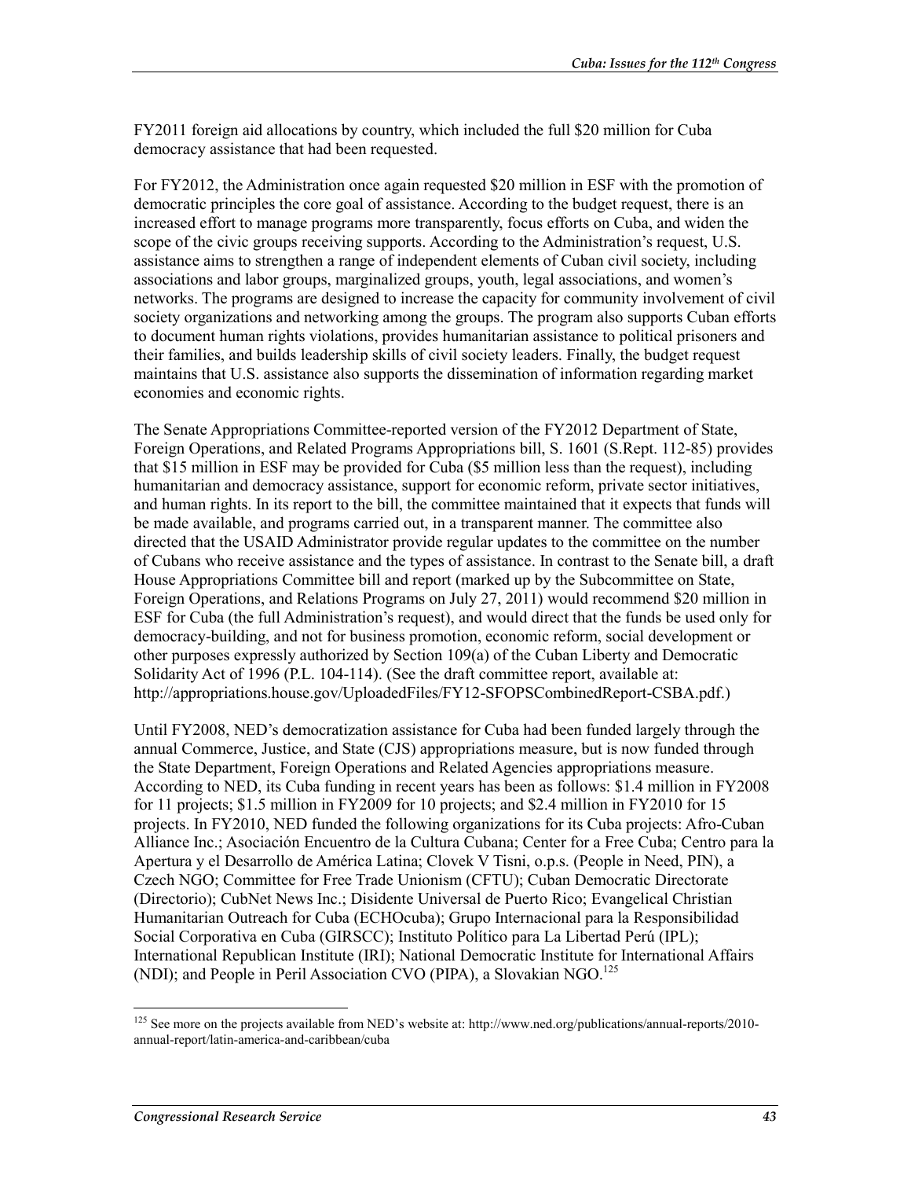FY2011 foreign aid allocations by country, which included the full $20 million for Cuba democracy assistance that had been requested.

For FY2012, the Administration once again requested $20 million in ESF with the promotion of democratic principles the core goal of assistance. According to the budget request, there is an increased effort to manage programs more transparently, focus efforts on Cuba, and widen the scope of the civic groups receiving supports. According to the Administration's request, U.S. assistance aims to strengthen a range of independent elements of Cuban civil society, including associations and labor groups, marginalized groups, youth, legal associations, and women's networks. The programs are designed to increase the capacity for community involvement of civil society organizations and networking among the groups. The program also supports Cuban efforts to document human rights violations, provides humanitarian assistance to political prisoners and their families, and builds leadership skills of civil society leaders. Finally, the budget request maintains that U.S. assistance also supports the dissemination of information regarding market economies and economic rights.

The Senate Appropriations Committee-reported version of the FY2012 Department of State, Foreign Operations, and Related Programs Appropriations bill, S. 1601 (S.Rept. 112-85) provides that $15 million in ESF may be provided for Cuba ($5 million less than the request), including humanitarian and democracy assistance, support for economic reform, private sector initiatives, and human rights. In its report to the bill, the committee maintained that it expects that funds will be made available, and programs carried out, in a transparent manner. The committee also directed that the USAID Administrator provide regular updates to the committee on the number of Cubans who receive assistance and the types of assistance. In contrast to the Senate bill, a draft House Appropriations Committee bill and report (marked up by the Subcommittee on State, Foreign Operations, and Relations Programs on July 27, 2011) would recommend $20 million in ESF for Cuba (the full Administration's request), and would direct that the funds be used only for democracy-building, and not for business promotion, economic reform, social development or other purposes expressly authorized by Section 109(a) of the Cuban Liberty and Democratic Solidarity Act of 1996 (P.L. 104-114). (See the draft committee report, available at: http://appropriations.house.gov/UploadedFiles/FY12-SFOPSCombinedReport-CSBA.pdf.)

Until FY2008, NED's democratization assistance for Cuba had been funded largely through the annual Commerce, Justice, and State (CJS) appropriations measure, but is now funded through the State Department, Foreign Operations and Related Agencies appropriations measure. According to NED, its Cuba funding in recent years has been as follows: $1.4 million in FY2008 for 11 projects; $1.5 million in FY2009 for 10 projects; and $2.4 million in FY2010 for 15 projects. In FY2010, NED funded the following organizations for its Cuba projects: Afro-Cuban Alliance Inc.; Asociación Encuentro de la Cultura Cubana; Center for a Free Cuba; Centro para la Apertura y el Desarrollo de América Latina; Clovek V Tisni, o.p.s. (People in Need, PIN), a Czech NGO; Committee for Free Trade Unionism (CFTU); Cuban Democratic Directorate (Directorio); CubNet News Inc.; Disidente Universal de Puerto Rico; Evangelical Christian Humanitarian Outreach for Cuba (ECHOcuba); Grupo Internacional para la Responsibilidad Social Corporativa en Cuba (GIRSCC); Instituto Político para La Libertad Perú (IPL); International Republican Institute (IRI); National Democratic Institute for International Affairs (NDI); and People in Peril Association CVO (PIPA), a Slovakian NGO.[125]

[125] See more on the projects available from NED's website at: http://www.ned.org/publications/annual-reports/2010-annual-report/latin-america-and-caribbean/cuba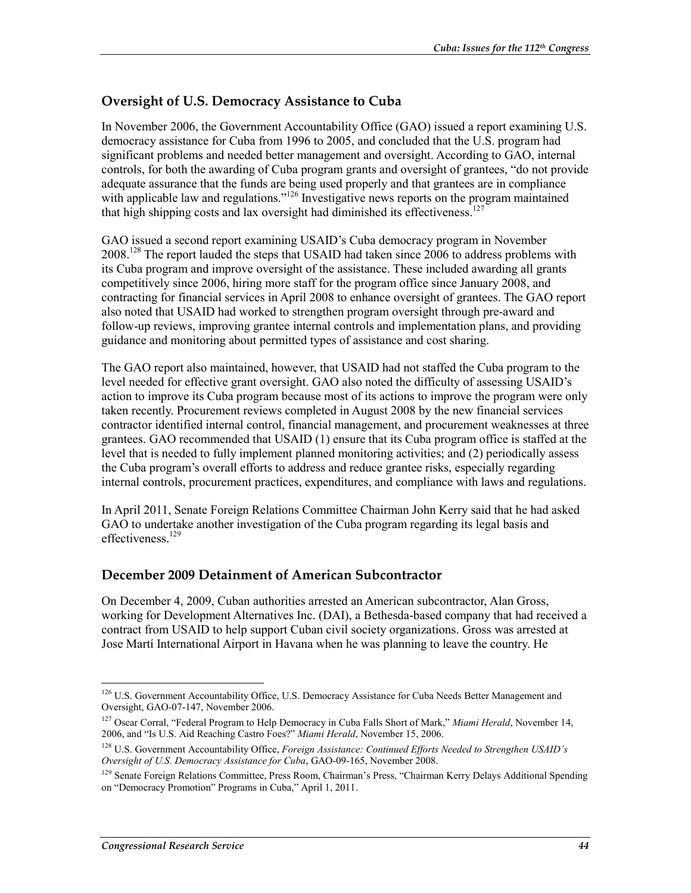## Oversight of U.S. Democracy Assistance to Cuba

In November 2006, the Government Accountability Office (GAO) issued a report examining U.S. democracy assistance for Cuba from 1996 to 2005, and concluded that the U.S. program had significant problems and needed better management and oversight. According to GAO, internal controls, for both the awarding of Cuba program grants and oversight of grantees, "do not provide adequate assurance that the funds are being used properly and that grantees are in compliance with applicable law and regulations."[126] Investigative news reports on the program maintained that high shipping costs and lax oversight had diminished its effectiveness.[127]

GAO issued a second report examining USAID's Cuba democracy program in November 2008.[128] The report lauded the steps that USAID had taken since 2006 to address problems with its Cuba program and improve oversight of the assistance. These included awarding all grants competitively since 2006, hiring more staff for the program office since January 2008, and contracting for financial services in April 2008 to enhance oversight of grantees. The GAO report also noted that USAID had worked to strengthen program oversight through pre-award and follow-up reviews, improving grantee internal controls and implementation plans, and providing guidance and monitoring about permitted types of assistance and cost sharing.

The GAO report also maintained, however, that USAID had not staffed the Cuba program to the level needed for effective grant oversight. GAO also noted the difficulty of assessing USAID's action to improve its Cuba program because most of its actions to improve the program were only taken recently. Procurement reviews completed in August 2008 by the new financial services contractor identified internal control, financial management, and procurement weaknesses at three grantees. GAO recommended that USAID (1) ensure that its Cuba program office is staffed at the level that is needed to fully implement planned monitoring activities; and (2) periodically assess the Cuba program's overall efforts to address and reduce grantee risks, especially regarding internal controls, procurement practices, expenditures, and compliance with laws and regulations.

In April 2011, Senate Foreign Relations Committee Chairman John Kerry said that he had asked GAO to undertake another investigation of the Cuba program regarding its legal basis and effectiveness.[129]

## December 2009 Detainment of American Subcontractor

On December 4, 2009, Cuban authorities arrested an American subcontractor, Alan Gross, working for Development Alternatives Inc. (DAI), a Bethesda-based company that had received a contract from USAID to help support Cuban civil society organizations. Gross was arrested at Jose Martí International Airport in Havana when he was planning to leave the country. He

---

[126] U.S. Government Accountability Office, U.S. Democracy Assistance for Cuba Needs Better Management and Oversight, GAO-07-147, November 2006.

[127] Oscar Corral, "Federal Program to Help Democracy in Cuba Falls Short of Mark," *Miami Herald*, November 14, 2006, and "Is U.S. Aid Reaching Castro Foes?" *Miami Herald*, November 15, 2006.

[128] U.S. Government Accountability Office, *Foreign Assistance: Continued Efforts Needed to Strengthen USAID's Oversight of U.S. Democracy Assistance for Cuba*, GAO-09-165, November 2008.

[129] Senate Foreign Relations Committee, Press Room, Chairman's Press, "Chairman Kerry Delays Additional Spending on "Democracy Promotion" Programs in Cuba," April 1, 2011.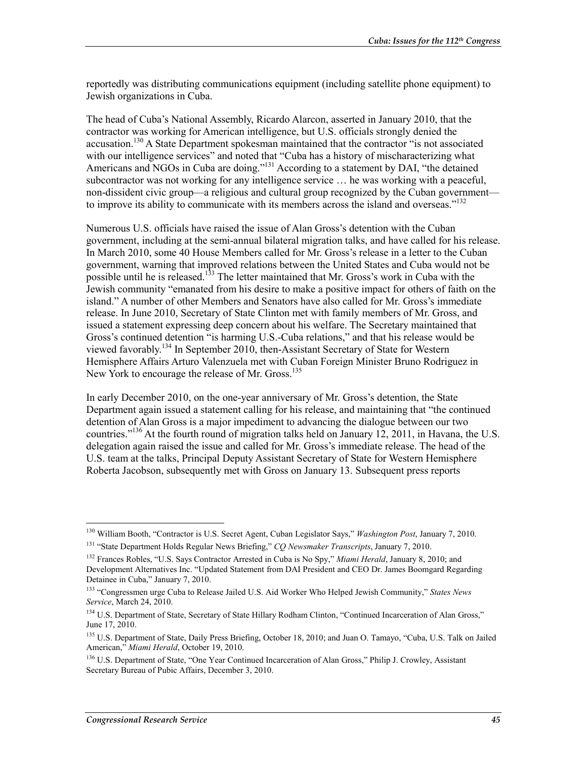reportedly was distributing communications equipment (including satellite phone equipment) to Jewish organizations in Cuba.

The head of Cuba's National Assembly, Ricardo Alarcon, asserted in January 2010, that the contractor was working for American intelligence, but U.S. officials strongly denied the accusation.[130] A State Department spokesman maintained that the contractor "is not associated with our intelligence services" and noted that "Cuba has a history of mischaracterizing what Americans and NGOs in Cuba are doing."[131] According to a statement by DAI, "the detained subcontractor was not working for any intelligence service … he was working with a peaceful, non-dissident civic group—a religious and cultural group recognized by the Cuban government—to improve its ability to communicate with its members across the island and overseas."[132]

Numerous U.S. officials have raised the issue of Alan Gross's detention with the Cuban government, including at the semi-annual bilateral migration talks, and have called for his release. In March 2010, some 40 House Members called for Mr. Gross's release in a letter to the Cuban government, warning that improved relations between the United States and Cuba would not be possible until he is released.[133] The letter maintained that Mr. Gross's work in Cuba with the Jewish community "emanated from his desire to make a positive impact for others of faith on the island." A number of other Members and Senators have also called for Mr. Gross's immediate release. In June 2010, Secretary of State Clinton met with family members of Mr. Gross, and issued a statement expressing deep concern about his welfare. The Secretary maintained that Gross's continued detention "is harming U.S.-Cuba relations," and that his release would be viewed favorably.[134] In September 2010, then-Assistant Secretary of State for Western Hemisphere Affairs Arturo Valenzuela met with Cuban Foreign Minister Bruno Rodriguez in New York to encourage the release of Mr. Gross.[135]

In early December 2010, on the one-year anniversary of Mr. Gross's detention, the State Department again issued a statement calling for his release, and maintaining that "the continued detention of Alan Gross is a major impediment to advancing the dialogue between our two countries."[136] At the fourth round of migration talks held on January 12, 2011, in Havana, the U.S. delegation again raised the issue and called for Mr. Gross's immediate release. The head of the U.S. team at the talks, Principal Deputy Assistant Secretary of State for Western Hemisphere Roberta Jacobson, subsequently met with Gross on January 13. Subsequent press reports

---

[130] William Booth, "Contractor is U.S. Secret Agent, Cuban Legislator Says," *Washington Post*, January 7, 2010.

[131] "State Department Holds Regular News Briefing," *CQ Newsmaker Transcripts*, January 7, 2010.

[132] Frances Robles, "U.S. Says Contractor Arrested in Cuba is No Spy," *Miami Herald*, January 8, 2010; and Development Alternatives Inc. "Updated Statement from DAI President and CEO Dr. James Boomgard Regarding Detainee in Cuba," January 7, 2010.

[133] "Congressmen urge Cuba to Release Jailed U.S. Aid Worker Who Helped Jewish Community," *States News Service*, March 24, 2010.

[134] U.S. Department of State, Secretary of State Hillary Rodham Clinton, "Continued Incarceration of Alan Gross," June 17, 2010.

[135] U.S. Department of State, Daily Press Briefing, October 18, 2010; and Juan O. Tamayo, "Cuba, U.S. Talk on Jailed American," *Miami Herald*, October 19, 2010.

[136] U.S. Department of State, "One Year Continued Incarceration of Alan Gross," Philip J. Crowley, Assistant Secretary Bureau of Pubic Affairs, December 3, 2010.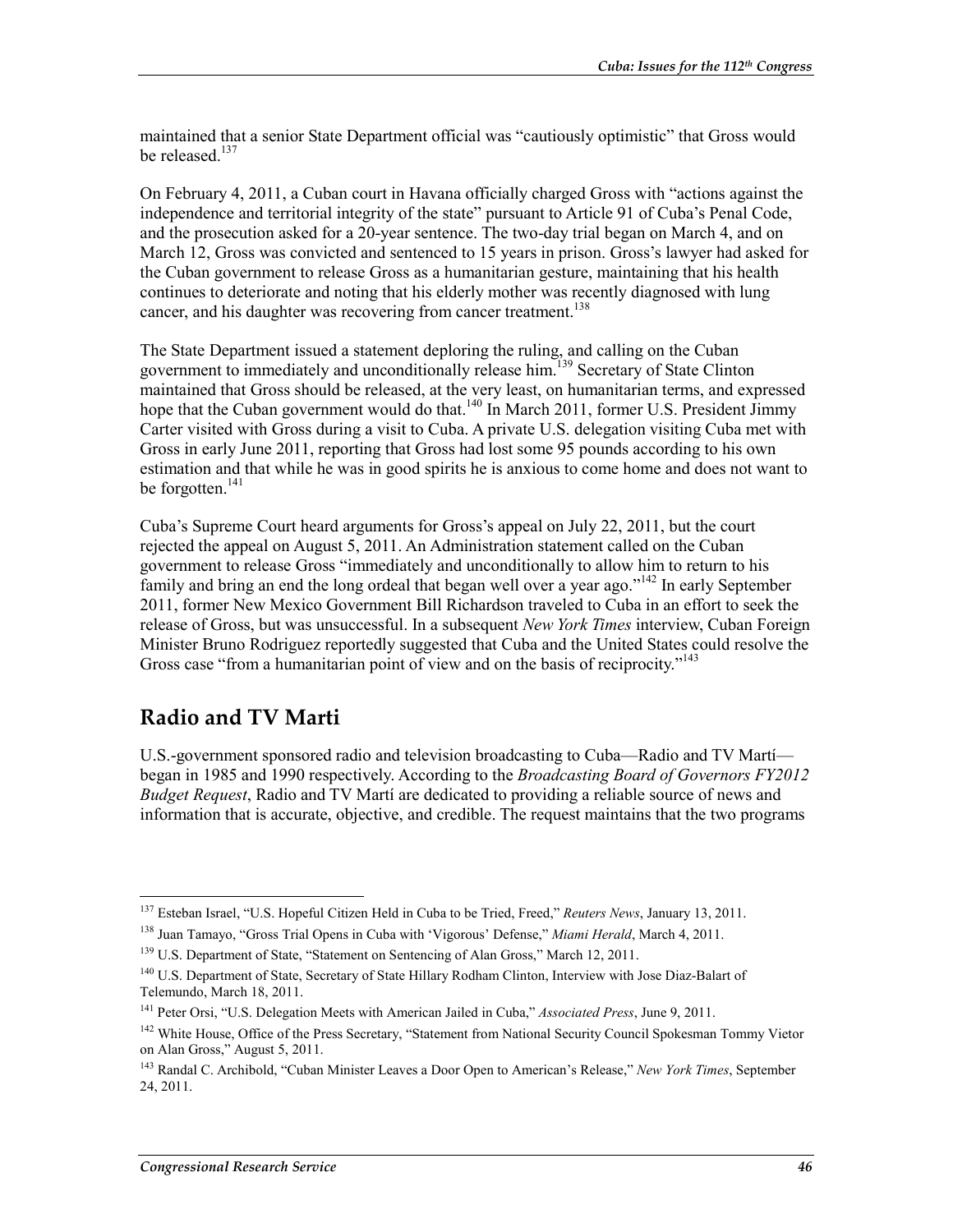maintained that a senior State Department official was "cautiously optimistic" that Gross would be released.[137]

On February 4, 2011, a Cuban court in Havana officially charged Gross with "actions against the independence and territorial integrity of the state" pursuant to Article 91 of Cuba's Penal Code, and the prosecution asked for a 20-year sentence. The two-day trial began on March 4, and on March 12, Gross was convicted and sentenced to 15 years in prison. Gross's lawyer had asked for the Cuban government to release Gross as a humanitarian gesture, maintaining that his health continues to deteriorate and noting that his elderly mother was recently diagnosed with lung cancer, and his daughter was recovering from cancer treatment.[138]

The State Department issued a statement deploring the ruling, and calling on the Cuban government to immediately and unconditionally release him.[139] Secretary of State Clinton maintained that Gross should be released, at the very least, on humanitarian terms, and expressed hope that the Cuban government would do that.[140] In March 2011, former U.S. President Jimmy Carter visited with Gross during a visit to Cuba. A private U.S. delegation visiting Cuba met with Gross in early June 2011, reporting that Gross had lost some 95 pounds according to his own estimation and that while he was in good spirits he is anxious to come home and does not want to be forgotten.[141]

Cuba's Supreme Court heard arguments for Gross's appeal on July 22, 2011, but the court rejected the appeal on August 5, 2011. An Administration statement called on the Cuban government to release Gross "immediately and unconditionally to allow him to return to his family and bring an end the long ordeal that began well over a year ago."[142] In early September 2011, former New Mexico Government Bill Richardson traveled to Cuba in an effort to seek the release of Gross, but was unsuccessful. In a subsequent *New York Times* interview, Cuban Foreign Minister Bruno Rodriguez reportedly suggested that Cuba and the United States could resolve the Gross case "from a humanitarian point of view and on the basis of reciprocity."[143]

## Radio and TV Marti

U.S.-government sponsored radio and television broadcasting to Cuba—Radio and TV Martí—began in 1985 and 1990 respectively. According to the *Broadcasting Board of Governors FY2012 Budget Request*, Radio and TV Martí are dedicated to providing a reliable source of news and information that is accurate, objective, and credible. The request maintains that the two programs

---

[137] Esteban Israel, "U.S. Hopeful Citizen Held in Cuba to be Tried, Freed," *Reuters News*, January 13, 2011.

[138] Juan Tamayo, "Gross Trial Opens in Cuba with 'Vigorous' Defense," *Miami Herald*, March 4, 2011.

[139] U.S. Department of State, "Statement on Sentencing of Alan Gross," March 12, 2011.

[140] U.S. Department of State, Secretary of State Hillary Rodham Clinton, Interview with Jose Diaz-Balart of Telemundo, March 18, 2011.

[141] Peter Orsi, "U.S. Delegation Meets with American Jailed in Cuba," *Associated Press*, June 9, 2011.

[142] White House, Office of the Press Secretary, "Statement from National Security Council Spokesman Tommy Vietor on Alan Gross," August 5, 2011.

[143] Randal C. Archibold, "Cuban Minister Leaves a Door Open to American's Release," *New York Times*, September 24, 2011.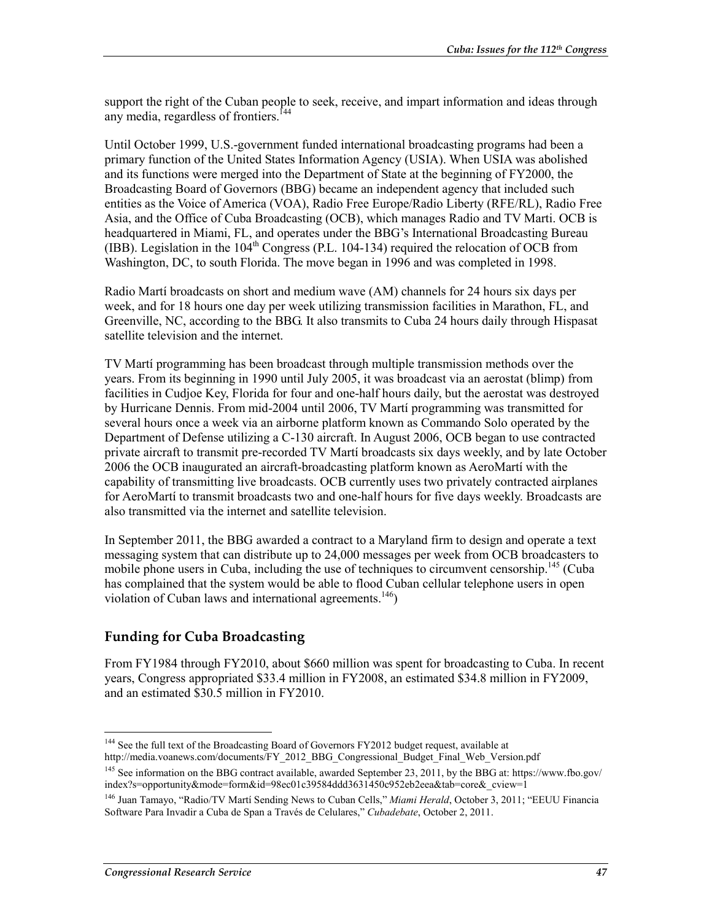support the right of the Cuban people to seek, receive, and impart information and ideas through any media, regardless of frontiers.[144]

Until October 1999, U.S.-government funded international broadcasting programs had been a primary function of the United States Information Agency (USIA). When USIA was abolished and its functions were merged into the Department of State at the beginning of FY2000, the Broadcasting Board of Governors (BBG) became an independent agency that included such entities as the Voice of America (VOA), Radio Free Europe/Radio Liberty (RFE/RL), Radio Free Asia, and the Office of Cuba Broadcasting (OCB), which manages Radio and TV Marti. OCB is headquartered in Miami, FL, and operates under the BBG's International Broadcasting Bureau (IBB). Legislation in the 104th Congress (P.L. 104-134) required the relocation of OCB from Washington, DC, to south Florida. The move began in 1996 and was completed in 1998.

Radio Martí broadcasts on short and medium wave (AM) channels for 24 hours six days per week, and for 18 hours one day per week utilizing transmission facilities in Marathon, FL, and Greenville, NC, according to the BBG. It also transmits to Cuba 24 hours daily through Hispasat satellite television and the internet.

TV Martí programming has been broadcast through multiple transmission methods over the years. From its beginning in 1990 until July 2005, it was broadcast via an aerostat (blimp) from facilities in Cudjoe Key, Florida for four and one-half hours daily, but the aerostat was destroyed by Hurricane Dennis. From mid-2004 until 2006, TV Martí programming was transmitted for several hours once a week via an airborne platform known as Commando Solo operated by the Department of Defense utilizing a C-130 aircraft. In August 2006, OCB began to use contracted private aircraft to transmit pre-recorded TV Martí broadcasts six days weekly, and by late October 2006 the OCB inaugurated an aircraft-broadcasting platform known as AeroMartí with the capability of transmitting live broadcasts. OCB currently uses two privately contracted airplanes for AeroMartí to transmit broadcasts two and one-half hours for five days weekly. Broadcasts are also transmitted via the internet and satellite television.

In September 2011, the BBG awarded a contract to a Maryland firm to design and operate a text messaging system that can distribute up to 24,000 messages per week from OCB broadcasters to mobile phone users in Cuba, including the use of techniques to circumvent censorship.[145] (Cuba has complained that the system would be able to flood Cuban cellular telephone users in open violation of Cuban laws and international agreements.[146])

## Funding for Cuba Broadcasting

From FY1984 through FY2010, about $660 million was spent for broadcasting to Cuba. In recent years, Congress appropriated $33.4 million in FY2008, an estimated $34.8 million in FY2009, and an estimated $30.5 million in FY2010.

---

[144] See the full text of the Broadcasting Board of Governors FY2012 budget request, available at http://media.voanews.com/documents/FY_2012_BBG_Congressional_Budget_Final_Web_Version.pdf

[145] See information on the BBG contract available, awarded September 23, 2011, by the BBG at: https://www.fbo.gov/index?s=opportunity&mode=form&id=98ec01c39584ddd3631450c952eb2eea&tab=core&_cview=1

[146] Juan Tamayo, "Radio/TV Martí Sending News to Cuban Cells," *Miami Herald*, October 3, 2011; "EEUU Financia Software Para Invadir a Cuba de Span a Través de Celulares," *Cubadebate*, October 2, 2011.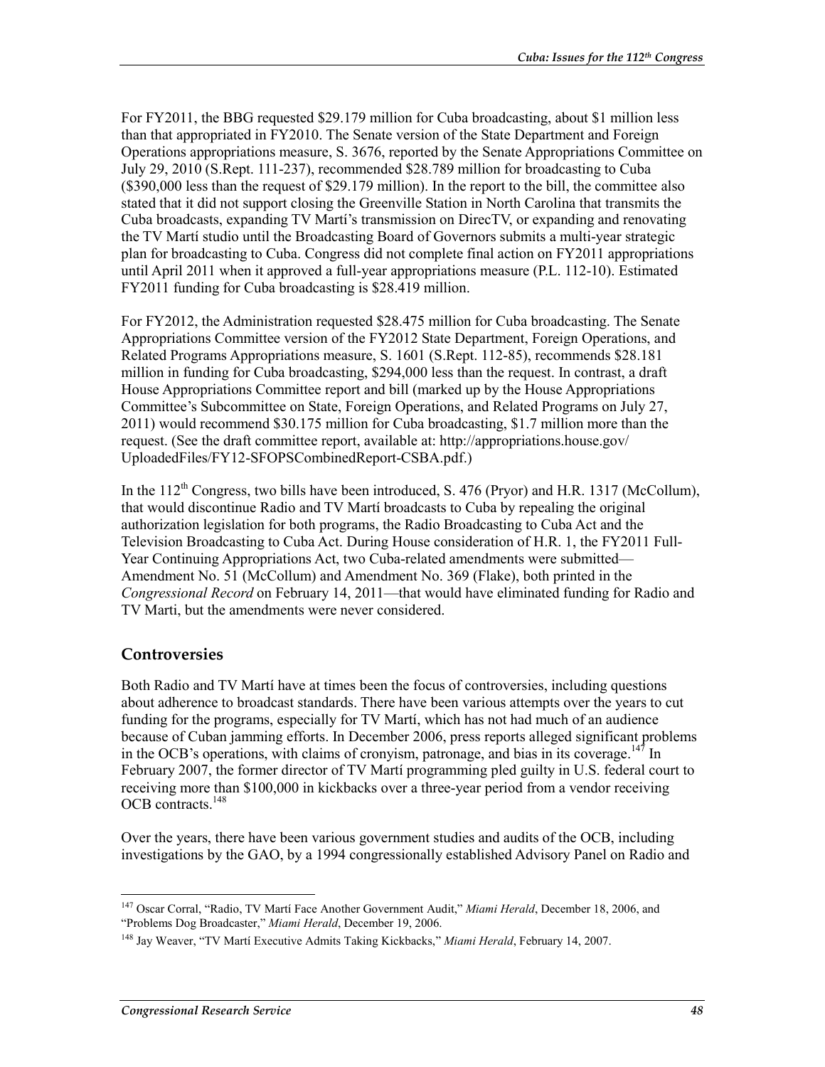For FY2011, the BBG requested \$29.179 million for Cuba broadcasting, about \$1 million less than that appropriated in FY2010. The Senate version of the State Department and Foreign Operations appropriations measure, S. 3676, reported by the Senate Appropriations Committee on July 29, 2010 (S.Rept. 111-237), recommended \$28.789 million for broadcasting to Cuba (\$390,000 less than the request of \$29.179 million). In the report to the bill, the committee also stated that it did not support closing the Greenville Station in North Carolina that transmits the Cuba broadcasts, expanding TV Martí's transmission on DirecTV, or expanding and renovating the TV Martí studio until the Broadcasting Board of Governors submits a multi-year strategic plan for broadcasting to Cuba. Congress did not complete final action on FY2011 appropriations until April 2011 when it approved a full-year appropriations measure (P.L. 112-10). Estimated FY2011 funding for Cuba broadcasting is \$28.419 million.

For FY2012, the Administration requested \$28.475 million for Cuba broadcasting. The Senate Appropriations Committee version of the FY2012 State Department, Foreign Operations, and Related Programs Appropriations measure, S. 1601 (S.Rept. 112-85), recommends \$28.181 million in funding for Cuba broadcasting, \$294,000 less than the request. In contrast, a draft House Appropriations Committee report and bill (marked up by the House Appropriations Committee's Subcommittee on State, Foreign Operations, and Related Programs on July 27, 2011) would recommend \$30.175 million for Cuba broadcasting, \$1.7 million more than the request. (See the draft committee report, available at: http://appropriations.house.gov/UploadedFiles/FY12-SFOPSCombinedReport-CSBA.pdf.)

In the 112th Congress, two bills have been introduced, S. 476 (Pryor) and H.R. 1317 (McCollum), that would discontinue Radio and TV Martí broadcasts to Cuba by repealing the original authorization legislation for both programs, the Radio Broadcasting to Cuba Act and the Television Broadcasting to Cuba Act. During House consideration of H.R. 1, the FY2011 Full-Year Continuing Appropriations Act, two Cuba-related amendments were submitted—Amendment No. 51 (McCollum) and Amendment No. 369 (Flake), both printed in the *Congressional Record* on February 14, 2011—that would have eliminated funding for Radio and TV Marti, but the amendments were never considered.

## Controversies

Both Radio and TV Martí have at times been the focus of controversies, including questions about adherence to broadcast standards. There have been various attempts over the years to cut funding for the programs, especially for TV Martí, which has not had much of an audience because of Cuban jamming efforts. In December 2006, press reports alleged significant problems in the OCB's operations, with claims of cronyism, patronage, and bias in its coverage.[147] In February 2007, the former director of TV Martí programming pled guilty in U.S. federal court to receiving more than \$100,000 in kickbacks over a three-year period from a vendor receiving OCB contracts.[148]

Over the years, there have been various government studies and audits of the OCB, including investigations by the GAO, by a 1994 congressionally established Advisory Panel on Radio and

---

[147] Oscar Corral, "Radio, TV Martí Face Another Government Audit," *Miami Herald*, December 18, 2006, and "Problems Dog Broadcaster," *Miami Herald*, December 19, 2006.

[148] Jay Weaver, "TV Martí Executive Admits Taking Kickbacks," *Miami Herald*, February 14, 2007.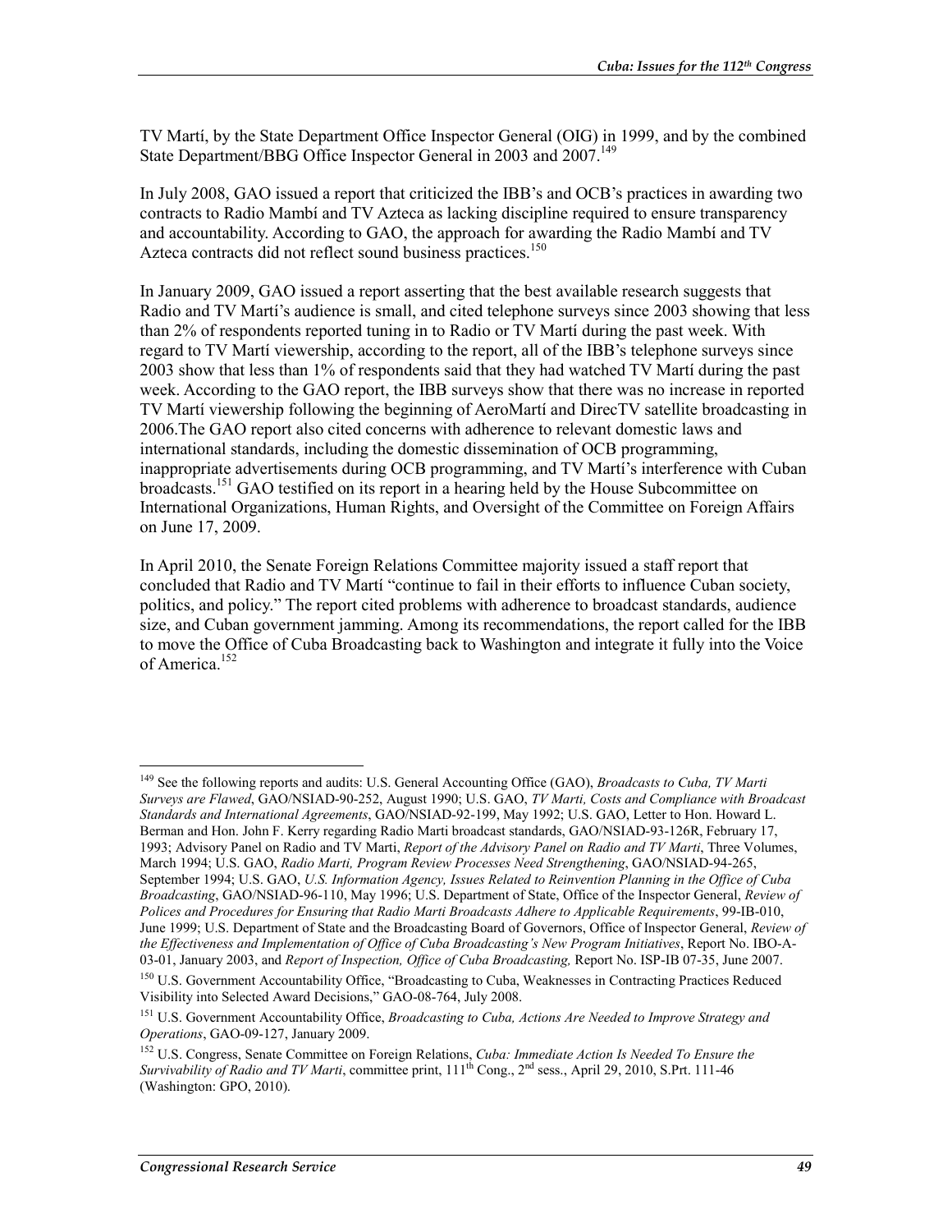TV Martí, by the State Department Office Inspector General (OIG) in 1999, and by the combined State Department/BBG Office Inspector General in 2003 and 2007.[149]

In July 2008, GAO issued a report that criticized the IBB's and OCB's practices in awarding two contracts to Radio Mambí and TV Azteca as lacking discipline required to ensure transparency and accountability. According to GAO, the approach for awarding the Radio Mambí and TV Azteca contracts did not reflect sound business practices.[150]

In January 2009, GAO issued a report asserting that the best available research suggests that Radio and TV Martí's audience is small, and cited telephone surveys since 2003 showing that less than 2% of respondents reported tuning in to Radio or TV Martí during the past week. With regard to TV Martí viewership, according to the report, all of the IBB's telephone surveys since 2003 show that less than 1% of respondents said that they had watched TV Martí during the past week. According to the GAO report, the IBB surveys show that there was no increase in reported TV Martí viewership following the beginning of AeroMartí and DirecTV satellite broadcasting in 2006.The GAO report also cited concerns with adherence to relevant domestic laws and international standards, including the domestic dissemination of OCB programming, inappropriate advertisements during OCB programming, and TV Martí's interference with Cuban broadcasts.[151] GAO testified on its report in a hearing held by the House Subcommittee on International Organizations, Human Rights, and Oversight of the Committee on Foreign Affairs on June 17, 2009.

In April 2010, the Senate Foreign Relations Committee majority issued a staff report that concluded that Radio and TV Martí "continue to fail in their efforts to influence Cuban society, politics, and policy." The report cited problems with adherence to broadcast standards, audience size, and Cuban government jamming. Among its recommendations, the report called for the IBB to move the Office of Cuba Broadcasting back to Washington and integrate it fully into the Voice of America.[152]

---

[149] See the following reports and audits: U.S. General Accounting Office (GAO), *Broadcasts to Cuba, TV Marti Surveys are Flawed*, GAO/NSIAD-90-252, August 1990; U.S. GAO, *TV Marti, Costs and Compliance with Broadcast Standards and International Agreements*, GAO/NSIAD-92-199, May 1992; U.S. GAO, Letter to Hon. Howard L. Berman and Hon. John F. Kerry regarding Radio Marti broadcast standards, GAO/NSIAD-93-126R, February 17, 1993; Advisory Panel on Radio and TV Marti, *Report of the Advisory Panel on Radio and TV Marti*, Three Volumes, March 1994; U.S. GAO, *Radio Marti, Program Review Processes Need Strengthening*, GAO/NSIAD-94-265, September 1994; U.S. GAO, *U.S. Information Agency, Issues Related to Reinvention Planning in the Office of Cuba Broadcasting*, GAO/NSIAD-96-110, May 1996; U.S. Department of State, Office of the Inspector General, *Review of Polices and Procedures for Ensuring that Radio Marti Broadcasts Adhere to Applicable Requirements*, 99-IB-010, June 1999; U.S. Department of State and the Broadcasting Board of Governors, Office of Inspector General, *Review of the Effectiveness and Implementation of Office of Cuba Broadcasting's New Program Initiatives*, Report No. IBO-A-03-01, January 2003, and *Report of Inspection, Office of Cuba Broadcasting,* Report No. ISP-IB 07-35, June 2007.

[150] U.S. Government Accountability Office, "Broadcasting to Cuba, Weaknesses in Contracting Practices Reduced Visibility into Selected Award Decisions," GAO-08-764, July 2008.

[151] U.S. Government Accountability Office, *Broadcasting to Cuba, Actions Are Needed to Improve Strategy and Operations*, GAO-09-127, January 2009.

[152] U.S. Congress, Senate Committee on Foreign Relations, *Cuba: Immediate Action Is Needed To Ensure the Survivability of Radio and TV Marti*, committee print, 111th Cong., 2nd sess., April 29, 2010, S.Prt. 111-46 (Washington: GPO, 2010).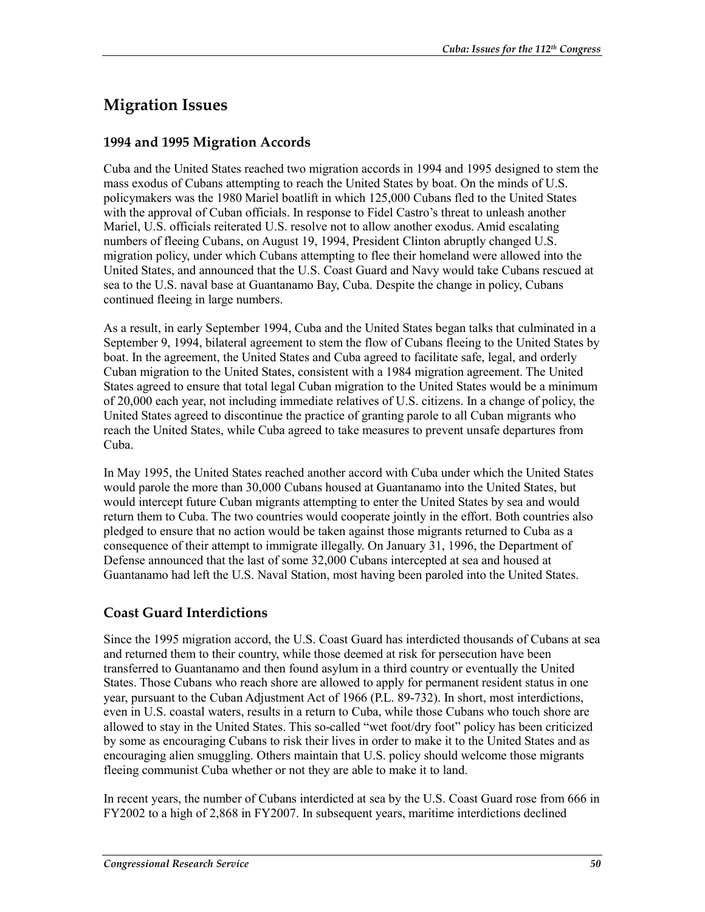## Migration Issues

### 1994 and 1995 Migration Accords

Cuba and the United States reached two migration accords in 1994 and 1995 designed to stem the mass exodus of Cubans attempting to reach the United States by boat. On the minds of U.S. policymakers was the 1980 Mariel boatlift in which 125,000 Cubans fled to the United States with the approval of Cuban officials. In response to Fidel Castro's threat to unleash another Mariel, U.S. officials reiterated U.S. resolve not to allow another exodus. Amid escalating numbers of fleeing Cubans, on August 19, 1994, President Clinton abruptly changed U.S. migration policy, under which Cubans attempting to flee their homeland were allowed into the United States, and announced that the U.S. Coast Guard and Navy would take Cubans rescued at sea to the U.S. naval base at Guantanamo Bay, Cuba. Despite the change in policy, Cubans continued fleeing in large numbers.

As a result, in early September 1994, Cuba and the United States began talks that culminated in a September 9, 1994, bilateral agreement to stem the flow of Cubans fleeing to the United States by boat. In the agreement, the United States and Cuba agreed to facilitate safe, legal, and orderly Cuban migration to the United States, consistent with a 1984 migration agreement. The United States agreed to ensure that total legal Cuban migration to the United States would be a minimum of 20,000 each year, not including immediate relatives of U.S. citizens. In a change of policy, the United States agreed to discontinue the practice of granting parole to all Cuban migrants who reach the United States, while Cuba agreed to take measures to prevent unsafe departures from Cuba.

In May 1995, the United States reached another accord with Cuba under which the United States would parole the more than 30,000 Cubans housed at Guantanamo into the United States, but would intercept future Cuban migrants attempting to enter the United States by sea and would return them to Cuba. The two countries would cooperate jointly in the effort. Both countries also pledged to ensure that no action would be taken against those migrants returned to Cuba as a consequence of their attempt to immigrate illegally. On January 31, 1996, the Department of Defense announced that the last of some 32,000 Cubans intercepted at sea and housed at Guantanamo had left the U.S. Naval Station, most having been paroled into the United States.

### Coast Guard Interdictions

Since the 1995 migration accord, the U.S. Coast Guard has interdicted thousands of Cubans at sea and returned them to their country, while those deemed at risk for persecution have been transferred to Guantanamo and then found asylum in a third country or eventually the United States. Those Cubans who reach shore are allowed to apply for permanent resident status in one year, pursuant to the Cuban Adjustment Act of 1966 (P.L. 89-732). In short, most interdictions, even in U.S. coastal waters, results in a return to Cuba, while those Cubans who touch shore are allowed to stay in the United States. This so-called "wet foot/dry foot" policy has been criticized by some as encouraging Cubans to risk their lives in order to make it to the United States and as encouraging alien smuggling. Others maintain that U.S. policy should welcome those migrants fleeing communist Cuba whether or not they are able to make it to land.

In recent years, the number of Cubans interdicted at sea by the U.S. Coast Guard rose from 666 in FY2002 to a high of 2,868 in FY2007. In subsequent years, maritime interdictions declined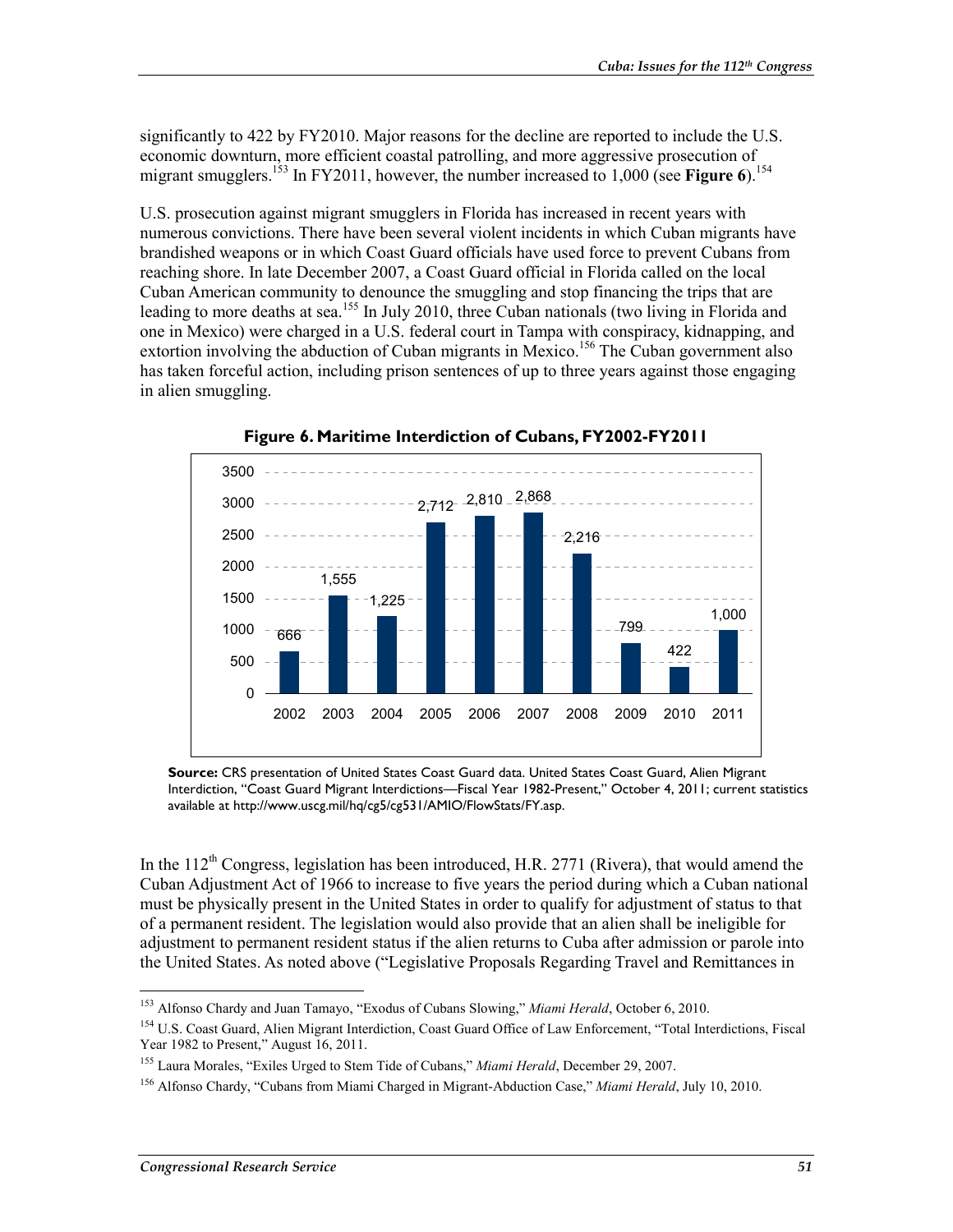significantly to 422 by FY2010. Major reasons for the decline are reported to include the U.S. economic downturn, more efficient coastal patrolling, and more aggressive prosecution of migrant smugglers.[153] In FY2011, however, the number increased to 1,000 (see **Figure 6**).[154]

U.S. prosecution against migrant smugglers in Florida has increased in recent years with numerous convictions. There have been several violent incidents in which Cuban migrants have brandished weapons or in which Coast Guard officials have used force to prevent Cubans from reaching shore. In late December 2007, a Coast Guard official in Florida called on the local Cuban American community to denounce the smuggling and stop financing the trips that are leading to more deaths at sea.[155] In July 2010, three Cuban nationals (two living in Florida and one in Mexico) were charged in a U.S. federal court in Tampa with conspiracy, kidnapping, and extortion involving the abduction of Cuban migrants in Mexico.[156] The Cuban government also has taken forceful action, including prison sentences of up to three years against those engaging in alien smuggling.

**Figure 6. Maritime Interdiction of Cubans, FY2002-FY2011**

| Fiscal Year | Interdictions |
| --- | --- |
| 2002 | 666 |
| 2003 | 1,555 |
| 2004 | 1,225 |
| 2005 | 2,712 |
| 2006 | 2,810 |
| 2007 | 2,868 |
| 2008 | 2,216 |
| 2009 | 799 |
| 2010 | 422 |
| 2011 | 1,000 |

**Source:** CRS presentation of United States Coast Guard data. United States Coast Guard, Alien Migrant Interdiction, "Coast Guard Migrant Interdictions—Fiscal Year 1982-Present," October 4, 2011; current statistics available at http://www.uscg.mil/hq/cg5/cg531/AMIO/FlowStats/FY.asp.

In the 112th Congress, legislation has been introduced, H.R. 2771 (Rivera), that would amend the Cuban Adjustment Act of 1966 to increase to five years the period during which a Cuban national must be physically present in the United States in order to qualify for adjustment of status to that of a permanent resident. The legislation would also provide that an alien shall be ineligible for adjustment to permanent resident status if the alien returns to Cuba after admission or parole into the United States. As noted above ("Legislative Proposals Regarding Travel and Remittances in

[153] Alfonso Chardy and Juan Tamayo, "Exodus of Cubans Slowing," *Miami Herald*, October 6, 2010.

[154] U.S. Coast Guard, Alien Migrant Interdiction, Coast Guard Office of Law Enforcement, "Total Interdictions, Fiscal Year 1982 to Present," August 16, 2011.

[155] Laura Morales, "Exiles Urged to Stem Tide of Cubans," *Miami Herald*, December 29, 2007.

[156] Alfonso Chardy, "Cubans from Miami Charged in Migrant-Abduction Case," *Miami Herald*, July 10, 2010.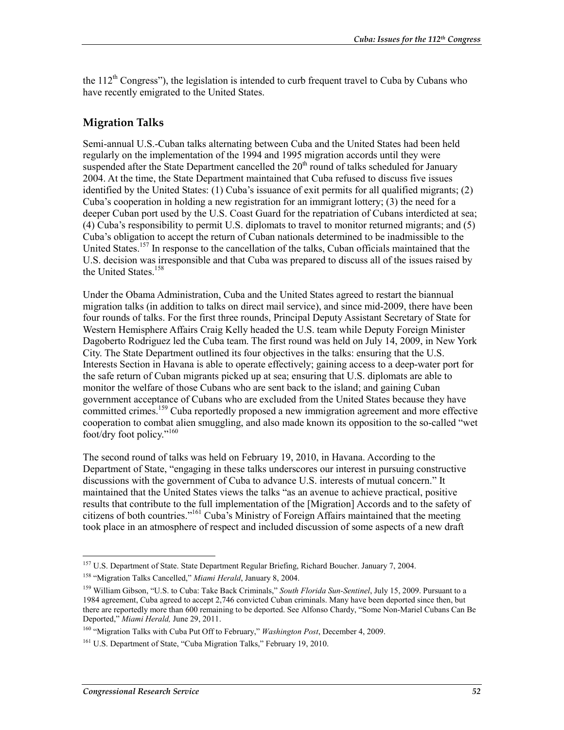the 112th Congress"), the legislation is intended to curb frequent travel to Cuba by Cubans who have recently emigrated to the United States.

## Migration Talks

Semi-annual U.S.-Cuban talks alternating between Cuba and the United States had been held regularly on the implementation of the 1994 and 1995 migration accords until they were suspended after the State Department cancelled the 20th round of talks scheduled for January 2004. At the time, the State Department maintained that Cuba refused to discuss five issues identified by the United States: (1) Cuba's issuance of exit permits for all qualified migrants; (2) Cuba's cooperation in holding a new registration for an immigrant lottery; (3) the need for a deeper Cuban port used by the U.S. Coast Guard for the repatriation of Cubans interdicted at sea; (4) Cuba's responsibility to permit U.S. diplomats to travel to monitor returned migrants; and (5) Cuba's obligation to accept the return of Cuban nationals determined to be inadmissible to the United States.[157] In response to the cancellation of the talks, Cuban officials maintained that the U.S. decision was irresponsible and that Cuba was prepared to discuss all of the issues raised by the United States.[158]

Under the Obama Administration, Cuba and the United States agreed to restart the biannual migration talks (in addition to talks on direct mail service), and since mid-2009, there have been four rounds of talks. For the first three rounds, Principal Deputy Assistant Secretary of State for Western Hemisphere Affairs Craig Kelly headed the U.S. team while Deputy Foreign Minister Dagoberto Rodriguez led the Cuba team. The first round was held on July 14, 2009, in New York City. The State Department outlined its four objectives in the talks: ensuring that the U.S. Interests Section in Havana is able to operate effectively; gaining access to a deep-water port for the safe return of Cuban migrants picked up at sea; ensuring that U.S. diplomats are able to monitor the welfare of those Cubans who are sent back to the island; and gaining Cuban government acceptance of Cubans who are excluded from the United States because they have committed crimes.[159] Cuba reportedly proposed a new immigration agreement and more effective cooperation to combat alien smuggling, and also made known its opposition to the so-called "wet foot/dry foot policy."[160]

The second round of talks was held on February 19, 2010, in Havana. According to the Department of State, "engaging in these talks underscores our interest in pursuing constructive discussions with the government of Cuba to advance U.S. interests of mutual concern." It maintained that the United States views the talks "as an avenue to achieve practical, positive results that contribute to the full implementation of the [Migration] Accords and to the safety of citizens of both countries."[161] Cuba's Ministry of Foreign Affairs maintained that the meeting took place in an atmosphere of respect and included discussion of some aspects of a new draft

---

[157] U.S. Department of State. State Department Regular Briefing, Richard Boucher. January 7, 2004.

[158] "Migration Talks Cancelled," *Miami Herald*, January 8, 2004.

[159] William Gibson, "U.S. to Cuba: Take Back Criminals," *South Florida Sun-Sentinel*, July 15, 2009. Pursuant to a 1984 agreement, Cuba agreed to accept 2,746 convicted Cuban criminals. Many have been deported since then, but there are reportedly more than 600 remaining to be deported. See Alfonso Chardy, "Some Non-Mariel Cubans Can Be Deported," *Miami Herald,* June 29, 2011.

[160] "Migration Talks with Cuba Put Off to February," *Washington Post*, December 4, 2009.

[161] U.S. Department of State, "Cuba Migration Talks," February 19, 2010.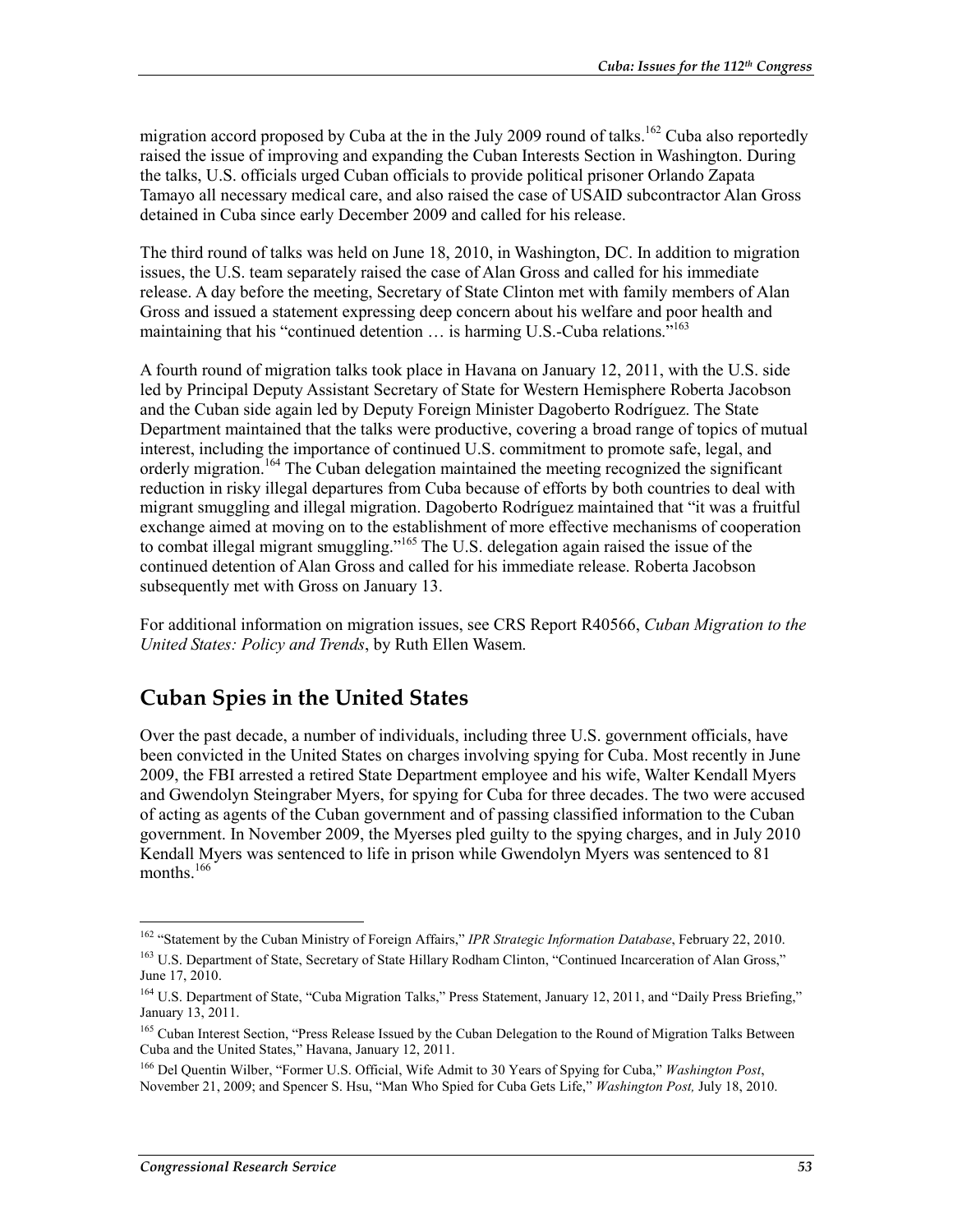migration accord proposed by Cuba at the in the July 2009 round of talks.[162] Cuba also reportedly raised the issue of improving and expanding the Cuban Interests Section in Washington. During the talks, U.S. officials urged Cuban officials to provide political prisoner Orlando Zapata Tamayo all necessary medical care, and also raised the case of USAID subcontractor Alan Gross detained in Cuba since early December 2009 and called for his release.

The third round of talks was held on June 18, 2010, in Washington, DC. In addition to migration issues, the U.S. team separately raised the case of Alan Gross and called for his immediate release. A day before the meeting, Secretary of State Clinton met with family members of Alan Gross and issued a statement expressing deep concern about his welfare and poor health and maintaining that his "continued detention … is harming U.S.-Cuba relations."[163]

A fourth round of migration talks took place in Havana on January 12, 2011, with the U.S. side led by Principal Deputy Assistant Secretary of State for Western Hemisphere Roberta Jacobson and the Cuban side again led by Deputy Foreign Minister Dagoberto Rodríguez. The State Department maintained that the talks were productive, covering a broad range of topics of mutual interest, including the importance of continued U.S. commitment to promote safe, legal, and orderly migration.[164] The Cuban delegation maintained the meeting recognized the significant reduction in risky illegal departures from Cuba because of efforts by both countries to deal with migrant smuggling and illegal migration. Dagoberto Rodríguez maintained that "it was a fruitful exchange aimed at moving on to the establishment of more effective mechanisms of cooperation to combat illegal migrant smuggling."[165] The U.S. delegation again raised the issue of the continued detention of Alan Gross and called for his immediate release. Roberta Jacobson subsequently met with Gross on January 13.

For additional information on migration issues, see CRS Report R40566, *Cuban Migration to the United States: Policy and Trends*, by Ruth Ellen Wasem.

## Cuban Spies in the United States

Over the past decade, a number of individuals, including three U.S. government officials, have been convicted in the United States on charges involving spying for Cuba. Most recently in June 2009, the FBI arrested a retired State Department employee and his wife, Walter Kendall Myers and Gwendolyn Steingraber Myers, for spying for Cuba for three decades. The two were accused of acting as agents of the Cuban government and of passing classified information to the Cuban government. In November 2009, the Myerses pled guilty to the spying charges, and in July 2010 Kendall Myers was sentenced to life in prison while Gwendolyn Myers was sentenced to 81 months.[166]

---

[162] "Statement by the Cuban Ministry of Foreign Affairs," *IPR Strategic Information Database*, February 22, 2010.

[163] U.S. Department of State, Secretary of State Hillary Rodham Clinton, "Continued Incarceration of Alan Gross," June 17, 2010.

[164] U.S. Department of State, "Cuba Migration Talks," Press Statement, January 12, 2011, and "Daily Press Briefing," January 13, 2011.

[165] Cuban Interest Section, "Press Release Issued by the Cuban Delegation to the Round of Migration Talks Between Cuba and the United States," Havana, January 12, 2011.

[166] Del Quentin Wilber, "Former U.S. Official, Wife Admit to 30 Years of Spying for Cuba," *Washington Post*, November 21, 2009; and Spencer S. Hsu, "Man Who Spied for Cuba Gets Life," *Washington Post,* July 18, 2010.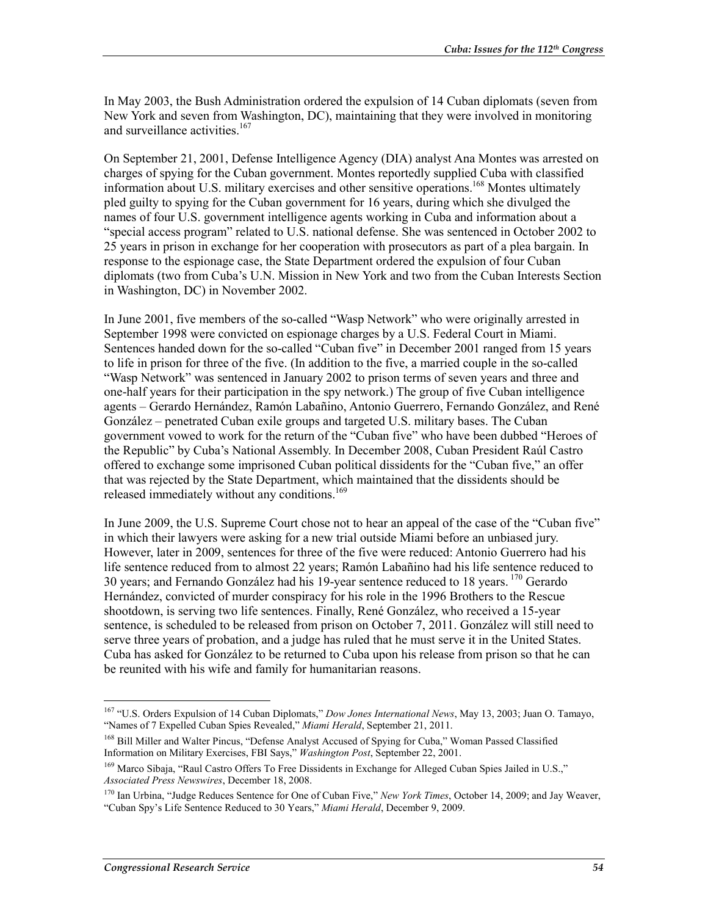In May 2003, the Bush Administration ordered the expulsion of 14 Cuban diplomats (seven from New York and seven from Washington, DC), maintaining that they were involved in monitoring and surveillance activities.[167]

On September 21, 2001, Defense Intelligence Agency (DIA) analyst Ana Montes was arrested on charges of spying for the Cuban government. Montes reportedly supplied Cuba with classified information about U.S. military exercises and other sensitive operations.[168] Montes ultimately pled guilty to spying for the Cuban government for 16 years, during which she divulged the names of four U.S. government intelligence agents working in Cuba and information about a "special access program" related to U.S. national defense. She was sentenced in October 2002 to 25 years in prison in exchange for her cooperation with prosecutors as part of a plea bargain. In response to the espionage case, the State Department ordered the expulsion of four Cuban diplomats (two from Cuba's U.N. Mission in New York and two from the Cuban Interests Section in Washington, DC) in November 2002.

In June 2001, five members of the so-called "Wasp Network" who were originally arrested in September 1998 were convicted on espionage charges by a U.S. Federal Court in Miami. Sentences handed down for the so-called "Cuban five" in December 2001 ranged from 15 years to life in prison for three of the five. (In addition to the five, a married couple in the so-called "Wasp Network" was sentenced in January 2002 to prison terms of seven years and three and one-half years for their participation in the spy network.) The group of five Cuban intelligence agents – Gerardo Hernández, Ramón Labañino, Antonio Guerrero, Fernando González, and René González – penetrated Cuban exile groups and targeted U.S. military bases. The Cuban government vowed to work for the return of the "Cuban five" who have been dubbed "Heroes of the Republic" by Cuba's National Assembly. In December 2008, Cuban President Raúl Castro offered to exchange some imprisoned Cuban political dissidents for the "Cuban five," an offer that was rejected by the State Department, which maintained that the dissidents should be released immediately without any conditions.[169]

In June 2009, the U.S. Supreme Court chose not to hear an appeal of the case of the "Cuban five" in which their lawyers were asking for a new trial outside Miami before an unbiased jury. However, later in 2009, sentences for three of the five were reduced: Antonio Guerrero had his life sentence reduced from to almost 22 years; Ramón Labañino had his life sentence reduced to 30 years; and Fernando González had his 19-year sentence reduced to 18 years.[170] Gerardo Hernández, convicted of murder conspiracy for his role in the 1996 Brothers to the Rescue shootdown, is serving two life sentences. Finally, René González, who received a 15-year sentence, is scheduled to be released from prison on October 7, 2011. González will still need to serve three years of probation, and a judge has ruled that he must serve it in the United States. Cuba has asked for González to be returned to Cuba upon his release from prison so that he can be reunited with his wife and family for humanitarian reasons.

---

[167] "U.S. Orders Expulsion of 14 Cuban Diplomats," *Dow Jones International News*, May 13, 2003; Juan O. Tamayo, "Names of 7 Expelled Cuban Spies Revealed," *Miami Herald*, September 21, 2011.

[168] Bill Miller and Walter Pincus, "Defense Analyst Accused of Spying for Cuba," Woman Passed Classified Information on Military Exercises, FBI Says," *Washington Post*, September 22, 2001.

[169] Marco Sibaja, "Raul Castro Offers To Free Dissidents in Exchange for Alleged Cuban Spies Jailed in U.S.," *Associated Press Newswires*, December 18, 2008.

[170] Ian Urbina, "Judge Reduces Sentence for One of Cuban Five," *New York Times*, October 14, 2009; and Jay Weaver, "Cuban Spy's Life Sentence Reduced to 30 Years," *Miami Herald*, December 9, 2009.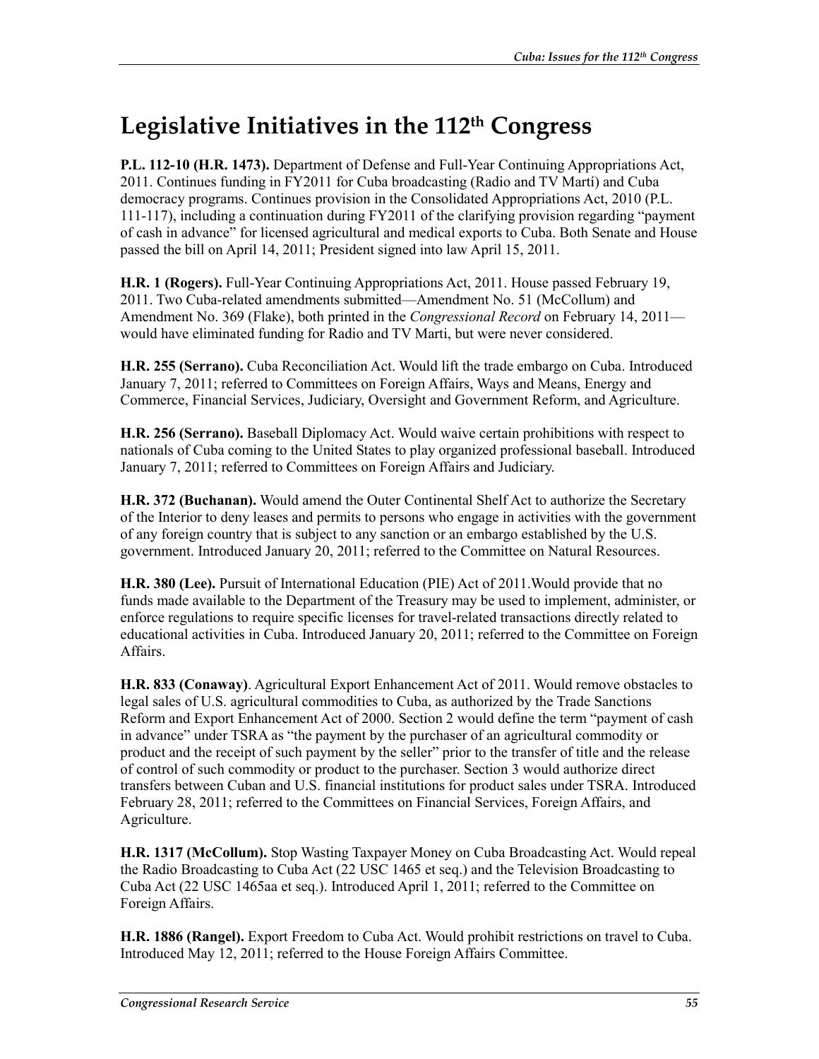# Legislative Initiatives in the 112th Congress

**P.L. 112-10 (H.R. 1473).** Department of Defense and Full-Year Continuing Appropriations Act, 2011. Continues funding in FY2011 for Cuba broadcasting (Radio and TV Martí) and Cuba democracy programs. Continues provision in the Consolidated Appropriations Act, 2010 (P.L. 111-117), including a continuation during FY2011 of the clarifying provision regarding "payment of cash in advance" for licensed agricultural and medical exports to Cuba. Both Senate and House passed the bill on April 14, 2011; President signed into law April 15, 2011.

**H.R. 1 (Rogers).** Full-Year Continuing Appropriations Act, 2011. House passed February 19, 2011. Two Cuba-related amendments submitted—Amendment No. 51 (McCollum) and Amendment No. 369 (Flake), both printed in the *Congressional Record* on February 14, 2011—would have eliminated funding for Radio and TV Marti, but were never considered.

**H.R. 255 (Serrano).** Cuba Reconciliation Act. Would lift the trade embargo on Cuba. Introduced January 7, 2011; referred to Committees on Foreign Affairs, Ways and Means, Energy and Commerce, Financial Services, Judiciary, Oversight and Government Reform, and Agriculture.

**H.R. 256 (Serrano).** Baseball Diplomacy Act. Would waive certain prohibitions with respect to nationals of Cuba coming to the United States to play organized professional baseball. Introduced January 7, 2011; referred to Committees on Foreign Affairs and Judiciary.

**H.R. 372 (Buchanan).** Would amend the Outer Continental Shelf Act to authorize the Secretary of the Interior to deny leases and permits to persons who engage in activities with the government of any foreign country that is subject to any sanction or an embargo established by the U.S. government. Introduced January 20, 2011; referred to the Committee on Natural Resources.

**H.R. 380 (Lee).** Pursuit of International Education (PIE) Act of 2011.Would provide that no funds made available to the Department of the Treasury may be used to implement, administer, or enforce regulations to require specific licenses for travel-related transactions directly related to educational activities in Cuba. Introduced January 20, 2011; referred to the Committee on Foreign Affairs.

**H.R. 833 (Conaway)**. Agricultural Export Enhancement Act of 2011. Would remove obstacles to legal sales of U.S. agricultural commodities to Cuba, as authorized by the Trade Sanctions Reform and Export Enhancement Act of 2000. Section 2 would define the term "payment of cash in advance" under TSRA as "the payment by the purchaser of an agricultural commodity or product and the receipt of such payment by the seller" prior to the transfer of title and the release of control of such commodity or product to the purchaser. Section 3 would authorize direct transfers between Cuban and U.S. financial institutions for product sales under TSRA. Introduced February 28, 2011; referred to the Committees on Financial Services, Foreign Affairs, and Agriculture.

**H.R. 1317 (McCollum).** Stop Wasting Taxpayer Money on Cuba Broadcasting Act. Would repeal the Radio Broadcasting to Cuba Act (22 USC 1465 et seq.) and the Television Broadcasting to Cuba Act (22 USC 1465aa et seq.). Introduced April 1, 2011; referred to the Committee on Foreign Affairs.

**H.R. 1886 (Rangel).** Export Freedom to Cuba Act. Would prohibit restrictions on travel to Cuba. Introduced May 12, 2011; referred to the House Foreign Affairs Committee.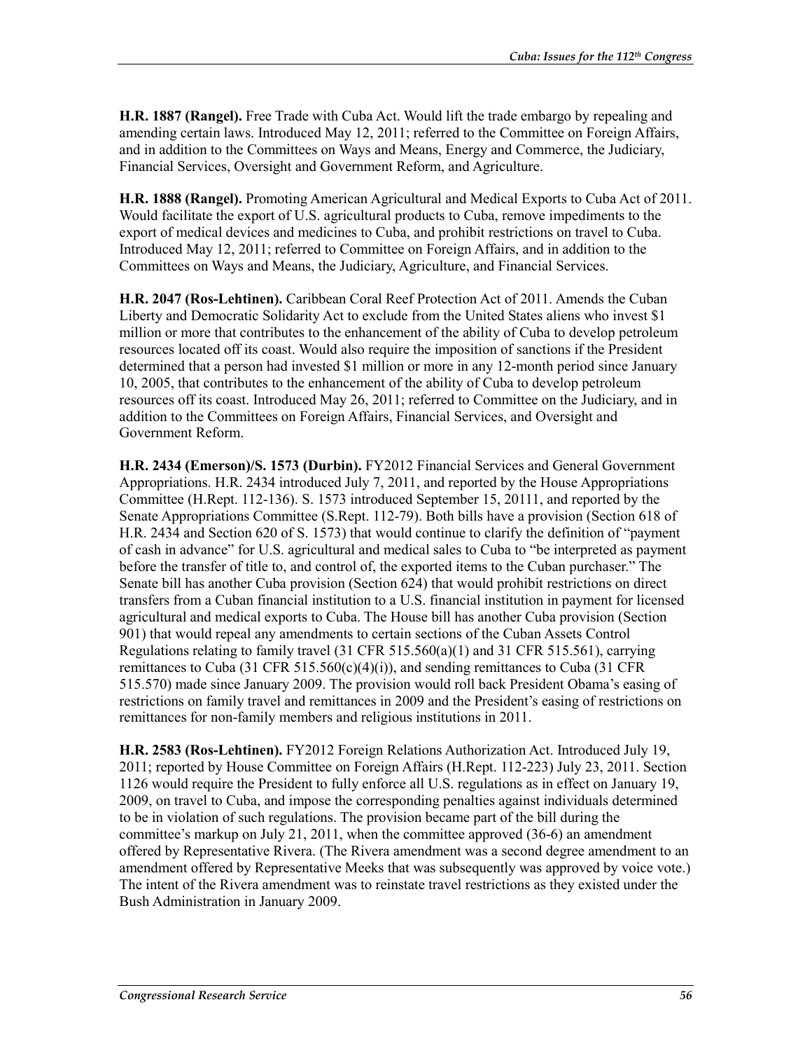**H.R. 1887 (Rangel).** Free Trade with Cuba Act. Would lift the trade embargo by repealing and amending certain laws. Introduced May 12, 2011; referred to the Committee on Foreign Affairs, and in addition to the Committees on Ways and Means, Energy and Commerce, the Judiciary, Financial Services, Oversight and Government Reform, and Agriculture.

**H.R. 1888 (Rangel).** Promoting American Agricultural and Medical Exports to Cuba Act of 2011. Would facilitate the export of U.S. agricultural products to Cuba, remove impediments to the export of medical devices and medicines to Cuba, and prohibit restrictions on travel to Cuba. Introduced May 12, 2011; referred to Committee on Foreign Affairs, and in addition to the Committees on Ways and Means, the Judiciary, Agriculture, and Financial Services.

**H.R. 2047 (Ros-Lehtinen).** Caribbean Coral Reef Protection Act of 2011. Amends the Cuban Liberty and Democratic Solidarity Act to exclude from the United States aliens who invest $1 million or more that contributes to the enhancement of the ability of Cuba to develop petroleum resources located off its coast. Would also require the imposition of sanctions if the President determined that a person had invested $1 million or more in any 12-month period since January 10, 2005, that contributes to the enhancement of the ability of Cuba to develop petroleum resources off its coast. Introduced May 26, 2011; referred to Committee on the Judiciary, and in addition to the Committees on Foreign Affairs, Financial Services, and Oversight and Government Reform.

**H.R. 2434 (Emerson)/S. 1573 (Durbin).** FY2012 Financial Services and General Government Appropriations. H.R. 2434 introduced July 7, 2011, and reported by the House Appropriations Committee (H.Rept. 112-136). S. 1573 introduced September 15, 20111, and reported by the Senate Appropriations Committee (S.Rept. 112-79). Both bills have a provision (Section 618 of H.R. 2434 and Section 620 of S. 1573) that would continue to clarify the definition of "payment of cash in advance" for U.S. agricultural and medical sales to Cuba to "be interpreted as payment before the transfer of title to, and control of, the exported items to the Cuban purchaser." The Senate bill has another Cuba provision (Section 624) that would prohibit restrictions on direct transfers from a Cuban financial institution to a U.S. financial institution in payment for licensed agricultural and medical exports to Cuba. The House bill has another Cuba provision (Section 901) that would repeal any amendments to certain sections of the Cuban Assets Control Regulations relating to family travel (31 CFR 515.560(a)(1) and 31 CFR 515.561), carrying remittances to Cuba (31 CFR 515.560(c)(4)(i)), and sending remittances to Cuba (31 CFR 515.570) made since January 2009. The provision would roll back President Obama's easing of restrictions on family travel and remittances in 2009 and the President's easing of restrictions on remittances for non-family members and religious institutions in 2011.

**H.R. 2583 (Ros-Lehtinen).** FY2012 Foreign Relations Authorization Act. Introduced July 19, 2011; reported by House Committee on Foreign Affairs (H.Rept. 112-223) July 23, 2011. Section 1126 would require the President to fully enforce all U.S. regulations as in effect on January 19, 2009, on travel to Cuba, and impose the corresponding penalties against individuals determined to be in violation of such regulations. The provision became part of the bill during the committee's markup on July 21, 2011, when the committee approved (36-6) an amendment offered by Representative Rivera. (The Rivera amendment was a second degree amendment to an amendment offered by Representative Meeks that was subsequently was approved by voice vote.) The intent of the Rivera amendment was to reinstate travel restrictions as they existed under the Bush Administration in January 2009.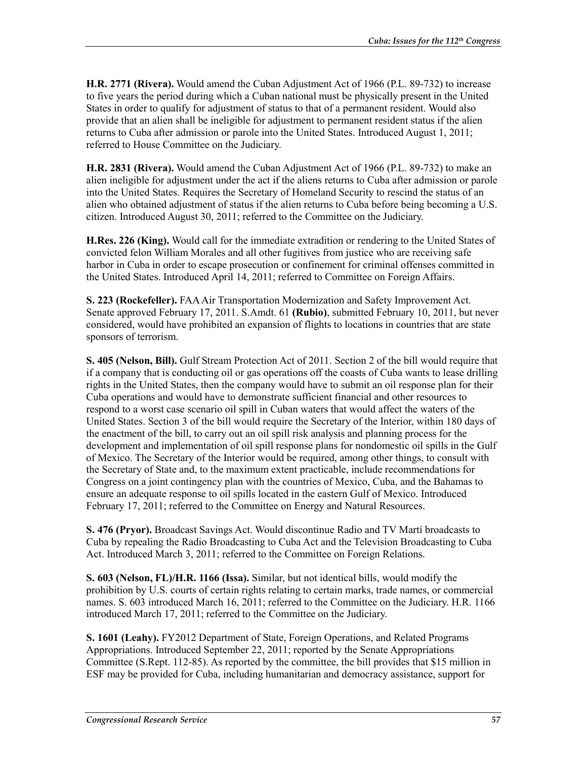**H.R. 2771 (Rivera).** Would amend the Cuban Adjustment Act of 1966 (P.L. 89-732) to increase to five years the period during which a Cuban national must be physically present in the United States in order to qualify for adjustment of status to that of a permanent resident. Would also provide that an alien shall be ineligible for adjustment to permanent resident status if the alien returns to Cuba after admission or parole into the United States. Introduced August 1, 2011; referred to House Committee on the Judiciary.

**H.R. 2831 (Rivera).** Would amend the Cuban Adjustment Act of 1966 (P.L. 89-732) to make an alien ineligible for adjustment under the act if the aliens returns to Cuba after admission or parole into the United States. Requires the Secretary of Homeland Security to rescind the status of an alien who obtained adjustment of status if the alien returns to Cuba before being becoming a U.S. citizen. Introduced August 30, 2011; referred to the Committee on the Judiciary.

**H.Res. 226 (King).** Would call for the immediate extradition or rendering to the United States of convicted felon William Morales and all other fugitives from justice who are receiving safe harbor in Cuba in order to escape prosecution or confinement for criminal offenses committed in the United States. Introduced April 14, 2011; referred to Committee on Foreign Affairs.

**S. 223 (Rockefeller).** FAA Air Transportation Modernization and Safety Improvement Act. Senate approved February 17, 2011. S.Amdt. 61 **(Rubio)**, submitted February 10, 2011, but never considered, would have prohibited an expansion of flights to locations in countries that are state sponsors of terrorism.

**S. 405 (Nelson, Bill).** Gulf Stream Protection Act of 2011. Section 2 of the bill would require that if a company that is conducting oil or gas operations off the coasts of Cuba wants to lease drilling rights in the United States, then the company would have to submit an oil response plan for their Cuba operations and would have to demonstrate sufficient financial and other resources to respond to a worst case scenario oil spill in Cuban waters that would affect the waters of the United States. Section 3 of the bill would require the Secretary of the Interior, within 180 days of the enactment of the bill, to carry out an oil spill risk analysis and planning process for the development and implementation of oil spill response plans for nondomestic oil spills in the Gulf of Mexico. The Secretary of the Interior would be required, among other things, to consult with the Secretary of State and, to the maximum extent practicable, include recommendations for Congress on a joint contingency plan with the countries of Mexico, Cuba, and the Bahamas to ensure an adequate response to oil spills located in the eastern Gulf of Mexico. Introduced February 17, 2011; referred to the Committee on Energy and Natural Resources.

**S. 476 (Pryor).** Broadcast Savings Act. Would discontinue Radio and TV Martí broadcasts to Cuba by repealing the Radio Broadcasting to Cuba Act and the Television Broadcasting to Cuba Act. Introduced March 3, 2011; referred to the Committee on Foreign Relations.

**S. 603 (Nelson, FL)/H.R. 1166 (Issa).** Similar, but not identical bills, would modify the prohibition by U.S. courts of certain rights relating to certain marks, trade names, or commercial names. S. 603 introduced March 16, 2011; referred to the Committee on the Judiciary. H.R. 1166 introduced March 17, 2011; referred to the Committee on the Judiciary.

**S. 1601 (Leahy).** FY2012 Department of State, Foreign Operations, and Related Programs Appropriations. Introduced September 22, 2011; reported by the Senate Appropriations Committee (S.Rept. 112-85). As reported by the committee, the bill provides that $15 million in ESF may be provided for Cuba, including humanitarian and democracy assistance, support for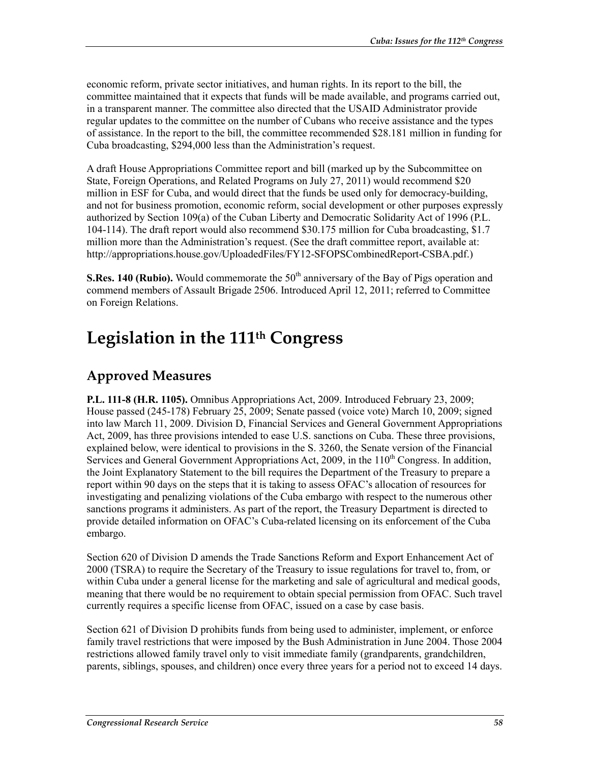economic reform, private sector initiatives, and human rights. In its report to the bill, the committee maintained that it expects that funds will be made available, and programs carried out, in a transparent manner. The committee also directed that the USAID Administrator provide regular updates to the committee on the number of Cubans who receive assistance and the types of assistance. In the report to the bill, the committee recommended $28.181 million in funding for Cuba broadcasting, $294,000 less than the Administration's request.

A draft House Appropriations Committee report and bill (marked up by the Subcommittee on State, Foreign Operations, and Related Programs on July 27, 2011) would recommend $20 million in ESF for Cuba, and would direct that the funds be used only for democracy-building, and not for business promotion, economic reform, social development or other purposes expressly authorized by Section 109(a) of the Cuban Liberty and Democratic Solidarity Act of 1996 (P.L. 104-114). The draft report would also recommend $30.175 million for Cuba broadcasting, $1.7 million more than the Administration's request. (See the draft committee report, available at: http://appropriations.house.gov/UploadedFiles/FY12-SFOPSCombinedReport-CSBA.pdf.)

**S.Res. 140 (Rubio).** Would commemorate the 50th anniversary of the Bay of Pigs operation and commend members of Assault Brigade 2506. Introduced April 12, 2011; referred to Committee on Foreign Relations.

# Legislation in the 111th Congress

## Approved Measures

**P.L. 111-8 (H.R. 1105).** Omnibus Appropriations Act, 2009. Introduced February 23, 2009; House passed (245-178) February 25, 2009; Senate passed (voice vote) March 10, 2009; signed into law March 11, 2009. Division D, Financial Services and General Government Appropriations Act, 2009, has three provisions intended to ease U.S. sanctions on Cuba. These three provisions, explained below, were identical to provisions in the S. 3260, the Senate version of the Financial Services and General Government Appropriations Act, 2009, in the 110th Congress. In addition, the Joint Explanatory Statement to the bill requires the Department of the Treasury to prepare a report within 90 days on the steps that it is taking to assess OFAC's allocation of resources for investigating and penalizing violations of the Cuba embargo with respect to the numerous other sanctions programs it administers. As part of the report, the Treasury Department is directed to provide detailed information on OFAC's Cuba-related licensing on its enforcement of the Cuba embargo.

Section 620 of Division D amends the Trade Sanctions Reform and Export Enhancement Act of 2000 (TSRA) to require the Secretary of the Treasury to issue regulations for travel to, from, or within Cuba under a general license for the marketing and sale of agricultural and medical goods, meaning that there would be no requirement to obtain special permission from OFAC. Such travel currently requires a specific license from OFAC, issued on a case by case basis.

Section 621 of Division D prohibits funds from being used to administer, implement, or enforce family travel restrictions that were imposed by the Bush Administration in June 2004. Those 2004 restrictions allowed family travel only to visit immediate family (grandparents, grandchildren, parents, siblings, spouses, and children) once every three years for a period not to exceed 14 days.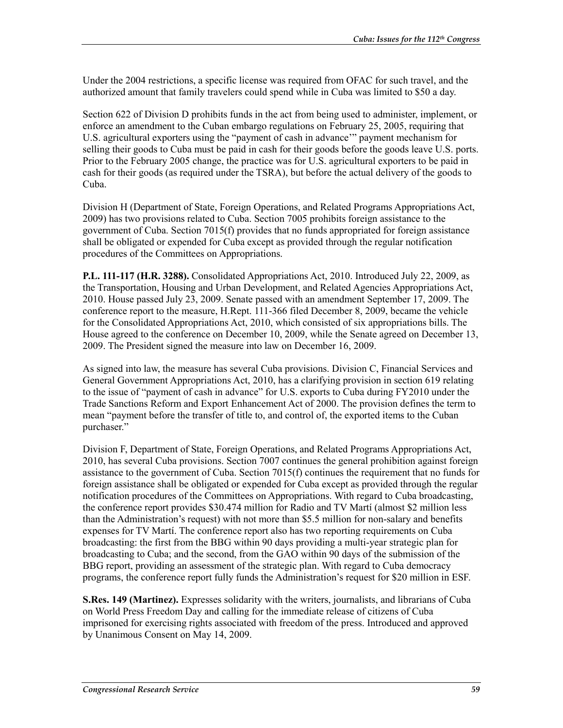Under the 2004 restrictions, a specific license was required from OFAC for such travel, and the authorized amount that family travelers could spend while in Cuba was limited to $50 a day.

Section 622 of Division D prohibits funds in the act from being used to administer, implement, or enforce an amendment to the Cuban embargo regulations on February 25, 2005, requiring that U.S. agricultural exporters using the "payment of cash in advance'" payment mechanism for selling their goods to Cuba must be paid in cash for their goods before the goods leave U.S. ports. Prior to the February 2005 change, the practice was for U.S. agricultural exporters to be paid in cash for their goods (as required under the TSRA), but before the actual delivery of the goods to Cuba.

Division H (Department of State, Foreign Operations, and Related Programs Appropriations Act, 2009) has two provisions related to Cuba. Section 7005 prohibits foreign assistance to the government of Cuba. Section 7015(f) provides that no funds appropriated for foreign assistance shall be obligated or expended for Cuba except as provided through the regular notification procedures of the Committees on Appropriations.

**P.L. 111-117 (H.R. 3288).** Consolidated Appropriations Act, 2010. Introduced July 22, 2009, as the Transportation, Housing and Urban Development, and Related Agencies Appropriations Act, 2010. House passed July 23, 2009. Senate passed with an amendment September 17, 2009. The conference report to the measure, H.Rept. 111-366 filed December 8, 2009, became the vehicle for the Consolidated Appropriations Act, 2010, which consisted of six appropriations bills. The House agreed to the conference on December 10, 2009, while the Senate agreed on December 13, 2009. The President signed the measure into law on December 16, 2009.

As signed into law, the measure has several Cuba provisions. Division C, Financial Services and General Government Appropriations Act, 2010, has a clarifying provision in section 619 relating to the issue of "payment of cash in advance" for U.S. exports to Cuba during FY2010 under the Trade Sanctions Reform and Export Enhancement Act of 2000. The provision defines the term to mean "payment before the transfer of title to, and control of, the exported items to the Cuban purchaser."

Division F, Department of State, Foreign Operations, and Related Programs Appropriations Act, 2010, has several Cuba provisions. Section 7007 continues the general prohibition against foreign assistance to the government of Cuba. Section 7015(f) continues the requirement that no funds for foreign assistance shall be obligated or expended for Cuba except as provided through the regular notification procedures of the Committees on Appropriations. With regard to Cuba broadcasting, the conference report provides $30.474 million for Radio and TV Martí (almost $2 million less than the Administration's request) with not more than $5.5 million for non-salary and benefits expenses for TV Martí. The conference report also has two reporting requirements on Cuba broadcasting: the first from the BBG within 90 days providing a multi-year strategic plan for broadcasting to Cuba; and the second, from the GAO within 90 days of the submission of the BBG report, providing an assessment of the strategic plan. With regard to Cuba democracy programs, the conference report fully funds the Administration's request for $20 million in ESF.

**S.Res. 149 (Martinez).** Expresses solidarity with the writers, journalists, and librarians of Cuba on World Press Freedom Day and calling for the immediate release of citizens of Cuba imprisoned for exercising rights associated with freedom of the press. Introduced and approved by Unanimous Consent on May 14, 2009.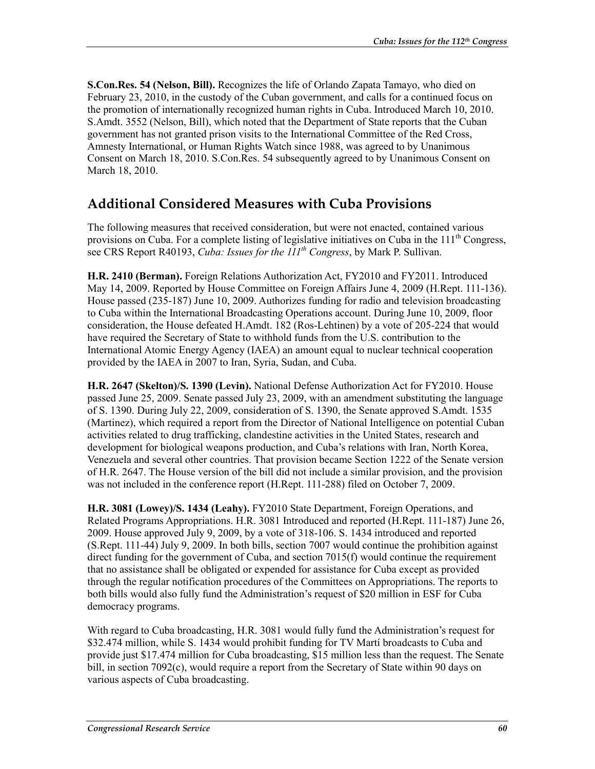**S.Con.Res. 54 (Nelson, Bill).** Recognizes the life of Orlando Zapata Tamayo, who died on February 23, 2010, in the custody of the Cuban government, and calls for a continued focus on the promotion of internationally recognized human rights in Cuba. Introduced March 10, 2010. S.Amdt. 3552 (Nelson, Bill), which noted that the Department of State reports that the Cuban government has not granted prison visits to the International Committee of the Red Cross, Amnesty International, or Human Rights Watch since 1988, was agreed to by Unanimous Consent on March 18, 2010. S.Con.Res. 54 subsequently agreed to by Unanimous Consent on March 18, 2010.

## Additional Considered Measures with Cuba Provisions

The following measures that received consideration, but were not enacted, contained various provisions on Cuba. For a complete listing of legislative initiatives on Cuba in the 111th Congress, see CRS Report R40193, *Cuba: Issues for the 111th Congress*, by Mark P. Sullivan.

**H.R. 2410 (Berman).** Foreign Relations Authorization Act, FY2010 and FY2011. Introduced May 14, 2009. Reported by House Committee on Foreign Affairs June 4, 2009 (H.Rept. 111-136). House passed (235-187) June 10, 2009. Authorizes funding for radio and television broadcasting to Cuba within the International Broadcasting Operations account. During June 10, 2009, floor consideration, the House defeated H.Amdt. 182 (Ros-Lehtinen) by a vote of 205-224 that would have required the Secretary of State to withhold funds from the U.S. contribution to the International Atomic Energy Agency (IAEA) an amount equal to nuclear technical cooperation provided by the IAEA in 2007 to Iran, Syria, Sudan, and Cuba.

**H.R. 2647 (Skelton)/S. 1390 (Levin).** National Defense Authorization Act for FY2010. House passed June 25, 2009. Senate passed July 23, 2009, with an amendment substituting the language of S. 1390. During July 22, 2009, consideration of S. 1390, the Senate approved S.Amdt. 1535 (Martinez), which required a report from the Director of National Intelligence on potential Cuban activities related to drug trafficking, clandestine activities in the United States, research and development for biological weapons production, and Cuba's relations with Iran, North Korea, Venezuela and several other countries. That provision became Section 1222 of the Senate version of H.R. 2647. The House version of the bill did not include a similar provision, and the provision was not included in the conference report (H.Rept. 111-288) filed on October 7, 2009.

**H.R. 3081 (Lowey)/S. 1434 (Leahy).** FY2010 State Department, Foreign Operations, and Related Programs Appropriations. H.R. 3081 Introduced and reported (H.Rept. 111-187) June 26, 2009. House approved July 9, 2009, by a vote of 318-106. S. 1434 introduced and reported (S.Rept. 111-44) July 9, 2009. In both bills, section 7007 would continue the prohibition against direct funding for the government of Cuba, and section 7015(f) would continue the requirement that no assistance shall be obligated or expended for assistance for Cuba except as provided through the regular notification procedures of the Committees on Appropriations. The reports to both bills would also fully fund the Administration's request of $20 million in ESF for Cuba democracy programs.

With regard to Cuba broadcasting, H.R. 3081 would fully fund the Administration's request for $32.474 million, while S. 1434 would prohibit funding for TV Martí broadcasts to Cuba and provide just $17.474 million for Cuba broadcasting, $15 million less than the request. The Senate bill, in section 7092(c), would require a report from the Secretary of State within 90 days on various aspects of Cuba broadcasting.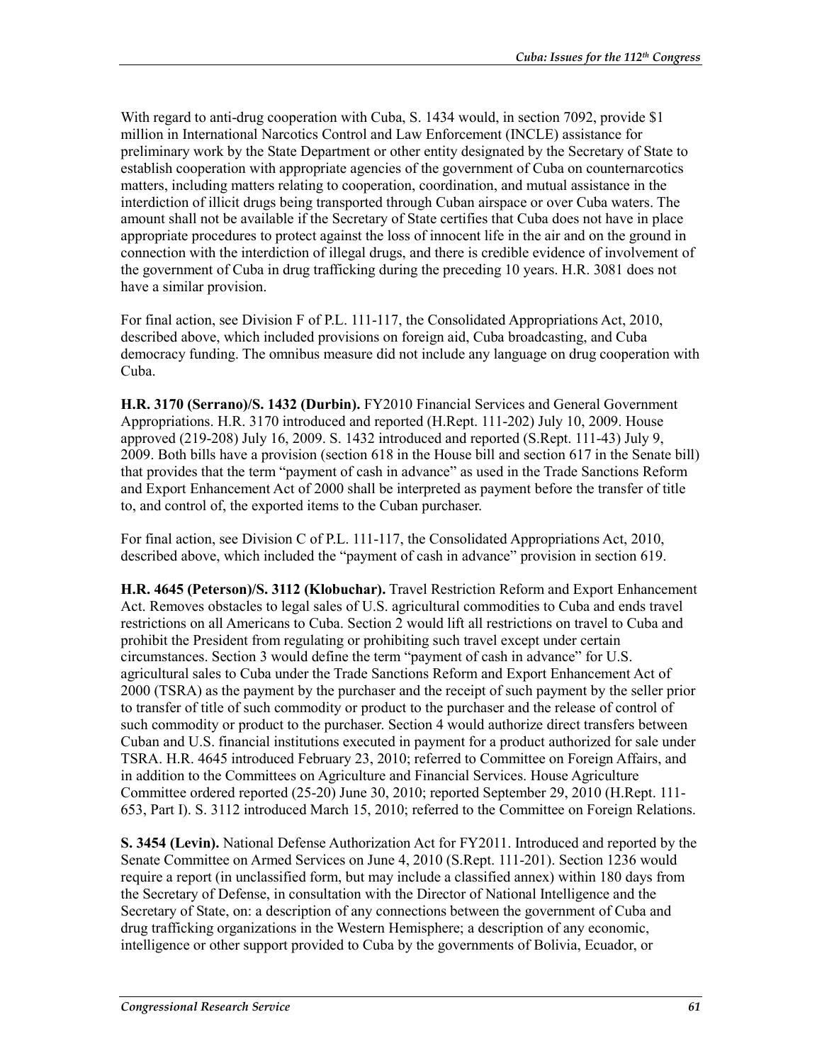With regard to anti-drug cooperation with Cuba, S. 1434 would, in section 7092, provide $1 million in International Narcotics Control and Law Enforcement (INCLE) assistance for preliminary work by the State Department or other entity designated by the Secretary of State to establish cooperation with appropriate agencies of the government of Cuba on counternarcotics matters, including matters relating to cooperation, coordination, and mutual assistance in the interdiction of illicit drugs being transported through Cuban airspace or over Cuba waters. The amount shall not be available if the Secretary of State certifies that Cuba does not have in place appropriate procedures to protect against the loss of innocent life in the air and on the ground in connection with the interdiction of illegal drugs, and there is credible evidence of involvement of the government of Cuba in drug trafficking during the preceding 10 years. H.R. 3081 does not have a similar provision.

For final action, see Division F of P.L. 111-117, the Consolidated Appropriations Act, 2010, described above, which included provisions on foreign aid, Cuba broadcasting, and Cuba democracy funding. The omnibus measure did not include any language on drug cooperation with Cuba.

**H.R. 3170 (Serrano)/S. 1432 (Durbin).** FY2010 Financial Services and General Government Appropriations. H.R. 3170 introduced and reported (H.Rept. 111-202) July 10, 2009. House approved (219-208) July 16, 2009. S. 1432 introduced and reported (S.Rept. 111-43) July 9, 2009. Both bills have a provision (section 618 in the House bill and section 617 in the Senate bill) that provides that the term "payment of cash in advance" as used in the Trade Sanctions Reform and Export Enhancement Act of 2000 shall be interpreted as payment before the transfer of title to, and control of, the exported items to the Cuban purchaser.

For final action, see Division C of P.L. 111-117, the Consolidated Appropriations Act, 2010, described above, which included the "payment of cash in advance" provision in section 619.

**H.R. 4645 (Peterson)/S. 3112 (Klobuchar).** Travel Restriction Reform and Export Enhancement Act. Removes obstacles to legal sales of U.S. agricultural commodities to Cuba and ends travel restrictions on all Americans to Cuba. Section 2 would lift all restrictions on travel to Cuba and prohibit the President from regulating or prohibiting such travel except under certain circumstances. Section 3 would define the term "payment of cash in advance" for U.S. agricultural sales to Cuba under the Trade Sanctions Reform and Export Enhancement Act of 2000 (TSRA) as the payment by the purchaser and the receipt of such payment by the seller prior to transfer of title of such commodity or product to the purchaser and the release of control of such commodity or product to the purchaser. Section 4 would authorize direct transfers between Cuban and U.S. financial institutions executed in payment for a product authorized for sale under TSRA. H.R. 4645 introduced February 23, 2010; referred to Committee on Foreign Affairs, and in addition to the Committees on Agriculture and Financial Services. House Agriculture Committee ordered reported (25-20) June 30, 2010; reported September 29, 2010 (H.Rept. 111-653, Part I). S. 3112 introduced March 15, 2010; referred to the Committee on Foreign Relations.

**S. 3454 (Levin).** National Defense Authorization Act for FY2011. Introduced and reported by the Senate Committee on Armed Services on June 4, 2010 (S.Rept. 111-201). Section 1236 would require a report (in unclassified form, but may include a classified annex) within 180 days from the Secretary of Defense, in consultation with the Director of National Intelligence and the Secretary of State, on: a description of any connections between the government of Cuba and drug trafficking organizations in the Western Hemisphere; a description of any economic, intelligence or other support provided to Cuba by the governments of Bolivia, Ecuador, or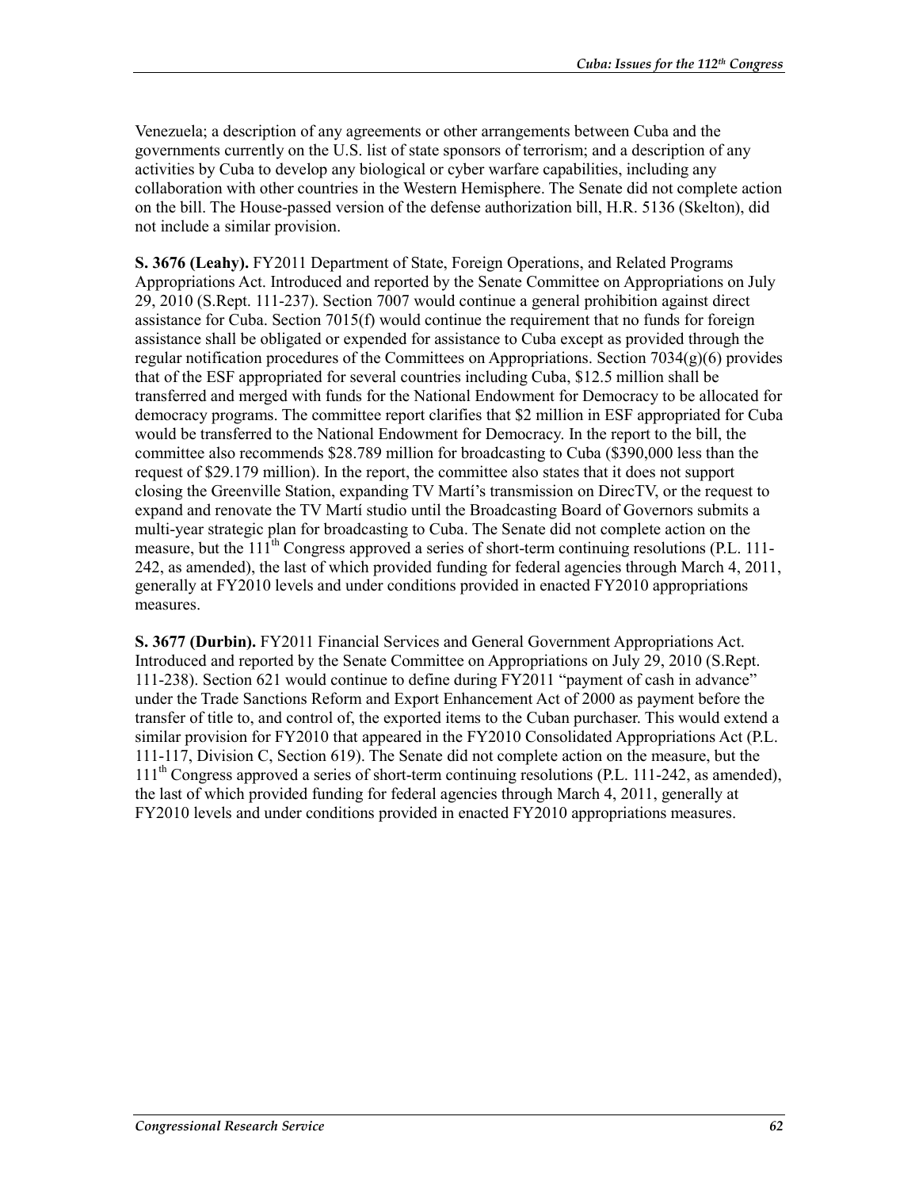Venezuela; a description of any agreements or other arrangements between Cuba and the governments currently on the U.S. list of state sponsors of terrorism; and a description of any activities by Cuba to develop any biological or cyber warfare capabilities, including any collaboration with other countries in the Western Hemisphere. The Senate did not complete action on the bill. The House-passed version of the defense authorization bill, H.R. 5136 (Skelton), did not include a similar provision.

**S. 3676 (Leahy).** FY2011 Department of State, Foreign Operations, and Related Programs Appropriations Act. Introduced and reported by the Senate Committee on Appropriations on July 29, 2010 (S.Rept. 111-237). Section 7007 would continue a general prohibition against direct assistance for Cuba. Section 7015(f) would continue the requirement that no funds for foreign assistance shall be obligated or expended for assistance to Cuba except as provided through the regular notification procedures of the Committees on Appropriations. Section 7034(g)(6) provides that of the ESF appropriated for several countries including Cuba, $12.5 million shall be transferred and merged with funds for the National Endowment for Democracy to be allocated for democracy programs. The committee report clarifies that $2 million in ESF appropriated for Cuba would be transferred to the National Endowment for Democracy. In the report to the bill, the committee also recommends $28.789 million for broadcasting to Cuba ($390,000 less than the request of $29.179 million). In the report, the committee also states that it does not support closing the Greenville Station, expanding TV Martí's transmission on DirecTV, or the request to expand and renovate the TV Martí studio until the Broadcasting Board of Governors submits a multi-year strategic plan for broadcasting to Cuba. The Senate did not complete action on the measure, but the 111th Congress approved a series of short-term continuing resolutions (P.L. 111-242, as amended), the last of which provided funding for federal agencies through March 4, 2011, generally at FY2010 levels and under conditions provided in enacted FY2010 appropriations measures.

**S. 3677 (Durbin).** FY2011 Financial Services and General Government Appropriations Act. Introduced and reported by the Senate Committee on Appropriations on July 29, 2010 (S.Rept. 111-238). Section 621 would continue to define during FY2011 "payment of cash in advance" under the Trade Sanctions Reform and Export Enhancement Act of 2000 as payment before the transfer of title to, and control of, the exported items to the Cuban purchaser. This would extend a similar provision for FY2010 that appeared in the FY2010 Consolidated Appropriations Act (P.L. 111-117, Division C, Section 619). The Senate did not complete action on the measure, but the 111th Congress approved a series of short-term continuing resolutions (P.L. 111-242, as amended), the last of which provided funding for federal agencies through March 4, 2011, generally at FY2010 levels and under conditions provided in enacted FY2010 appropriations measures.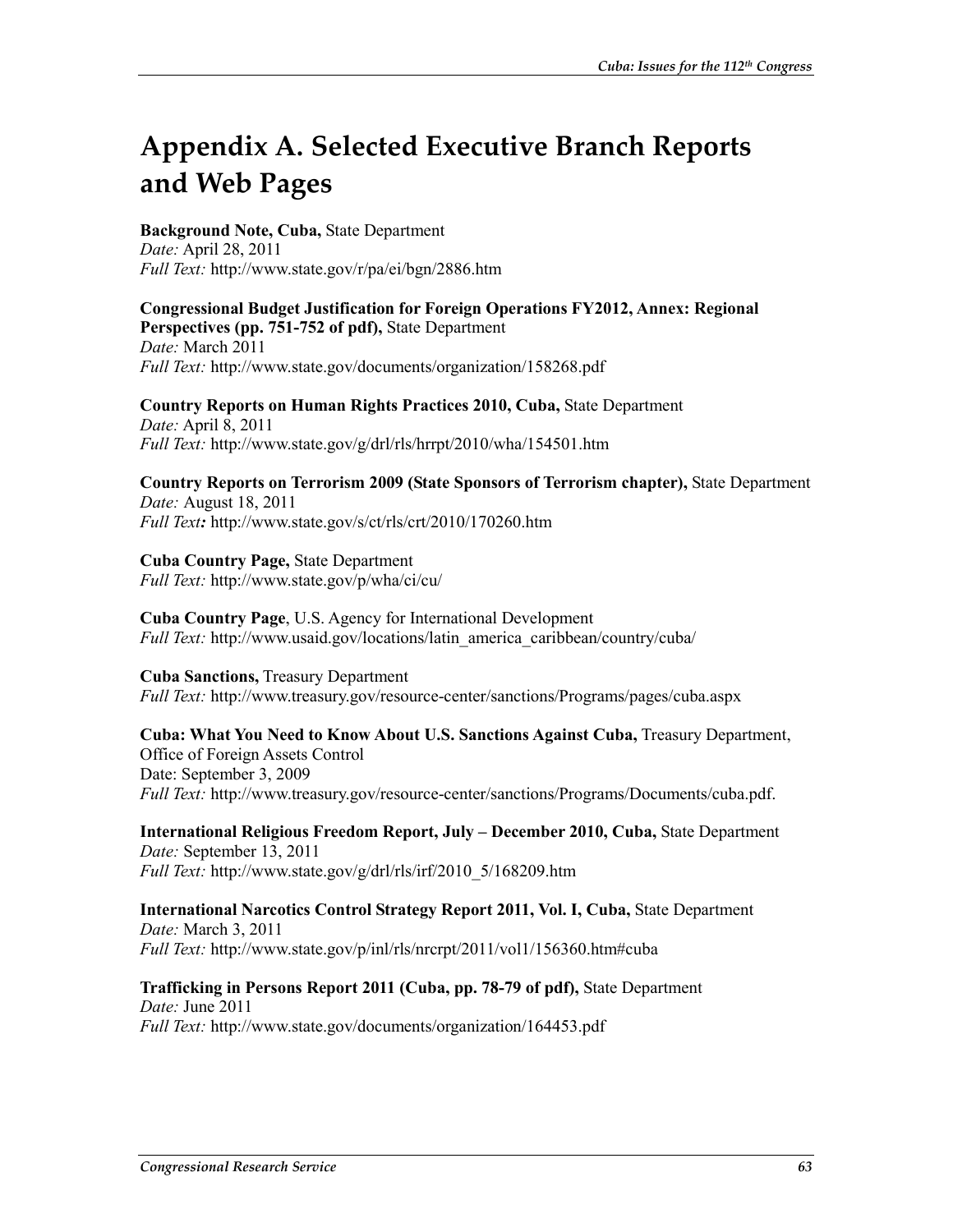# Appendix A. Selected Executive Branch Reports and Web Pages

**Background Note, Cuba,** State Department
*Date:* April 28, 2011
*Full Text:* http://www.state.gov/r/pa/ei/bgn/2886.htm

**Congressional Budget Justification for Foreign Operations FY2012, Annex: Regional Perspectives (pp. 751-752 of pdf),** State Department
*Date:* March 2011
*Full Text:* http://www.state.gov/documents/organization/158268.pdf

**Country Reports on Human Rights Practices 2010, Cuba,** State Department
*Date:* April 8, 2011
*Full Text:* http://www.state.gov/g/drl/rls/hrrpt/2010/wha/154501.htm

**Country Reports on Terrorism 2009 (State Sponsors of Terrorism chapter),** State Department
*Date:* August 18, 2011
*Full Text:* http://www.state.gov/s/ct/rls/crt/2010/170260.htm

**Cuba Country Page,** State Department
*Full Text:* http://www.state.gov/p/wha/ci/cu/

**Cuba Country Page**, U.S. Agency for International Development
*Full Text:* http://www.usaid.gov/locations/latin_america_caribbean/country/cuba/

**Cuba Sanctions,** Treasury Department
*Full Text:* http://www.treasury.gov/resource-center/sanctions/Programs/pages/cuba.aspx

**Cuba: What You Need to Know About U.S. Sanctions Against Cuba,** Treasury Department, Office of Foreign Assets Control
Date: September 3, 2009
*Full Text:* http://www.treasury.gov/resource-center/sanctions/Programs/Documents/cuba.pdf.

**International Religious Freedom Report, July – December 2010, Cuba,** State Department
*Date:* September 13, 2011
*Full Text:* http://www.state.gov/g/drl/rls/irf/2010_5/168209.htm

**International Narcotics Control Strategy Report 2011, Vol. I, Cuba,** State Department
*Date:* March 3, 2011
*Full Text:* http://www.state.gov/p/inl/rls/nrcrpt/2011/vol1/156360.htm#cuba

**Trafficking in Persons Report 2011 (Cuba, pp. 78-79 of pdf),** State Department
*Date:* June 2011
*Full Text:* http://www.state.gov/documents/organization/164453.pdf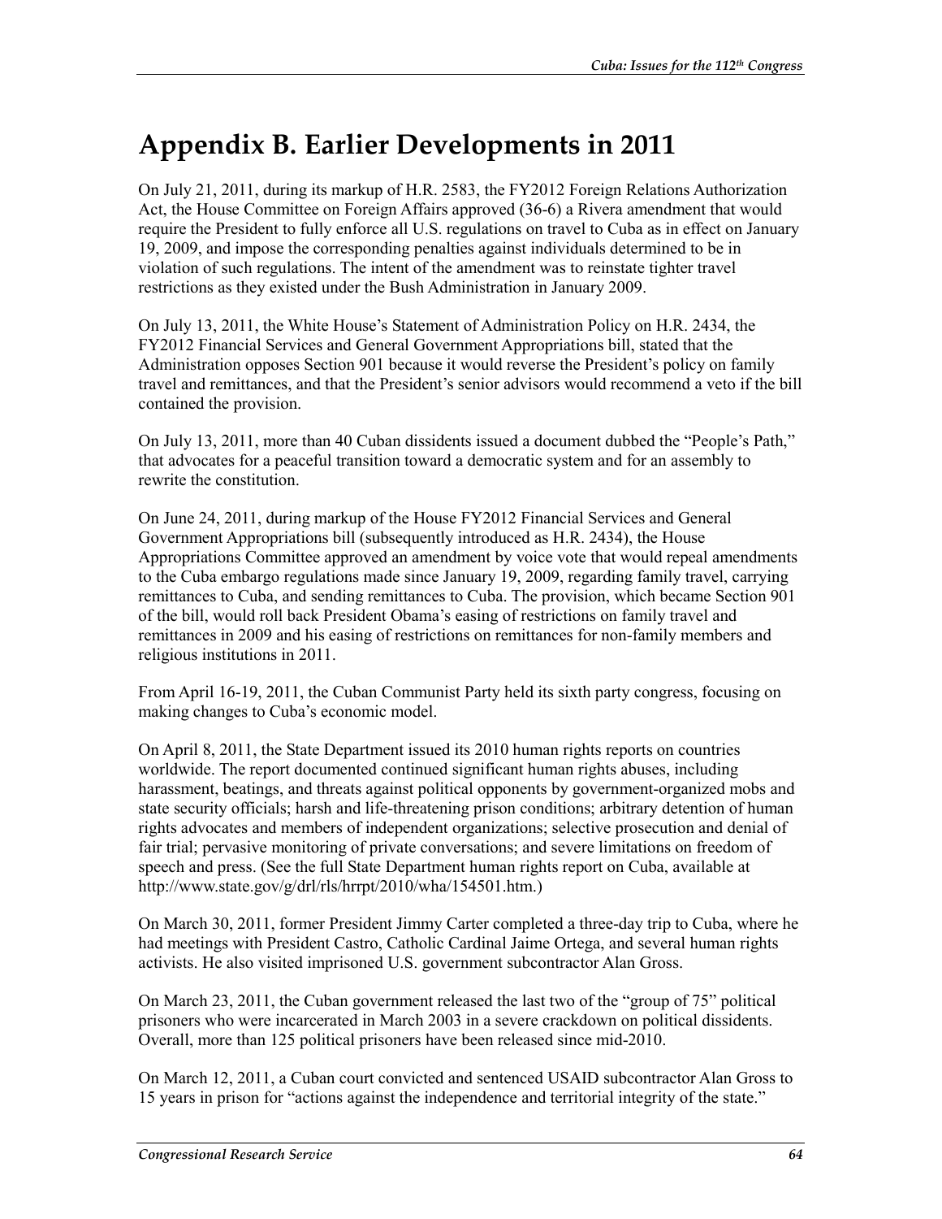# Appendix B. Earlier Developments in 2011

On July 21, 2011, during its markup of H.R. 2583, the FY2012 Foreign Relations Authorization Act, the House Committee on Foreign Affairs approved (36-6) a Rivera amendment that would require the President to fully enforce all U.S. regulations on travel to Cuba as in effect on January 19, 2009, and impose the corresponding penalties against individuals determined to be in violation of such regulations. The intent of the amendment was to reinstate tighter travel restrictions as they existed under the Bush Administration in January 2009.

On July 13, 2011, the White House's Statement of Administration Policy on H.R. 2434, the FY2012 Financial Services and General Government Appropriations bill, stated that the Administration opposes Section 901 because it would reverse the President's policy on family travel and remittances, and that the President's senior advisors would recommend a veto if the bill contained the provision.

On July 13, 2011, more than 40 Cuban dissidents issued a document dubbed the "People's Path," that advocates for a peaceful transition toward a democratic system and for an assembly to rewrite the constitution.

On June 24, 2011, during markup of the House FY2012 Financial Services and General Government Appropriations bill (subsequently introduced as H.R. 2434), the House Appropriations Committee approved an amendment by voice vote that would repeal amendments to the Cuba embargo regulations made since January 19, 2009, regarding family travel, carrying remittances to Cuba, and sending remittances to Cuba. The provision, which became Section 901 of the bill, would roll back President Obama's easing of restrictions on family travel and remittances in 2009 and his easing of restrictions on remittances for non-family members and religious institutions in 2011.

From April 16-19, 2011, the Cuban Communist Party held its sixth party congress, focusing on making changes to Cuba's economic model.

On April 8, 2011, the State Department issued its 2010 human rights reports on countries worldwide. The report documented continued significant human rights abuses, including harassment, beatings, and threats against political opponents by government-organized mobs and state security officials; harsh and life-threatening prison conditions; arbitrary detention of human rights advocates and members of independent organizations; selective prosecution and denial of fair trial; pervasive monitoring of private conversations; and severe limitations on freedom of speech and press. (See the full State Department human rights report on Cuba, available at http://www.state.gov/g/drl/rls/hrrpt/2010/wha/154501.htm.)

On March 30, 2011, former President Jimmy Carter completed a three-day trip to Cuba, where he had meetings with President Castro, Catholic Cardinal Jaime Ortega, and several human rights activists. He also visited imprisoned U.S. government subcontractor Alan Gross.

On March 23, 2011, the Cuban government released the last two of the "group of 75" political prisoners who were incarcerated in March 2003 in a severe crackdown on political dissidents. Overall, more than 125 political prisoners have been released since mid-2010.

On March 12, 2011, a Cuban court convicted and sentenced USAID subcontractor Alan Gross to 15 years in prison for "actions against the independence and territorial integrity of the state."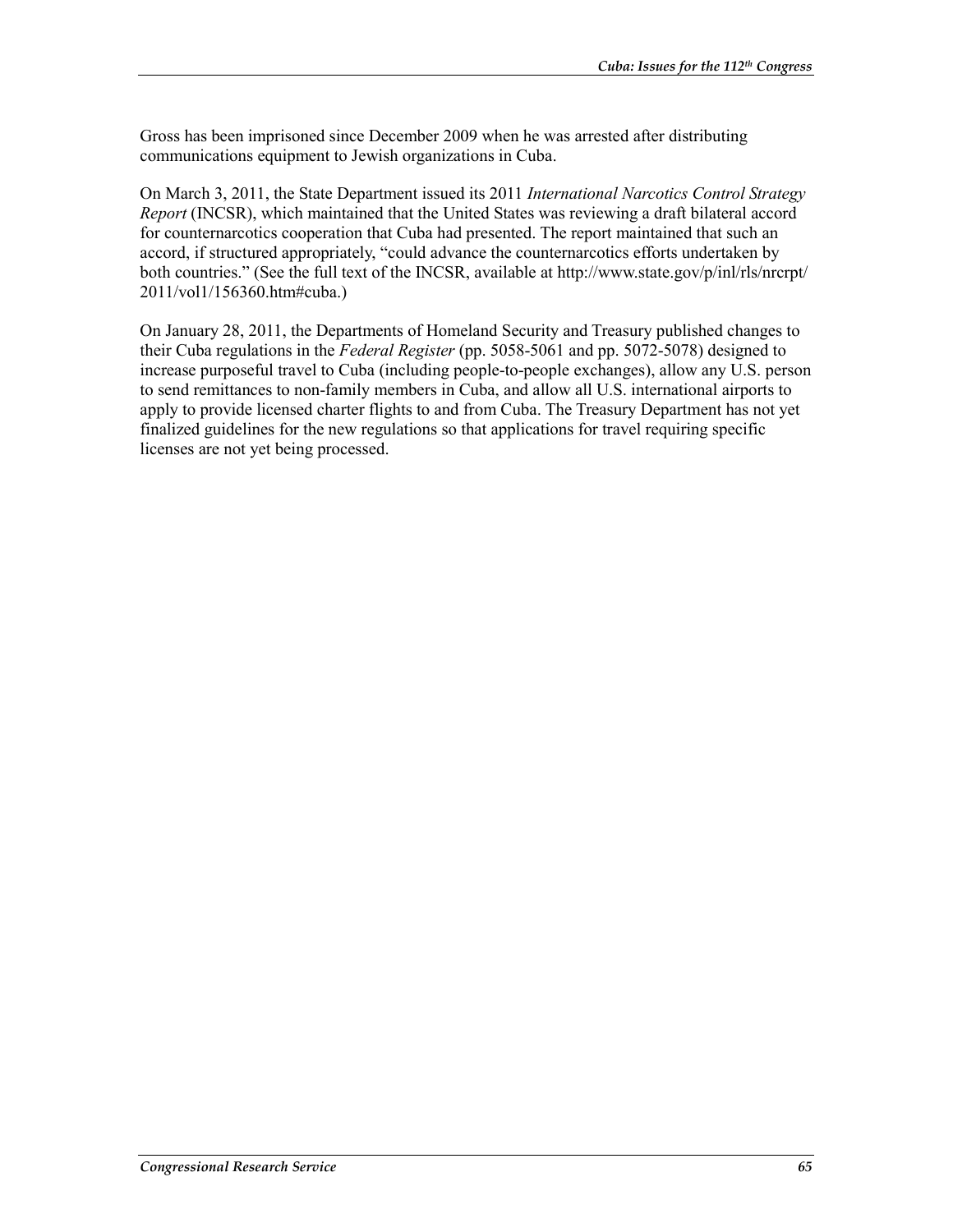Gross has been imprisoned since December 2009 when he was arrested after distributing communications equipment to Jewish organizations in Cuba.

On March 3, 2011, the State Department issued its 2011 *International Narcotics Control Strategy Report* (INCSR), which maintained that the United States was reviewing a draft bilateral accord for counternarcotics cooperation that Cuba had presented. The report maintained that such an accord, if structured appropriately, "could advance the counternarcotics efforts undertaken by both countries." (See the full text of the INCSR, available at http://www.state.gov/p/inl/rls/nrcrpt/2011/vol1/156360.htm#cuba.)

On January 28, 2011, the Departments of Homeland Security and Treasury published changes to their Cuba regulations in the *Federal Register* (pp. 5058-5061 and pp. 5072-5078) designed to increase purposeful travel to Cuba (including people-to-people exchanges), allow any U.S. person to send remittances to non-family members in Cuba, and allow all U.S. international airports to apply to provide licensed charter flights to and from Cuba. The Treasury Department has not yet finalized guidelines for the new regulations so that applications for travel requiring specific licenses are not yet being processed.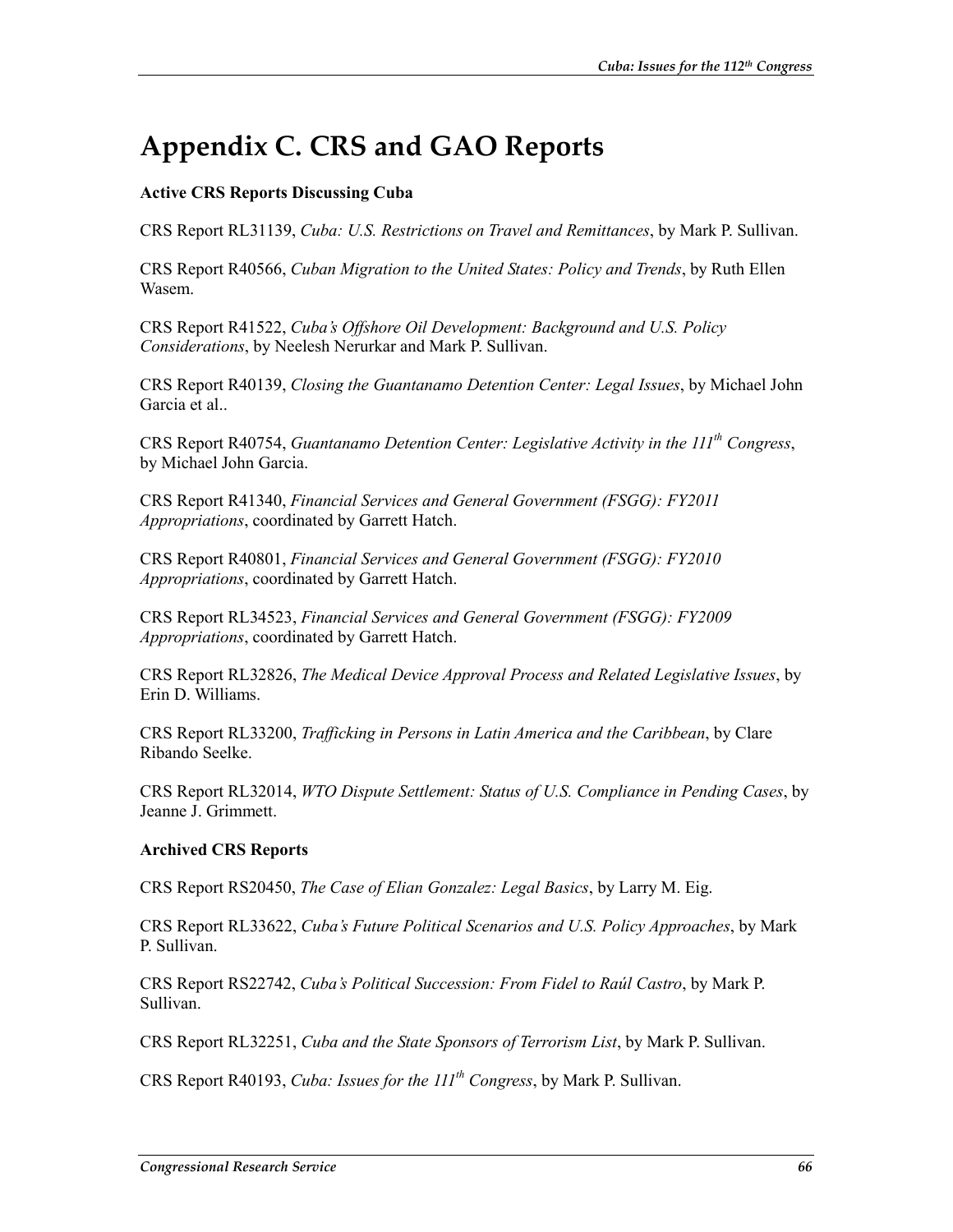# Appendix C. CRS and GAO Reports

**Active CRS Reports Discussing Cuba**

CRS Report RL31139, *Cuba: U.S. Restrictions on Travel and Remittances*, by Mark P. Sullivan.

CRS Report R40566, *Cuban Migration to the United States: Policy and Trends*, by Ruth Ellen Wasem.

CRS Report R41522, *Cuba's Offshore Oil Development: Background and U.S. Policy Considerations*, by Neelesh Nerurkar and Mark P. Sullivan.

CRS Report R40139, *Closing the Guantanamo Detention Center: Legal Issues*, by Michael John Garcia et al..

CRS Report R40754, *Guantanamo Detention Center: Legislative Activity in the 111th Congress*, by Michael John Garcia.

CRS Report R41340, *Financial Services and General Government (FSGG): FY2011 Appropriations*, coordinated by Garrett Hatch.

CRS Report R40801, *Financial Services and General Government (FSGG): FY2010 Appropriations*, coordinated by Garrett Hatch.

CRS Report RL34523, *Financial Services and General Government (FSGG): FY2009 Appropriations*, coordinated by Garrett Hatch.

CRS Report RL32826, *The Medical Device Approval Process and Related Legislative Issues*, by Erin D. Williams.

CRS Report RL33200, *Trafficking in Persons in Latin America and the Caribbean*, by Clare Ribando Seelke.

CRS Report RL32014, *WTO Dispute Settlement: Status of U.S. Compliance in Pending Cases*, by Jeanne J. Grimmett.

**Archived CRS Reports**

CRS Report RS20450, *The Case of Elian Gonzalez: Legal Basics*, by Larry M. Eig.

CRS Report RL33622, *Cuba's Future Political Scenarios and U.S. Policy Approaches*, by Mark P. Sullivan.

CRS Report RS22742, *Cuba's Political Succession: From Fidel to Raúl Castro*, by Mark P. Sullivan.

CRS Report RL32251, *Cuba and the State Sponsors of Terrorism List*, by Mark P. Sullivan.

CRS Report R40193, *Cuba: Issues for the 111th Congress*, by Mark P. Sullivan.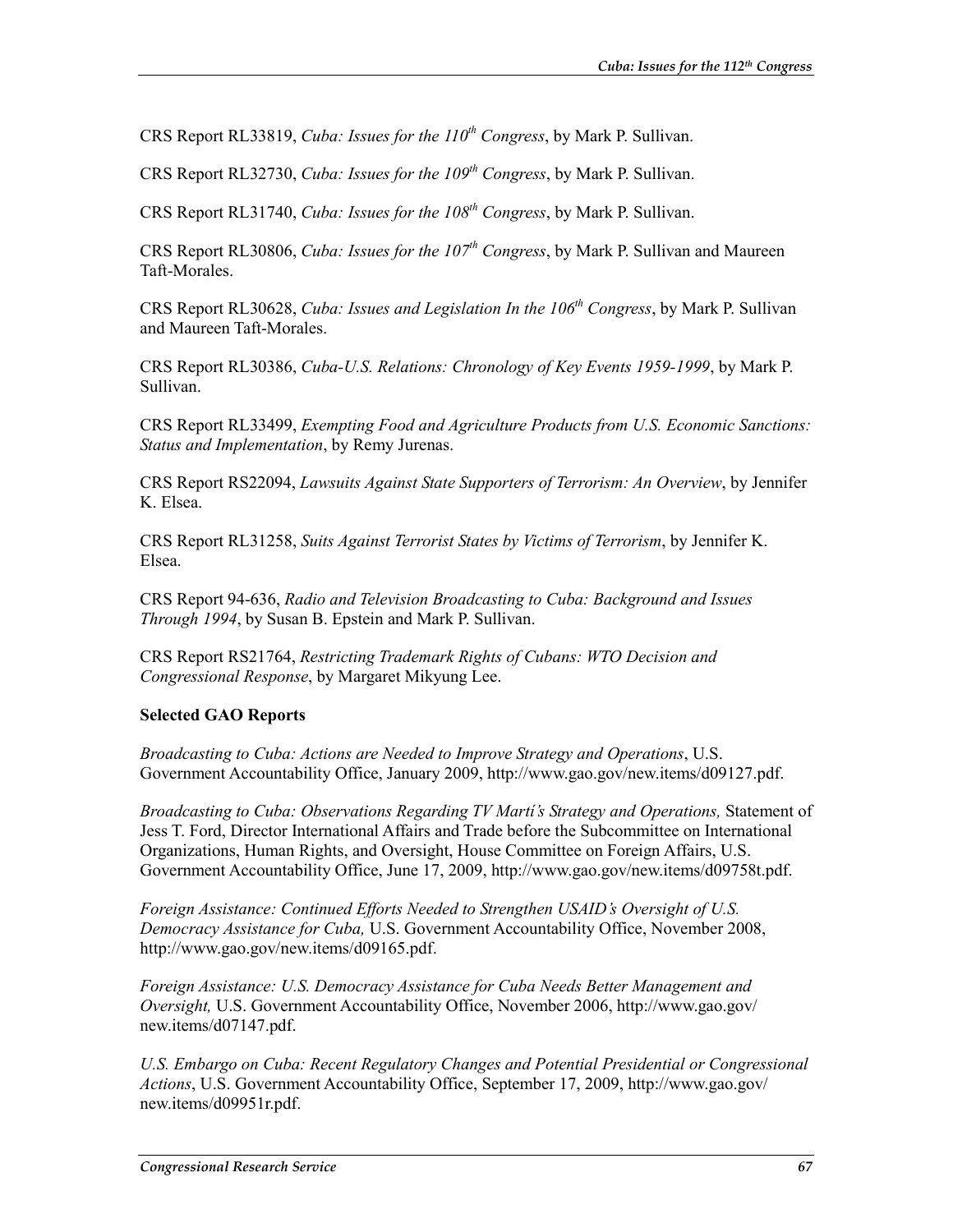CRS Report RL33819, *Cuba: Issues for the 110th Congress*, by Mark P. Sullivan.

CRS Report RL32730, *Cuba: Issues for the 109th Congress*, by Mark P. Sullivan.

CRS Report RL31740, *Cuba: Issues for the 108th Congress*, by Mark P. Sullivan.

CRS Report RL30806, *Cuba: Issues for the 107th Congress*, by Mark P. Sullivan and Maureen Taft-Morales.

CRS Report RL30628, *Cuba: Issues and Legislation In the 106th Congress*, by Mark P. Sullivan and Maureen Taft-Morales.

CRS Report RL30386, *Cuba-U.S. Relations: Chronology of Key Events 1959-1999*, by Mark P. Sullivan.

CRS Report RL33499, *Exempting Food and Agriculture Products from U.S. Economic Sanctions: Status and Implementation*, by Remy Jurenas.

CRS Report RS22094, *Lawsuits Against State Supporters of Terrorism: An Overview*, by Jennifer K. Elsea.

CRS Report RL31258, *Suits Against Terrorist States by Victims of Terrorism*, by Jennifer K. Elsea.

CRS Report 94-636, *Radio and Television Broadcasting to Cuba: Background and Issues Through 1994*, by Susan B. Epstein and Mark P. Sullivan.

CRS Report RS21764, *Restricting Trademark Rights of Cubans: WTO Decision and Congressional Response*, by Margaret Mikyung Lee.

**Selected GAO Reports**

*Broadcasting to Cuba: Actions are Needed to Improve Strategy and Operations*, U.S. Government Accountability Office, January 2009, http://www.gao.gov/new.items/d09127.pdf.

*Broadcasting to Cuba: Observations Regarding TV Martí's Strategy and Operations,* Statement of Jess T. Ford, Director International Affairs and Trade before the Subcommittee on International Organizations, Human Rights, and Oversight, House Committee on Foreign Affairs, U.S. Government Accountability Office, June 17, 2009, http://www.gao.gov/new.items/d09758t.pdf.

*Foreign Assistance: Continued Efforts Needed to Strengthen USAID's Oversight of U.S. Democracy Assistance for Cuba,* U.S. Government Accountability Office, November 2008, http://www.gao.gov/new.items/d09165.pdf.

*Foreign Assistance: U.S. Democracy Assistance for Cuba Needs Better Management and Oversight,* U.S. Government Accountability Office, November 2006, http://www.gao.gov/new.items/d07147.pdf.

*U.S. Embargo on Cuba: Recent Regulatory Changes and Potential Presidential or Congressional Actions*, U.S. Government Accountability Office, September 17, 2009, http://www.gao.gov/new.items/d09951r.pdf.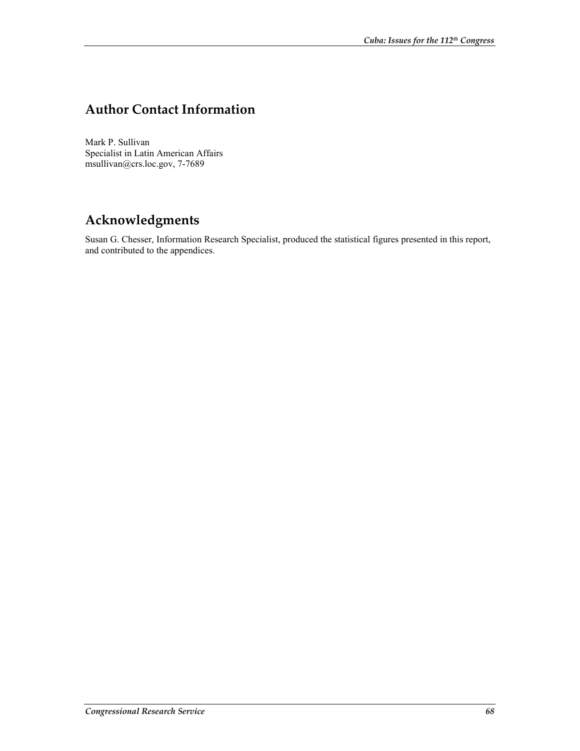## Author Contact Information

Mark P. Sullivan
Specialist in Latin American Affairs
msullivan@crs.loc.gov, 7-7689

## Acknowledgments

Susan G. Chesser, Information Research Specialist, produced the statistical figures presented in this report, and contributed to the appendices.